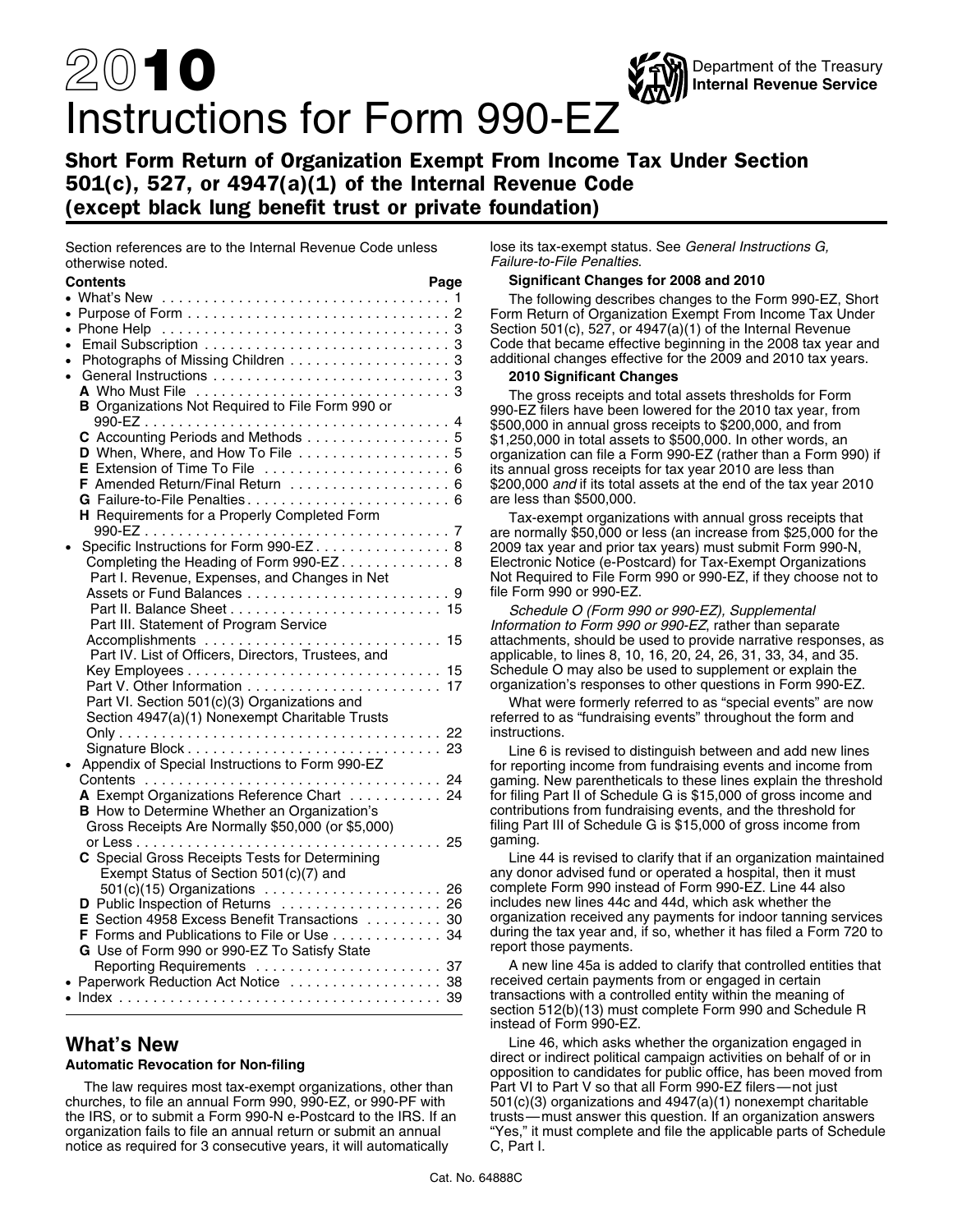# 2010 Instructions for Form 990-EZ

Department of the Treasury
**Internal Revenue Service**

## Short Form Return of Organization Exempt From Income Tax Under Section 501(c), 527, or 4947(a)(1) of the Internal Revenue Code (except black lung benefit trust or private foundation)

Section references are to the Internal Revenue Code unless otherwise noted.

**Contents** — **Page**

- What's New . . . 1
- Purpose of Form . . . 2
- Phone Help . . . 3
- Email Subscription . . . 3
- Photographs of Missing Children . . . 3
- General Instructions . . . 3
  - **A** Who Must File . . . 3
  - **B** Organizations Not Required to File Form 990 or 990-EZ . . . 4
  - **C** Accounting Periods and Methods . . . 5
  - **D** When, Where, and How To File . . . 5
  - **E** Extension of Time To File . . . 6
  - **F** Amended Return/Final Return . . . 6
  - **G** Failure-to-File Penalties . . . 6
  - **H** Requirements for a Properly Completed Form 990-EZ . . . 7
- Specific Instructions for Form 990-EZ . . . 8
  - Completing the Heading of Form 990-EZ . . . 8
  - Part I. Revenue, Expenses, and Changes in Net Assets or Fund Balances . . . 9
  - Part II. Balance Sheet . . . 15
  - Part III. Statement of Program Service Accomplishments . . . 15
  - Part IV. List of Officers, Directors, Trustees, and Key Employees . . . 15
  - Part V. Other Information . . . 17
  - Part VI. Section 501(c)(3) Organizations and Section 4947(a)(1) Nonexempt Charitable Trusts Only . . . 22
  - Signature Block . . . 23
- Appendix of Special Instructions to Form 990-EZ Contents . . . 24
  - **A** Exempt Organizations Reference Chart . . . 24
  - **B** How to Determine Whether an Organization's Gross Receipts Are Normally $50,000 (or $5,000) or Less . . . 25
  - **C** Special Gross Receipts Tests for Determining Exempt Status of Section 501(c)(7) and 501(c)(15) Organizations . . . 26
  - **D** Public Inspection of Returns . . . 26
  - **E** Section 4958 Excess Benefit Transactions . . . 30
  - **F** Forms and Publications to File or Use . . . 34
  - **G** Use of Form 990 or 990-EZ To Satisfy State Reporting Requirements . . . 37
- Paperwork Reduction Act Notice . . . 38
- Index . . . 39

## What's New

**Automatic Revocation for Non-filing**

The law requires most tax-exempt organizations, other than churches, to file an annual Form 990, 990-EZ, or 990-PF with the IRS, or to submit a Form 990-N e-Postcard to the IRS. If an organization fails to file an annual return or submit an annual notice as required for 3 consecutive years, it will automatically lose its tax-exempt status. See *General Instructions G, Failure-to-File Penalties*.

**Significant Changes for 2008 and 2010**

The following describes changes to the Form 990-EZ, Short Form Return of Organization Exempt From Income Tax Under Section 501(c), 527, or 4947(a)(1) of the Internal Revenue Code that became effective beginning in the 2008 tax year and additional changes effective for the 2009 and 2010 tax years.

**2010 Significant Changes**

The gross receipts and total assets thresholds for Form 990-EZ filers have been lowered for the 2010 tax year, from $500,000 in annual gross receipts to $200,000, and from $1,250,000 in total assets to $500,000. In other words, an organization can file a Form 990-EZ (rather than a Form 990) if its annual gross receipts for tax year 2010 are less than $200,000 *and* if its total assets at the end of the tax year 2010 are less than $500,000.

Tax-exempt organizations with annual gross receipts that are normally $50,000 or less (an increase from $25,000 for the 2009 tax year and prior tax years) must submit Form 990-N, Electronic Notice (e-Postcard) for Tax-Exempt Organizations Not Required to File Form 990 or 990-EZ, if they choose not to file Form 990 or 990-EZ.

*Schedule O (Form 990 or 990-EZ), Supplemental Information to Form 990 or 990-EZ*, rather than separate attachments, should be used to provide narrative responses, as applicable, to lines 8, 10, 16, 20, 24, 26, 31, 33, 34, and 35. Schedule O may also be used to supplement or explain the organization's responses to other questions in Form 990-EZ.

What were formerly referred to as "special events" are now referred to as "fundraising events" throughout the form and instructions.

Line 6 is revised to distinguish between and add new lines for reporting income from fundraising events and income from gaming. New parentheticals to these lines explain the threshold for filing Part II of Schedule G is $15,000 of gross income and contributions from fundraising events, and the threshold for filing Part III of Schedule G is $15,000 of gross income from gaming.

Line 44 is revised to clarify that if an organization maintained any donor advised fund or operated a hospital, then it must complete Form 990 instead of Form 990-EZ. Line 44 also includes new lines 44c and 44d, which ask whether the organization received any payments for indoor tanning services during the tax year and, if so, whether it has filed a Form 720 to report those payments.

A new line 45a is added to clarify that controlled entities that received certain payments from or engaged in certain transactions with a controlled entity within the meaning of section 512(b)(13) must complete Form 990 and Schedule R instead of Form 990-EZ.

Line 46, which asks whether the organization engaged in direct or indirect political campaign activities on behalf of or in opposition to candidates for public office, has been moved from Part VI to Part V so that all Form 990-EZ filers — not just 501(c)(3) organizations and 4947(a)(1) nonexempt charitable trusts — must answer this question. If an organization answers "Yes," it must complete and file the applicable parts of Schedule C, Part I.

Cat. No. 64888C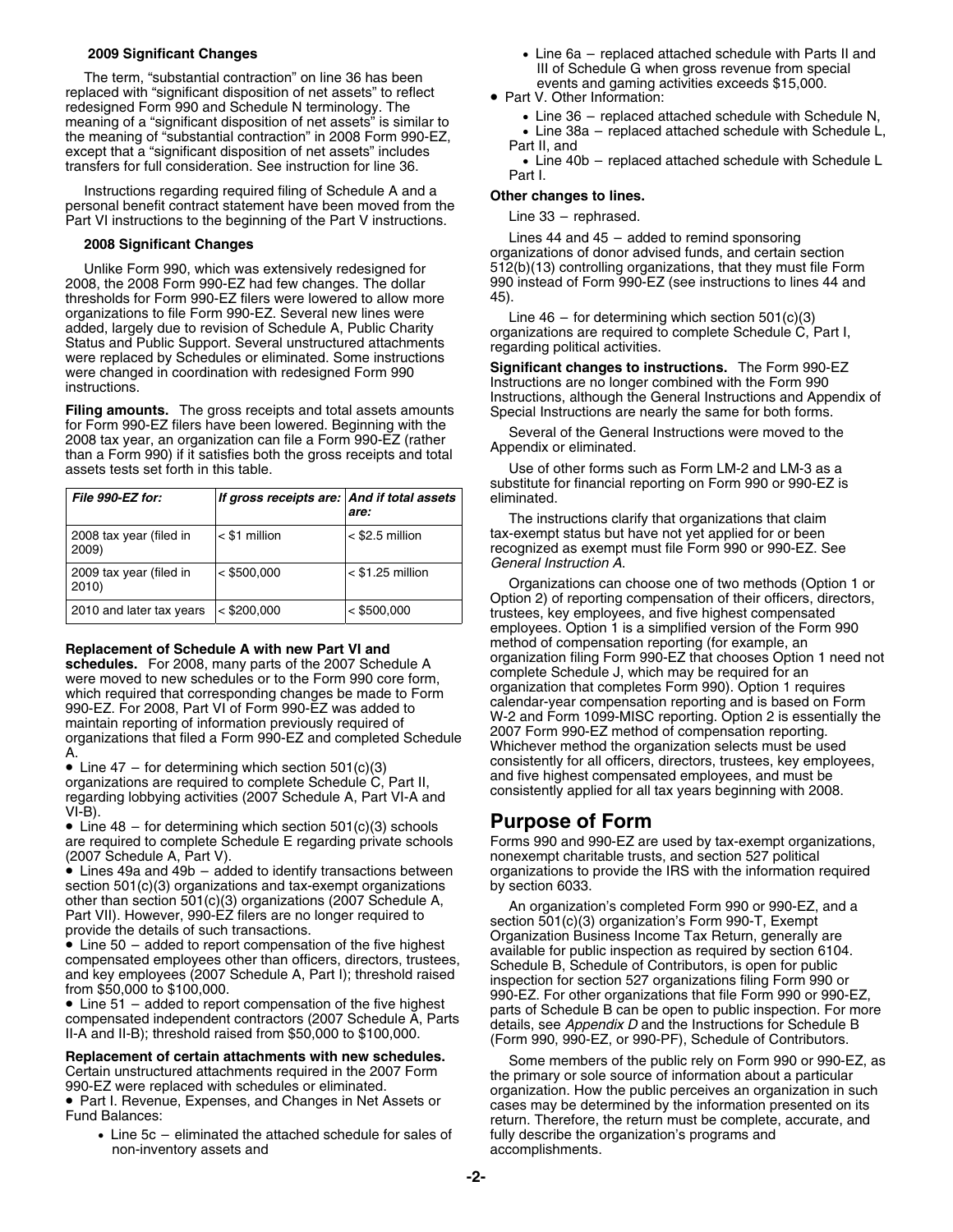**2009 Significant Changes**

The term, "substantial contraction" on line 36 has been replaced with "significant disposition of net assets" to reflect redesigned Form 990 and Schedule N terminology. The meaning of a "significant disposition of net assets" is similar to the meaning of "substantial contraction" in 2008 Form 990-EZ, except that a "significant disposition of net assets" includes transfers for full consideration. See instruction for line 36.

Instructions regarding required filing of Schedule A and a personal benefit contract statement have been moved from the Part VI instructions to the beginning of the Part V instructions.

**2008 Significant Changes**

Unlike Form 990, which was extensively redesigned for 2008, the 2008 Form 990-EZ had few changes. The dollar thresholds for Form 990-EZ filers were lowered to allow more organizations to file Form 990-EZ. Several new lines were added, largely due to revision of Schedule A, Public Charity Status and Public Support. Several unstructured attachments were replaced by Schedules or eliminated. Some instructions were changed in coordination with redesigned Form 990 instructions.

**Filing amounts.** The gross receipts and total assets amounts for Form 990-EZ filers have been lowered. Beginning with the 2008 tax year, an organization can file a Form 990-EZ (rather than a Form 990) if it satisfies both the gross receipts and total assets tests set forth in this table.

| *File 990-EZ for:* | *If gross receipts are:* | *And if total assets are:* |
|---|---|---|
| 2008 tax year (filed in 2009) | < $1 million | < $2.5 million |
| 2009 tax year (filed in 2010) | < $500,000 | < $1.25 million |
| 2010 and later tax years | < $200,000 | < $500,000 |

**Replacement of Schedule A with new Part VI and schedules.** For 2008, many parts of the 2007 Schedule A were moved to new schedules or to the Form 990 core form, which required that corresponding changes be made to Form 990-EZ. For 2008, Part VI of Form 990-EZ was added to maintain reporting of information previously required of organizations that filed a Form 990-EZ and completed Schedule A.

- Line 47 – for determining which section 501(c)(3) organizations are required to complete Schedule C, Part II, regarding lobbying activities (2007 Schedule A, Part VI-A and VI-B).
- Line 48 – for determining which section 501(c)(3) schools are required to complete Schedule E regarding private schools (2007 Schedule A, Part V).
- Lines 49a and 49b – added to identify transactions between section 501(c)(3) organizations and tax-exempt organizations other than section 501(c)(3) organizations (2007 Schedule A, Part VII). However, 990-EZ filers are no longer required to provide the details of such transactions.
- Line 50 – added to report compensation of the five highest compensated employees other than officers, directors, trustees, and key employees (2007 Schedule A, Part I); threshold raised from $50,000 to $100,000.
- Line 51 – added to report compensation of the five highest compensated independent contractors (2007 Schedule A, Parts II-A and II-B); threshold raised from $50,000 to $100,000.

**Replacement of certain attachments with new schedules.** Certain unstructured attachments required in the 2007 Form 990-EZ were replaced with schedules or eliminated.

- Part I. Revenue, Expenses, and Changes in Net Assets or Fund Balances:
  - Line 5c – eliminated the attached schedule for sales of non-inventory assets and
  - Line 6a – replaced attached schedule with Parts II and III of Schedule G when gross revenue from special events and gaming activities exceeds $15,000.
- Part V. Other Information:
  - Line 36 – replaced attached schedule with Schedule N,
  - Line 38a – replaced attached schedule with Schedule L, Part II, and
  - Line 40b – replaced attached schedule with Schedule L Part I.

**Other changes to lines.**

Line 33 – rephrased.

Lines 44 and 45 – added to remind sponsoring organizations of donor advised funds, and certain section 512(b)(13) controlling organizations, that they must file Form 990 instead of Form 990-EZ (see instructions to lines 44 and 45).

Line 46 – for determining which section 501(c)(3) organizations are required to complete Schedule C, Part I, regarding political activities.

**Significant changes to instructions.** The Form 990-EZ Instructions are no longer combined with the Form 990 Instructions, although the General Instructions and Appendix of Special Instructions are nearly the same for both forms.

Several of the General Instructions were moved to the Appendix or eliminated.

Use of other forms such as Form LM-2 and LM-3 as a substitute for financial reporting on Form 990 or 990-EZ is eliminated.

The instructions clarify that organizations that claim tax-exempt status but have not yet applied for or been recognized as exempt must file Form 990 or 990-EZ. See *General Instruction A*.

Organizations can choose one of two methods (Option 1 or Option 2) of reporting compensation of their officers, directors, trustees, key employees, and five highest compensated employees. Option 1 is a simplified version of the Form 990 method of compensation reporting (for example, an organization filing Form 990-EZ that chooses Option 1 need not complete Schedule J, which may be required for an organization that completes Form 990). Option 1 requires calendar-year compensation reporting and is based on Form W-2 and Form 1099-MISC reporting. Option 2 is essentially the 2007 Form 990-EZ method of compensation reporting. Whichever method the organization selects must be used consistently for all officers, directors, trustees, key employees, and five highest compensated employees, and must be consistently applied for all tax years beginning with 2008.

# Purpose of Form

Forms 990 and 990-EZ are used by tax-exempt organizations, nonexempt charitable trusts, and section 527 political organizations to provide the IRS with the information required by section 6033.

An organization's completed Form 990 or 990-EZ, and a section 501(c)(3) organization's Form 990-T, Exempt Organization Business Income Tax Return, generally are available for public inspection as required by section 6104. Schedule B, Schedule of Contributors, is open for public inspection for section 527 organizations filing Form 990 or 990-EZ. For other organizations that file Form 990 or 990-EZ, parts of Schedule B can be open to public inspection. For more details, see *Appendix D* and the Instructions for Schedule B (Form 990, 990-EZ, or 990-PF), Schedule of Contributors.

Some members of the public rely on Form 990 or 990-EZ, as the primary or sole source of information about a particular organization. How the public perceives an organization in such cases may be determined by the information presented on its return. Therefore, the return must be complete, accurate, and fully describe the organization's programs and accomplishments.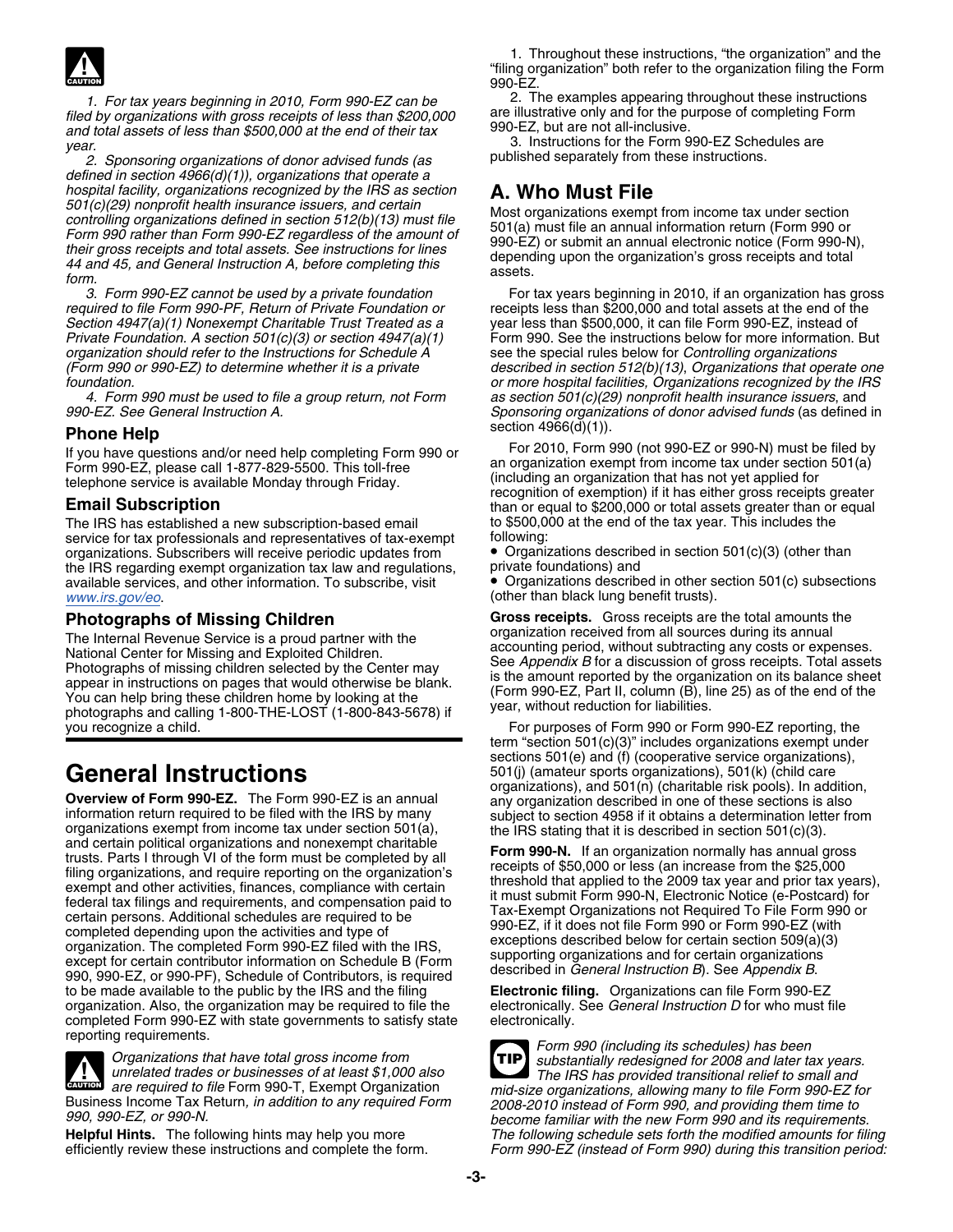**CAUTION**

*1. For tax years beginning in 2010, Form 990-EZ can be filed by organizations with gross receipts of less than $200,000 and total assets of less than $500,000 at the end of their tax year.*

*2. Sponsoring organizations of donor advised funds (as defined in section 4966(d)(1)), organizations that operate a hospital facility, organizations recognized by the IRS as section 501(c)(29) nonprofit health insurance issuers, and certain controlling organizations defined in section 512(b)(13) must file Form 990 rather than Form 990-EZ regardless of the amount of their gross receipts and total assets. See instructions for lines 44 and 45, and General Instruction A, before completing this form.*

*3. Form 990-EZ cannot be used by a private foundation required to file Form 990-PF, Return of Private Foundation or Section 4947(a)(1) Nonexempt Charitable Trust Treated as a Private Foundation. A section 501(c)(3) or section 4947(a)(1) organization should refer to the Instructions for Schedule A (Form 990 or 990-EZ) to determine whether it is a private foundation.*

*4. Form 990 must be used to file a group return, not Form 990-EZ. See General Instruction A.*

### Phone Help

If you have questions and/or need help completing Form 990 or Form 990-EZ, please call 1-877-829-5500. This toll-free telephone service is available Monday through Friday.

### Email Subscription

The IRS has established a new subscription-based email service for tax professionals and representatives of tax-exempt organizations. Subscribers will receive periodic updates from the IRS regarding exempt organization tax law and regulations, available services, and other information. To subscribe, visit *www.irs.gov/eo*.

### Photographs of Missing Children

The Internal Revenue Service is a proud partner with the National Center for Missing and Exploited Children. Photographs of missing children selected by the Center may appear in instructions on pages that would otherwise be blank. You can help bring these children home by looking at the photographs and calling 1-800-THE-LOST (1-800-843-5678) if you recognize a child.

# General Instructions

**Overview of Form 990-EZ.** The Form 990-EZ is an annual information return required to be filed with the IRS by many organizations exempt from income tax under section 501(a), and certain political organizations and nonexempt charitable trusts. Parts I through VI of the form must be completed by all filing organizations, and require reporting on the organization's exempt and other activities, finances, compliance with certain federal tax filings and requirements, and compensation paid to certain persons. Additional schedules are required to be completed depending upon the activities and type of organization. The completed Form 990-EZ filed with the IRS, except for certain contributor information on Schedule B (Form 990, 990-EZ, or 990-PF), Schedule of Contributors, is required to be made available to the public by the IRS and the filing organization. Also, the organization may be required to file the completed Form 990-EZ with state governments to satisfy state reporting requirements.

**CAUTION** *Organizations that have total gross income from unrelated trades or businesses of at least $1,000 also are required to file* Form 990-T, Exempt Organization Business Income Tax Return*, in addition to any required Form 990, 990-EZ, or 990-N.*

**Helpful Hints.** The following hints may help you more efficiently review these instructions and complete the form.

1. Throughout these instructions, "the organization" and the "filing organization" both refer to the organization filing the Form 990-EZ.
2. The examples appearing throughout these instructions are illustrative only and for the purpose of completing Form 990-EZ, but are not all-inclusive.
3. Instructions for the Form 990-EZ Schedules are published separately from these instructions.

## A. Who Must File

Most organizations exempt from income tax under section 501(a) must file an annual information return (Form 990 or 990-EZ) or submit an annual electronic notice (Form 990-N), depending upon the organization's gross receipts and total assets.

For tax years beginning in 2010, if an organization has gross receipts less than $200,000 and total assets at the end of the year less than $500,000, it can file Form 990-EZ, instead of Form 990. See the instructions below for more information. But see the special rules below for *Controlling organizations described in section 512(b)(13)*, *Organizations that operate one or more hospital facilities, Organizations recognized by the IRS as section 501(c)(29) nonprofit health insurance issuers*, and *Sponsoring organizations of donor advised funds* (as defined in section 4966(d)(1)).

For 2010, Form 990 (not 990-EZ or 990-N) must be filed by an organization exempt from income tax under section 501(a) (including an organization that has not yet applied for recognition of exemption) if it has either gross receipts greater than or equal to $200,000 or total assets greater than or equal to $500,000 at the end of the tax year. This includes the following:

- Organizations described in section 501(c)(3) (other than private foundations) and
- Organizations described in other section 501(c) subsections (other than black lung benefit trusts).

**Gross receipts.** Gross receipts are the total amounts the organization received from all sources during its annual accounting period, without subtracting any costs or expenses. See *Appendix B* for a discussion of gross receipts. Total assets is the amount reported by the organization on its balance sheet (Form 990-EZ, Part II, column (B), line 25) as of the end of the year, without reduction for liabilities.

For purposes of Form 990 or Form 990-EZ reporting, the term "section 501(c)(3)" includes organizations exempt under sections 501(e) and (f) (cooperative service organizations), 501(j) (amateur sports organizations), 501(k) (child care organizations), and 501(n) (charitable risk pools). In addition, any organization described in one of these sections is also subject to section 4958 if it obtains a determination letter from the IRS stating that it is described in section 501(c)(3).

**Form 990-N.** If an organization normally has annual gross receipts of $50,000 or less (an increase from the $25,000 threshold that applied to the 2009 tax year and prior tax years), it must submit Form 990-N, Electronic Notice (e-Postcard) for Tax-Exempt Organizations not Required To File Form 990 or 990-EZ, if it does not file Form 990 or Form 990-EZ (with exceptions described below for certain section 509(a)(3) supporting organizations and for certain organizations described in *General Instruction B*). See *Appendix B*.

**Electronic filing.** Organizations can file Form 990-EZ electronically. See *General Instruction D* for who must file electronically.

**TIP** *Form 990 (including its schedules) has been substantially redesigned for 2008 and later tax years. The IRS has provided transitional relief to small and mid-size organizations, allowing many to file Form 990-EZ for 2008-2010 instead of Form 990, and providing them time to become familiar with the new Form 990 and its requirements. The following schedule sets forth the modified amounts for filing Form 990-EZ (instead of Form 990) during this transition period:*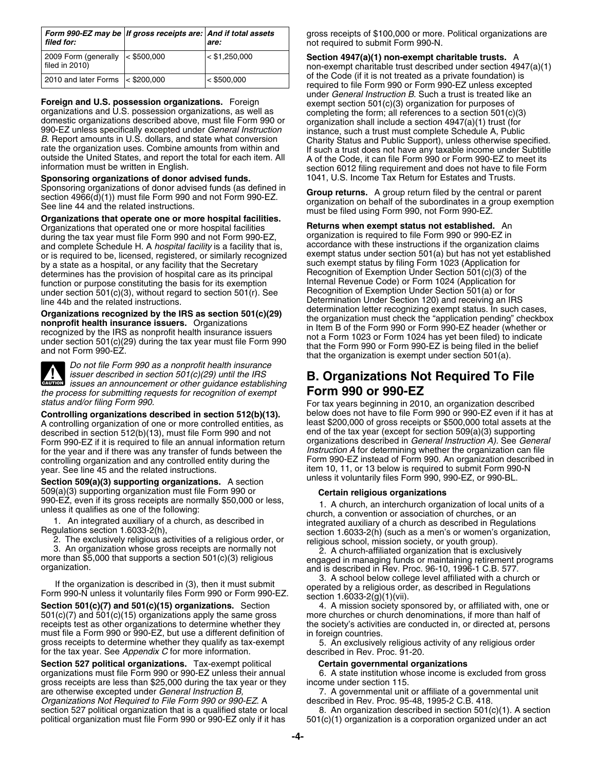| Form 990-EZ may be filed for: | If gross receipts are: | And if total assets are: |
|---|---|---|
| 2009 Form (generally filed in 2010) | < $500,000 | < $1,250,000 |
| 2010 and later Forms | < $200,000 | < $500,000 |

**Foreign and U.S. possession organizations.** Foreign organizations and U.S. possession organizations, as well as domestic organizations described above, must file Form 990 or 990-EZ unless specifically excepted under *General Instruction B*. Report amounts in U.S. dollars, and state what conversion rate the organization uses. Combine amounts from within and outside the United States, and report the total for each item. All information must be written in English.

**Sponsoring organizations of donor advised funds.** Sponsoring organizations of donor advised funds (as defined in section 4966(d)(1)) must file Form 990 and not Form 990-EZ. See line 44 and the related instructions.

**Organizations that operate one or more hospital facilities.** Organizations that operated one or more hospital facilities during the tax year must file Form 990 and not Form 990-EZ, and complete Schedule H. A *hospital facility* is a facility that is, or is required to be, licensed, registered, or similarly recognized by a state as a hospital, or any facility that the Secretary determines has the provision of hospital care as its principal function or purpose constituting the basis for its exemption under section 501(c)(3), without regard to section 501(r). See line 44b and the related instructions.

**Organizations recognized by the IRS as section 501(c)(29) nonprofit health insurance issuers.** Organizations recognized by the IRS as nonprofit health insurance issuers under section 501(c)(29) during the tax year must file Form 990 and not Form 990-EZ.

**CAUTION** *Do not file Form 990 as a nonprofit health insurance issuer described in section 501(c)(29) until the IRS issues an announcement or other guidance establishing the process for submitting requests for recognition of exempt status and/or filing Form 990.*

**Controlling organizations described in section 512(b)(13).** A controlling organization of one or more controlled entities, as described in section 512(b)(13), must file Form 990 and not Form 990-EZ if it is required to file an annual information return for the year and if there was any transfer of funds between the controlling organization and any controlled entity during the year. See line 45 and the related instructions.

**Section 509(a)(3) supporting organizations.** A section 509(a)(3) supporting organization must file Form 990 or 990-EZ, even if its gross receipts are normally $50,000 or less, unless it qualifies as one of the following:

1. An integrated auxiliary of a church, as described in Regulations section 1.6033-2(h),
2. The exclusively religious activities of a religious order, or
3. An organization whose gross receipts are normally not more than $5,000 that supports a section 501(c)(3) religious organization.

If the organization is described in (3), then it must submit Form 990-N unless it voluntarily files Form 990 or Form 990-EZ.

**Section 501(c)(7) and 501(c)(15) organizations.** Section 501(c)(7) and 501(c)(15) organizations apply the same gross receipts test as other organizations to determine whether they must file a Form 990 or 990-EZ, but use a different definition of gross receipts to determine whether they qualify as tax-exempt for the tax year. See *Appendix C* for more information.

**Section 527 political organizations.** Tax-exempt political organizations must file Form 990 or 990-EZ unless their annual gross receipts are less than $25,000 during the tax year or they are otherwise excepted under *General Instruction B, Organizations Not Required to File Form 990 or 990-EZ*. A section 527 political organization that is a qualified state or local political organization must file Form 990 or 990-EZ only if it has gross receipts of $100,000 or more. Political organizations are not required to submit Form 990-N.

**Section 4947(a)(1) non-exempt charitable trusts.** A non-exempt charitable trust described under section 4947(a)(1) of the Code (if it is not treated as a private foundation) is required to file Form 990 or Form 990-EZ unless excepted under *General Instruction B*. Such a trust is treated like an exempt section 501(c)(3) organization for purposes of completing the form; all references to a section 501(c)(3) organization shall include a section 4947(a)(1) trust (for instance, such a trust must complete Schedule A, Public Charity Status and Public Support), unless otherwise specified. If such a trust does not have any taxable income under Subtitle A of the Code, it can file Form 990 or Form 990-EZ to meet its section 6012 filing requirement and does not have to file Form 1041, U.S. Income Tax Return for Estates and Trusts.

**Group returns.** A group return filed by the central or parent organization on behalf of the subordinates in a group exemption must be filed using Form 990, not Form 990-EZ.

**Returns when exempt status not established.** An organization is required to file Form 990 or 990-EZ in accordance with these instructions if the organization claims exempt status under section 501(a) but has not yet established such exempt status by filing Form 1023 (Application for Recognition of Exemption Under Section 501(c)(3) of the Internal Revenue Code) or Form 1024 (Application for Recognition of Exemption Under Section 501(a) or for Determination Under Section 120) and receiving an IRS determination letter recognizing exempt status. In such cases, the organization must check the "application pending" checkbox in Item B of the Form 990 or Form 990-EZ header (whether or not a Form 1023 or Form 1024 has yet been filed) to indicate that the Form 990 or Form 990-EZ is being filed in the belief that the organization is exempt under section 501(a).

## B. Organizations Not Required To File Form 990 or 990-EZ

For tax years beginning in 2010, an organization described below does not have to file Form 990 or 990-EZ even if it has at least $200,000 of gross receipts or $500,000 total assets at the end of the tax year (except for section 509(a)(3) supporting organizations described in *General Instruction A).* See *General Instruction A* for determining whether the organization can file Form 990-EZ instead of Form 990. An organization described in item 10, 11, or 13 below is required to submit Form 990-N unless it voluntarily files Form 990, 990-EZ, or 990-BL.

**Certain religious organizations**

1. A church, an interchurch organization of local units of a church, a convention or association of churches, or an integrated auxiliary of a church as described in Regulations section 1.6033-2(h) (such as a men's or women's organization, religious school, mission society, or youth group).
2. A church-affiliated organization that is exclusively engaged in managing funds or maintaining retirement programs and is described in Rev. Proc. 96-10, 1996-1 C.B. 577.
3. A school below college level affiliated with a church or operated by a religious order, as described in Regulations section 1.6033-2(g)(1)(vii).
4. A mission society sponsored by, or affiliated with, one or more churches or church denominations, if more than half of the society's activities are conducted in, or directed at, persons in foreign countries.
5. An exclusively religious activity of any religious order described in Rev. Proc. 91-20.

**Certain governmental organizations**

6. A state institution whose income is excluded from gross income under section 115.
7. A governmental unit or affiliate of a governmental unit described in Rev. Proc. 95-48, 1995-2 C.B. 418.
8. An organization described in section 501(c)(1). A section 501(c)(1) organization is a corporation organized under an act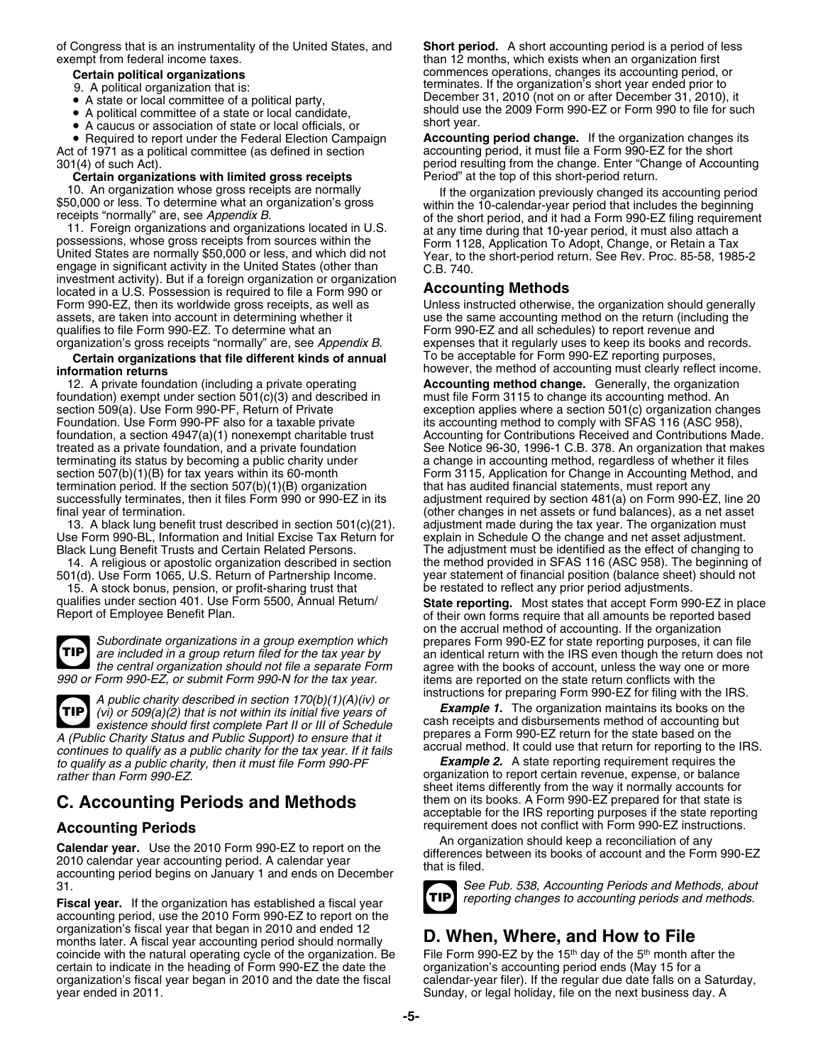of Congress that is an instrumentality of the United States, and exempt from federal income taxes.

**Certain political organizations**

9. A political organization that is:

- A state or local committee of a political party,
- A political committee of a state or local candidate,
- A caucus or association of state or local officials, or
- Required to report under the Federal Election Campaign Act of 1971 as a political committee (as defined in section 301(4) of such Act).

**Certain organizations with limited gross receipts**

10. An organization whose gross receipts are normally $50,000 or less. To determine what an organization's gross receipts "normally" are, see *Appendix B*.

11. Foreign organizations and organizations located in U.S. possessions, whose gross receipts from sources within the United States are normally $50,000 or less, and which did not engage in significant activity in the United States (other than investment activity). But if a foreign organization or organization located in a U.S. Possession is required to file a Form 990 or Form 990-EZ, then its worldwide gross receipts, as well as assets, are taken into account in determining whether it qualifies to file Form 990-EZ. To determine what an organization's gross receipts "normally" are, see *Appendix B*.

**Certain organizations that file different kinds of annual information returns**

12. A private foundation (including a private operating foundation) exempt under section 501(c)(3) and described in section 509(a). Use Form 990-PF, Return of Private Foundation. Use Form 990-PF also for a taxable private foundation, a section 4947(a)(1) nonexempt charitable trust treated as a private foundation, and a private foundation terminating its status by becoming a public charity under section 507(b)(1)(B) for tax years within its 60-month termination period. If the section 507(b)(1)(B) organization successfully terminates, then it files Form 990 or 990-EZ in its final year of termination.

13. A black lung benefit trust described in section 501(c)(21). Use Form 990-BL, Information and Initial Excise Tax Return for Black Lung Benefit Trusts and Certain Related Persons.

14. A religious or apostolic organization described in section 501(d). Use Form 1065, U.S. Return of Partnership Income.

15. A stock bonus, pension, or profit-sharing trust that qualifies under section 401. Use Form 5500, Annual Return/Report of Employee Benefit Plan.

**TIP** *Subordinate organizations in a group exemption which are included in a group return filed for the tax year by the central organization should not file a separate Form 990 or Form 990-EZ, or submit Form 990-N for the tax year.*

**TIP** *A public charity described in section 170(b)(1)(A)(iv) or (vi) or 509(a)(2) that is not within its initial five years of existence should first complete Part II or III of Schedule A (Public Charity Status and Public Support) to ensure that it continues to qualify as a public charity for the tax year. If it fails to qualify as a public charity, then it must file Form 990-PF rather than Form 990-EZ.*

## C. Accounting Periods and Methods

### Accounting Periods

**Calendar year.** Use the 2010 Form 990-EZ to report on the 2010 calendar year accounting period. A calendar year accounting period begins on January 1 and ends on December 31.

**Fiscal year.** If the organization has established a fiscal year accounting period, use the 2010 Form 990-EZ to report on the organization's fiscal year that began in 2010 and ended 12 months later. A fiscal year accounting period should normally coincide with the natural operating cycle of the organization. Be certain to indicate in the heading of Form 990-EZ the date the organization's fiscal year began in 2010 and the date the fiscal year ended in 2011.

**Short period.** A short accounting period is a period of less than 12 months, which exists when an organization first commences operations, changes its accounting period, or terminates. If the organization's short year ended prior to December 31, 2010 (not on or after December 31, 2010), it should use the 2009 Form 990-EZ or Form 990 to file for such short year.

**Accounting period change.** If the organization changes its accounting period, it must file a Form 990-EZ for the short period resulting from the change. Enter "Change of Accounting Period" at the top of this short-period return.

If the organization previously changed its accounting period within the 10-calendar-year period that includes the beginning of the short period, and it had a Form 990-EZ filing requirement at any time during that 10-year period, it must also attach a Form 1128, Application To Adopt, Change, or Retain a Tax Year, to the short-period return. See Rev. Proc. 85-58, 1985-2 C.B. 740.

### Accounting Methods

Unless instructed otherwise, the organization should generally use the same accounting method on the return (including the Form 990-EZ and all schedules) to report revenue and expenses that it regularly uses to keep its books and records. To be acceptable for Form 990-EZ reporting purposes, however, the method of accounting must clearly reflect income.

**Accounting method change.** Generally, the organization must file Form 3115 to change its accounting method. An exception applies where a section 501(c) organization changes its accounting method to comply with SFAS 116 (ASC 958), Accounting for Contributions Received and Contributions Made. See Notice 96-30, 1996-1 C.B. 378. An organization that makes a change in accounting method, regardless of whether it files Form 3115, Application for Change in Accounting Method, and that has audited financial statements, must report any adjustment required by section 481(a) on Form 990-EZ, line 20 (other changes in net assets or fund balances), as a net asset adjustment made during the tax year. The organization must explain in Schedule O the change and net asset adjustment. The adjustment must be identified as the effect of changing to the method provided in SFAS 116 (ASC 958). The beginning of year statement of financial position (balance sheet) should not be restated to reflect any prior period adjustments.

**State reporting.** Most states that accept Form 990-EZ in place of their own forms require that all amounts be reported based on the accrual method of accounting. If the organization prepares Form 990-EZ for state reporting purposes, it can file an identical return with the IRS even though the return does not agree with the books of account, unless the way one or more items are reported on the state return conflicts with the instructions for preparing Form 990-EZ for filing with the IRS.

***Example 1.*** The organization maintains its books on the cash receipts and disbursements method of accounting but prepares a Form 990-EZ return for the state based on the accrual method. It could use that return for reporting to the IRS.

***Example 2.*** A state reporting requirement requires the organization to report certain revenue, expense, or balance sheet items differently from the way it normally accounts for them on its books. A Form 990-EZ prepared for that state is acceptable for the IRS reporting purposes if the state reporting requirement does not conflict with Form 990-EZ instructions.

An organization should keep a reconciliation of any differences between its books of account and the Form 990-EZ that is filed.

**TIP** *See Pub. 538, Accounting Periods and Methods, about reporting changes to accounting periods and methods.*

## D. When, Where, and How to File

File Form 990-EZ by the 15th day of the 5th month after the organization's accounting period ends (May 15 for a calendar-year filer). If the regular due date falls on a Saturday, Sunday, or legal holiday, file on the next business day. A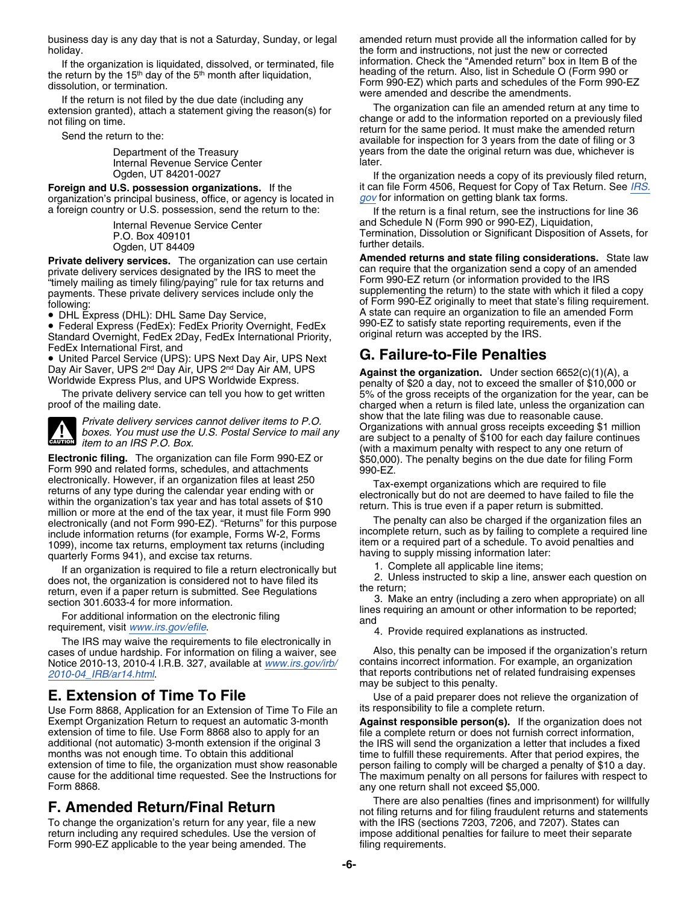business day is any day that is not a Saturday, Sunday, or legal holiday.

If the organization is liquidated, dissolved, or terminated, file the return by the 15th day of the 5th month after liquidation, dissolution, or termination.

If the return is not filed by the due date (including any extension granted), attach a statement giving the reason(s) for not filing on time.

Send the return to the:

Department of the Treasury
Internal Revenue Service Center
Ogden, UT 84201-0027

**Foreign and U.S. possession organizations.** If the organization's principal business, office, or agency is located in a foreign country or U.S. possession, send the return to the:

Internal Revenue Service Center
P.O. Box 409101
Ogden, UT 84409

**Private delivery services.** The organization can use certain private delivery services designated by the IRS to meet the "timely mailing as timely filing/paying" rule for tax returns and payments. These private delivery services include only the following:

- DHL Express (DHL): DHL Same Day Service,
- Federal Express (FedEx): FedEx Priority Overnight, FedEx Standard Overnight, FedEx 2Day, FedEx International Priority, FedEx International First, and
- United Parcel Service (UPS): UPS Next Day Air, UPS Next Day Air Saver, UPS 2nd Day Air, UPS 2nd Day Air AM, UPS Worldwide Express Plus, and UPS Worldwide Express.

The private delivery service can tell you how to get written proof of the mailing date.

**CAUTION** *Private delivery services cannot deliver items to P.O. boxes. You must use the U.S. Postal Service to mail any item to an IRS P.O. Box.*

**Electronic filing.** The organization can file Form 990-EZ or Form 990 and related forms, schedules, and attachments electronically. However, if an organization files at least 250 returns of any type during the calendar year ending with or within the organization's tax year and has total assets of $10 million or more at the end of the tax year, it must file Form 990 electronically (and not Form 990-EZ). "Returns" for this purpose include information returns (for example, Forms W-2, Forms 1099), income tax returns, employment tax returns (including quarterly Forms 941), and excise tax returns.

If an organization is required to file a return electronically but does not, the organization is considered not to have filed its return, even if a paper return is submitted. See Regulations section 301.6033-4 for more information.

For additional information on the electronic filing requirement, visit www.irs.gov/efile.

The IRS may waive the requirements to file electronically in cases of undue hardship. For information on filing a waiver, see Notice 2010-13, 2010-4 I.R.B. 327, available at www.irs.gov/irb/2010-04_IRB/ar14.html.

## E. Extension of Time To File

Use Form 8868, Application for an Extension of Time To File an Exempt Organization Return to request an automatic 3-month extension of time to file. Use Form 8868 also to apply for an additional (not automatic) 3-month extension if the original 3 months was not enough time. To obtain this additional extension of time to file, the organization must show reasonable cause for the additional time requested. See the Instructions for Form 8868.

## F. Amended Return/Final Return

To change the organization's return for any year, file a new return including any required schedules. Use the version of Form 990-EZ applicable to the year being amended. The amended return must provide all the information called for by the form and instructions, not just the new or corrected information. Check the "Amended return" box in Item B of the heading of the return. Also, list in Schedule O (Form 990 or Form 990-EZ) which parts and schedules of the Form 990-EZ were amended and describe the amendments.

The organization can file an amended return at any time to change or add to the information reported on a previously filed return for the same period. It must make the amended return available for inspection for 3 years from the date of filing or 3 years from the date the original return was due, whichever is later.

If the organization needs a copy of its previously filed return, it can file Form 4506, Request for Copy of Tax Return. See IRS.gov for information on getting blank tax forms.

If the return is a final return, see the instructions for line 36 and Schedule N (Form 990 or 990-EZ), Liquidation, Termination, Dissolution or Significant Disposition of Assets, for further details.

**Amended returns and state filing considerations.** State law can require that the organization send a copy of an amended Form 990-EZ return (or information provided to the IRS supplementing the return) to the state with which it filed a copy of Form 990-EZ originally to meet that state's filing requirement. A state can require an organization to file an amended Form 990-EZ to satisfy state reporting requirements, even if the original return was accepted by the IRS.

## G. Failure-to-File Penalties

**Against the organization.** Under section 6652(c)(1)(A), a penalty of $20 a day, not to exceed the smaller of $10,000 or 5% of the gross receipts of the organization for the year, can be charged when a return is filed late, unless the organization can show that the late filing was due to reasonable cause. Organizations with annual gross receipts exceeding $1 million are subject to a penalty of $100 for each day failure continues (with a maximum penalty with respect to any one return of $50,000). The penalty begins on the due date for filing Form 990-EZ.

Tax-exempt organizations which are required to file electronically but do not are deemed to have failed to file the return. This is true even if a paper return is submitted.

The penalty can also be charged if the organization files an incomplete return, such as by failing to complete a required line item or a required part of a schedule. To avoid penalties and having to supply missing information later:

1. Complete all applicable line items;
2. Unless instructed to skip a line, answer each question on the return;
3. Make an entry (including a zero when appropriate) on all lines requiring an amount or other information to be reported; and
4. Provide required explanations as instructed.

Also, this penalty can be imposed if the organization's return contains incorrect information. For example, an organization that reports contributions net of related fundraising expenses may be subject to this penalty.

Use of a paid preparer does not relieve the organization of its responsibility to file a complete return.

**Against responsible person(s).** If the organization does not file a complete return or does not furnish correct information, the IRS will send the organization a letter that includes a fixed time to fulfill these requirements. After that period expires, the person failing to comply will be charged a penalty of $10 a day. The maximum penalty on all persons for failures with respect to any one return shall not exceed $5,000.

There are also penalties (fines and imprisonment) for willfully not filing returns and for filing fraudulent returns and statements with the IRS (sections 7203, 7206, and 7207). States can impose additional penalties for failure to meet their separate filing requirements.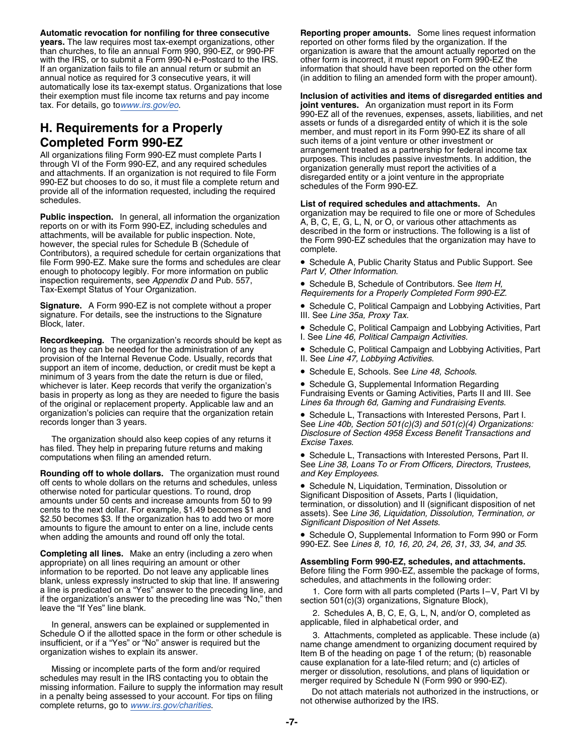**Automatic revocation for nonfiling for three consecutive years.** The law requires most tax-exempt organizations, other than churches, to file an annual Form 990, 990-EZ, or 990-PF with the IRS, or to submit a Form 990-N e-Postcard to the IRS. If an organization fails to file an annual return or submit an annual notice as required for 3 consecutive years, it will automatically lose its tax-exempt status. Organizations that lose their exemption must file income tax returns and pay income tax. For details, go to *www.irs.gov/eo*.

## H. Requirements for a Properly Completed Form 990-EZ

All organizations filing Form 990-EZ must complete Parts I through VI of the Form 990-EZ, and any required schedules and attachments. If an organization is not required to file Form 990-EZ but chooses to do so, it must file a complete return and provide all of the information requested, including the required schedules.

**Public inspection.** In general, all information the organization reports on or with its Form 990-EZ, including schedules and attachments, will be available for public inspection. Note, however, the special rules for Schedule B (Schedule of Contributors), a required schedule for certain organizations that file Form 990-EZ. Make sure the forms and schedules are clear enough to photocopy legibly. For more information on public inspection requirements, see *Appendix D* and Pub. 557, Tax-Exempt Status of Your Organization.

**Signature.** A Form 990-EZ is not complete without a proper signature. For details, see the instructions to the Signature Block, later.

**Recordkeeping.** The organization's records should be kept as long as they can be needed for the administration of any provision of the Internal Revenue Code. Usually, records that support an item of income, deduction, or credit must be kept a minimum of 3 years from the date the return is due or filed, whichever is later. Keep records that verify the organization's basis in property as long as they are needed to figure the basis of the original or replacement property. Applicable law and an organization's policies can require that the organization retain records longer than 3 years.

The organization should also keep copies of any returns it has filed. They help in preparing future returns and making computations when filing an amended return.

**Rounding off to whole dollars.** The organization must round off cents to whole dollars on the returns and schedules, unless otherwise noted for particular questions. To round, drop amounts under 50 cents and increase amounts from 50 to 99 cents to the next dollar. For example, $1.49 becomes $1 and $2.50 becomes $3. If the organization has to add two or more amounts to figure the amount to enter on a line, include cents when adding the amounts and round off only the total.

**Completing all lines.** Make an entry (including a zero when appropriate) on all lines requiring an amount or other information to be reported. Do not leave any applicable lines blank, unless expressly instructed to skip that line. If answering a line is predicated on a "Yes" answer to the preceding line, and if the organization's answer to the preceding line was "No," then leave the "If Yes" line blank.

In general, answers can be explained or supplemented in Schedule O if the allotted space in the form or other schedule is insufficient, or if a "Yes" or "No" answer is required but the organization wishes to explain its answer.

Missing or incomplete parts of the form and/or required schedules may result in the IRS contacting you to obtain the missing information. Failure to supply the information may result in a penalty being assessed to your account. For tips on filing complete returns, go to *www.irs.gov/charities*.

**Reporting proper amounts.** Some lines request information reported on other forms filed by the organization. If the organization is aware that the amount actually reported on the other form is incorrect, it must report on Form 990-EZ the information that should have been reported on the other form (in addition to filing an amended form with the proper amount).

**Inclusion of activities and items of disregarded entities and joint ventures.** An organization must report in its Form 990-EZ all of the revenues, expenses, assets, liabilities, and net assets or funds of a disregarded entity of which it is the sole member, and must report in its Form 990-EZ its share of all such items of a joint venture or other investment or arrangement treated as a partnership for federal income tax purposes. This includes passive investments. In addition, the organization generally must report the activities of a disregarded entity or a joint venture in the appropriate schedules of the Form 990-EZ.

**List of required schedules and attachments.** An organization may be required to file one or more of Schedules A, B, C, E, G, L, N, or O, or various other attachments as described in the form or instructions. The following is a list of the Form 990-EZ schedules that the organization may have to complete.

- Schedule A, Public Charity Status and Public Support. See *Part V, Other Information*.
- Schedule B, Schedule of Contributors. See *Item H, Requirements for a Properly Completed Form 990-EZ*.
- Schedule C, Political Campaign and Lobbying Activities, Part III. See *Line 35a, Proxy Tax*.
- Schedule C, Political Campaign and Lobbying Activities, Part I. See *Line 46, Political Campaign Activities*.
- Schedule C, Political Campaign and Lobbying Activities, Part II. See *Line 47, Lobbying Activities*.
- Schedule E, Schools. See *Line 48, Schools*.
- Schedule G, Supplemental Information Regarding Fundraising Events or Gaming Activities, Parts II and III. See *Lines 6a through 6d, Gaming and Fundraising Events*.
- Schedule L, Transactions with Interested Persons, Part I. See *Line 40b, Section 501(c)(3) and 501(c)(4) Organizations: Disclosure of Section 4958 Excess Benefit Transactions and Excise Taxes*.
- Schedule L, Transactions with Interested Persons, Part II. See *Line 38, Loans To or From Officers, Directors, Trustees, and Key Employees*.
- Schedule N, Liquidation, Termination, Dissolution or Significant Disposition of Assets, Parts I (liquidation, termination, or dissolution) and II (significant disposition of net assets). See *Line 36, Liquidation, Dissolution, Termination, or Significant Disposition of Net Assets*.
- Schedule O, Supplemental Information to Form 990 or Form 990-EZ. See *Lines 8, 10, 16, 20, 24, 26, 31, 33, 34, and 35*.

**Assembling Form 990-EZ, schedules, and attachments.** Before filing the Form 990-EZ, assemble the package of forms, schedules, and attachments in the following order:

1. Core form with all parts completed (Parts I–V, Part VI by section 501(c)(3) organizations, Signature Block),
2. Schedules A, B, C, E, G, L, N, and/or O, completed as applicable, filed in alphabetical order, and
3. Attachments, completed as applicable. These include (a) name change amendment to organizing document required by Item B of the heading on page 1 of the return; (b) reasonable cause explanation for a late-filed return; and (c) articles of merger or dissolution, resolutions, and plans of liquidation or merger required by Schedule N (Form 990 or 990-EZ).

Do not attach materials not authorized in the instructions, or not otherwise authorized by the IRS.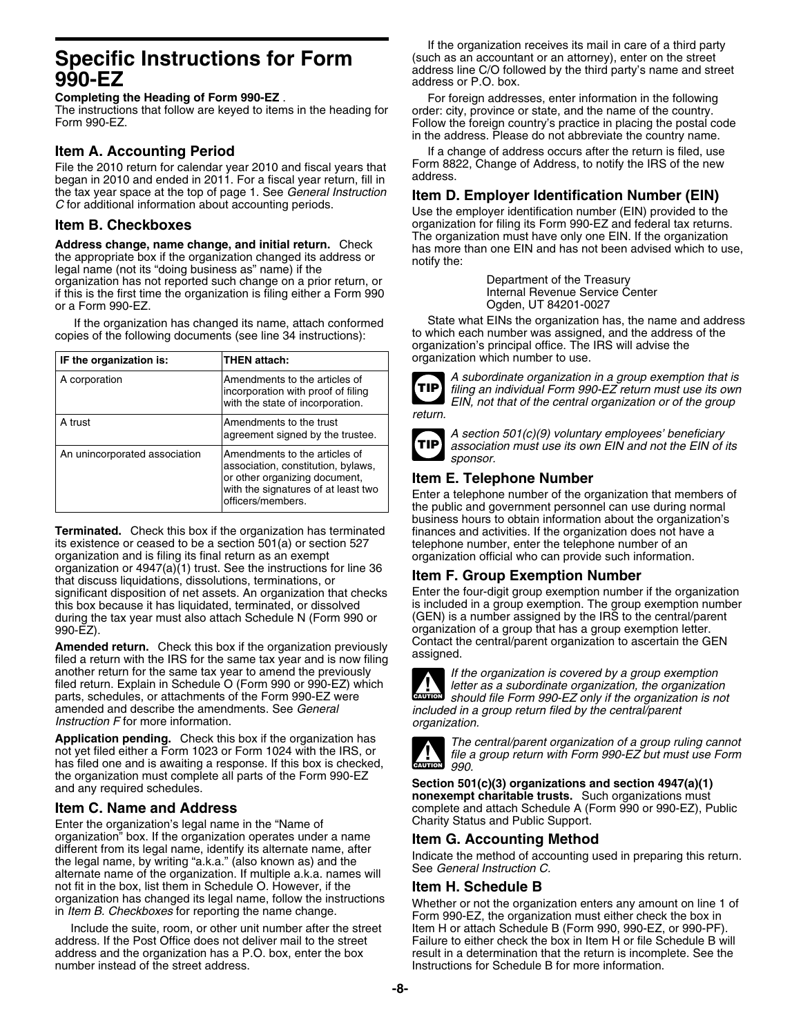# Specific Instructions for Form 990-EZ

**Completing the Heading of Form 990-EZ** .
The instructions that follow are keyed to items in the heading for Form 990-EZ.

## Item A. Accounting Period

File the 2010 return for calendar year 2010 and fiscal years that began in 2010 and ended in 2011. For a fiscal year return, fill in the tax year space at the top of page 1. See *General Instruction C* for additional information about accounting periods.

## Item B. Checkboxes

**Address change, name change, and initial return.** Check the appropriate box if the organization changed its address or legal name (not its "doing business as" name) if the organization has not reported such change on a prior return, or if this is the first time the organization is filing either a Form 990 or a Form 990-EZ.

If the organization has changed its name, attach conformed copies of the following documents (see line 34 instructions):

| IF the organization is: | THEN attach: |
|---|---|
| A corporation | Amendments to the articles of incorporation with proof of filing with the state of incorporation. |
| A trust | Amendments to the trust agreement signed by the trustee. |
| An unincorporated association | Amendments to the articles of association, constitution, bylaws, or other organizing document, with the signatures of at least two officers/members. |

**Terminated.** Check this box if the organization has terminated its existence or ceased to be a section 501(a) or section 527 organization and is filing its final return as an exempt organization or 4947(a)(1) trust. See the instructions for line 36 that discuss liquidations, dissolutions, terminations, or significant disposition of net assets. An organization that checks this box because it has liquidated, terminated, or dissolved during the tax year must also attach Schedule N (Form 990 or 990-EZ).

**Amended return.** Check this box if the organization previously filed a return with the IRS for the same tax year and is now filing another return for the same tax year to amend the previously filed return. Explain in Schedule O (Form 990 or 990-EZ) which parts, schedules, or attachments of the Form 990-EZ were amended and describe the amendments. See *General Instruction F* for more information.

**Application pending.** Check this box if the organization has not yet filed either a Form 1023 or Form 1024 with the IRS, or has filed one and is awaiting a response. If this box is checked, the organization must complete all parts of the Form 990-EZ and any required schedules.

## Item C. Name and Address

Enter the organization's legal name in the "Name of organization" box. If the organization operates under a name different from its legal name, identify its alternate name, after the legal name, by writing "a.k.a." (also known as) and the alternate name of the organization. If multiple a.k.a. names will not fit in the box, list them in Schedule O. However, if the organization has changed its legal name, follow the instructions in *Item B. Checkboxes* for reporting the name change.

Include the suite, room, or other unit number after the street address. If the Post Office does not deliver mail to the street address and the organization has a P.O. box, enter the box number instead of the street address.

If the organization receives its mail in care of a third party (such as an accountant or an attorney), enter on the street address line C/O followed by the third party's name and street address or P.O. box.

For foreign addresses, enter information in the following order: city, province or state, and the name of the country. Follow the foreign country's practice in placing the postal code in the address. Please do not abbreviate the country name.

If a change of address occurs after the return is filed, use Form 8822, Change of Address, to notify the IRS of the new address.

## Item D. Employer Identification Number (EIN)

Use the employer identification number (EIN) provided to the organization for filing its Form 990-EZ and federal tax returns. The organization must have only one EIN. If the organization has more than one EIN and has not been advised which to use, notify the:

Department of the Treasury
Internal Revenue Service Center
Ogden, UT 84201-0027

State what EINs the organization has, the name and address to which each number was assigned, and the address of the organization's principal office. The IRS will advise the organization which number to use.

**TIP** *A subordinate organization in a group exemption that is filing an individual Form 990-EZ return must use its own EIN, not that of the central organization or of the group return.*

**TIP** *A section 501(c)(9) voluntary employees' beneficiary association must use its own EIN and not the EIN of its sponsor.*

## Item E. Telephone Number

Enter a telephone number of the organization that members of the public and government personnel can use during normal business hours to obtain information about the organization's finances and activities. If the organization does not have a telephone number, enter the telephone number of an organization official who can provide such information.

## Item F. Group Exemption Number

Enter the four-digit group exemption number if the organization is included in a group exemption. The group exemption number (GEN) is a number assigned by the IRS to the central/parent organization of a group that has a group exemption letter. Contact the central/parent organization to ascertain the GEN assigned.

**CAUTION** *If the organization is covered by a group exemption letter as a subordinate organization, the organization should file Form 990-EZ only if the organization is not included in a group return filed by the central/parent organization.*

**CAUTION** *The central/parent organization of a group ruling cannot file a group return with Form 990-EZ but must use Form 990.*

**Section 501(c)(3) organizations and section 4947(a)(1) nonexempt charitable trusts.** Such organizations must complete and attach Schedule A (Form 990 or 990-EZ), Public Charity Status and Public Support.

## Item G. Accounting Method

Indicate the method of accounting used in preparing this return. See *General Instruction C.*

## Item H. Schedule B

Whether or not the organization enters any amount on line 1 of Form 990-EZ, the organization must either check the box in Item H or attach Schedule B (Form 990, 990-EZ, or 990-PF). Failure to either check the box in Item H or file Schedule B will result in a determination that the return is incomplete. See the Instructions for Schedule B for more information.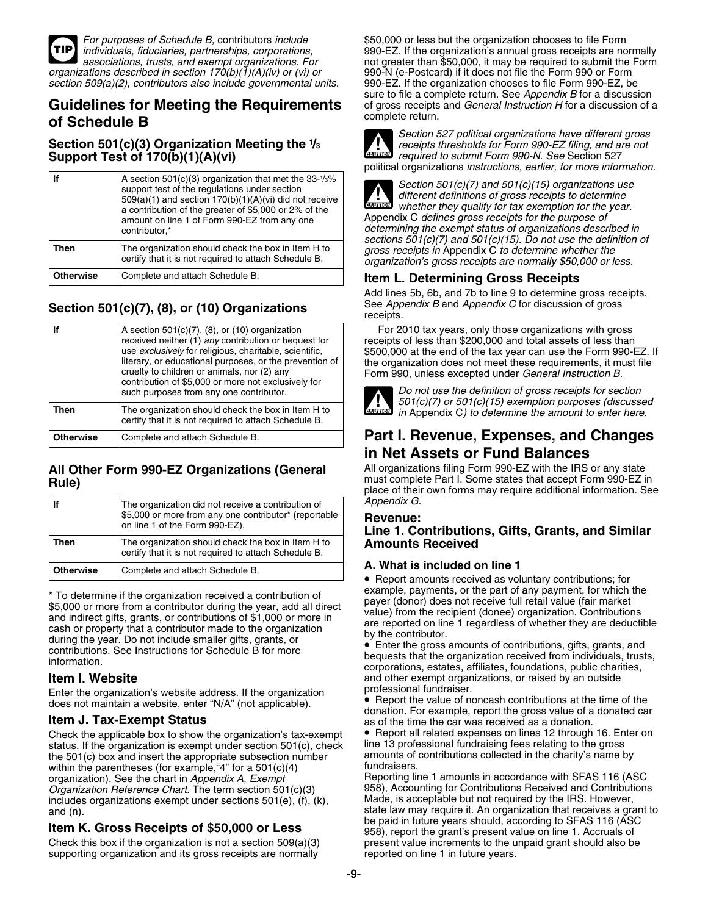**TIP** *For purposes of Schedule B, contributors include individuals, fiduciaries, partnerships, corporations, associations, trusts, and exempt organizations. For organizations described in section 170(b)(1)(A)(iv) or (vi) or section 509(a)(2), contributors also include governmental units.*

## Guidelines for Meeting the Requirements of Schedule B

### Section 501(c)(3) Organization Meeting the 1/3 Support Test of 170(b)(1)(A)(vi)

| | |
|---|---|
| **If** | A section 501(c)(3) organization that met the 33-1/3% support test of the regulations under section 509(a)(1) and section 170(b)(1)(A)(vi) did not receive a contribution of the greater of $5,000 or 2% of the amount on line 1 of Form 990-EZ from any one contributor,* |
| **Then** | The organization should check the box in Item H to certify that it is not required to attach Schedule B. |
| **Otherwise** | Complete and attach Schedule B. |

### Section 501(c)(7), (8), or (10) Organizations

| | |
|---|---|
| **If** | A section 501(c)(7), (8), or (10) organization received neither (1) *any* contribution or bequest for use *exclusively* for religious, charitable, scientific, literary, or educational purposes, or the prevention of cruelty to children or animals, nor (2) any contribution of $5,000 or more not exclusively for such purposes from any one contributor. |
| **Then** | The organization should check the box in Item H to certify that it is not required to attach Schedule B. |
| **Otherwise** | Complete and attach Schedule B. |

### All Other Form 990-EZ Organizations (General Rule)

| | |
|---|---|
| **If** | The organization did not receive a contribution of $5,000 or more from any one contributor* (reportable on line 1 of the Form 990-EZ), |
| **Then** | The organization should check the box in Item H to certify that it is not required to attach Schedule B. |
| **Otherwise** | Complete and attach Schedule B. |

* To determine if the organization received a contribution of $5,000 or more from a contributor during the year, add all direct and indirect gifts, grants, or contributions of $1,000 or more in cash or property that a contributor made to the organization during the year. Do not include smaller gifts, grants, or contributions. See Instructions for Schedule B for more information.

### Item I. Website

Enter the organization's website address. If the organization does not maintain a website, enter "N/A" (not applicable).

### Item J. Tax-Exempt Status

Check the applicable box to show the organization's tax-exempt status. If the organization is exempt under section 501(c), check the 501(c) box and insert the appropriate subsection number within the parentheses (for example,"4" for a 501(c)(4) organization). See the chart in *Appendix A, Exempt Organization Reference Chart*. The term section 501(c)(3) includes organizations exempt under sections 501(e), (f), (k), and (n).

### Item K. Gross Receipts of $50,000 or Less

Check this box if the organization is not a section 509(a)(3) supporting organization and its gross receipts are normally $50,000 or less but the organization chooses to file Form 990-EZ. If the organization's annual gross receipts are normally not greater than $50,000, it may be required to submit the Form 990-N (e-Postcard) if it does not file the Form 990 or Form 990-EZ. If the organization chooses to file Form 990-EZ, be sure to file a complete return. See *Appendix B* for a discussion of gross receipts and *General Instruction H* for a discussion of a complete return.

**CAUTION** *Section 527 political organizations have different gross receipts thresholds for Form 990-EZ filing, and are not required to submit Form 990-N. See* Section 527 political organizations *instructions, earlier, for more information.*

**CAUTION** *Section 501(c)(7) and 501(c)(15) organizations use different definitions of gross receipts to determine whether they qualify for tax exemption for the year.* Appendix C *defines gross receipts for the purpose of determining the exempt status of organizations described in sections 501(c)(7) and 501(c)(15). Do not use the definition of gross receipts in* Appendix C *to determine whether the organization's gross receipts are normally $50,000 or less.*

### Item L. Determining Gross Receipts

Add lines 5b, 6b, and 7b to line 9 to determine gross receipts. See *Appendix B* and *Appendix C* for discussion of gross receipts.

For 2010 tax years, only those organizations with gross receipts of less than $200,000 and total assets of less than $500,000 at the end of the tax year can use the Form 990-EZ. If the organization does not meet these requirements, it must file Form 990, unless excepted under *General Instruction B*.

**CAUTION** *Do not use the definition of gross receipts for section 501(c)(7) or 501(c)(15) exemption purposes (discussed in* Appendix C*) to determine the amount to enter here.*

## Part I. Revenue, Expenses, and Changes in Net Assets or Fund Balances

All organizations filing Form 990-EZ with the IRS or any state must complete Part I. Some states that accept Form 990-EZ in place of their own forms may require additional information. See *Appendix G*.

### Revenue:

### Line 1. Contributions, Gifts, Grants, and Similar Amounts Received

#### A. What is included on line 1

- Report amounts received as voluntary contributions; for example, payments, or the part of any payment, for which the payer (donor) does not receive full retail value (fair market value) from the recipient (donee) organization. Contributions are reported on line 1 regardless of whether they are deductible by the contributor.
- Enter the gross amounts of contributions, gifts, grants, and bequests that the organization received from individuals, trusts, corporations, estates, affiliates, foundations, public charities, and other exempt organizations, or raised by an outside professional fundraiser.
- Report the value of noncash contributions at the time of the donation. For example, report the gross value of a donated car as of the time the car was received as a donation.
- Report all related expenses on lines 12 through 16. Enter on line 13 professional fundraising fees relating to the gross amounts of contributions collected in the charity's name by fundraisers.

Reporting line 1 amounts in accordance with SFAS 116 (ASC 958), Accounting for Contributions Received and Contributions Made, is acceptable but not required by the IRS. However, state law may require it. An organization that receives a grant to be paid in future years should, according to SFAS 116 (ASC 958), report the grant's present value on line 1. Accruals of present value increments to the unpaid grant should also be reported on line 1 in future years.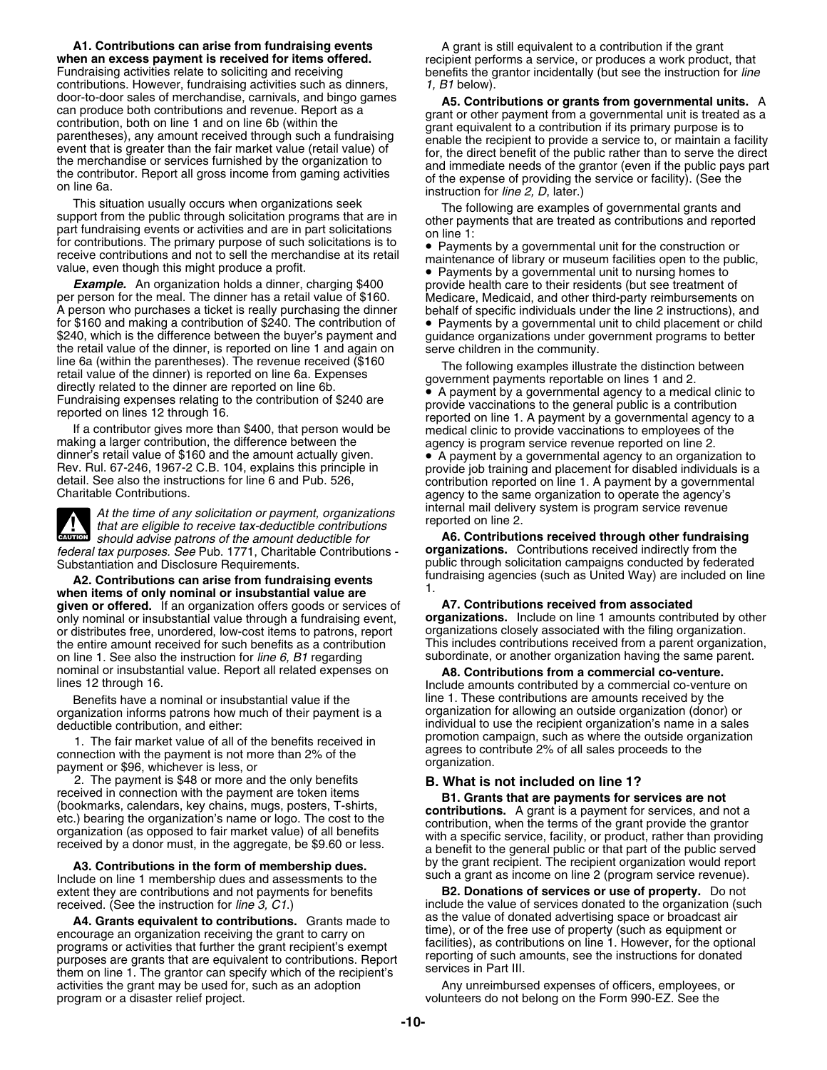**A1. Contributions can arise from fundraising events when an excess payment is received for items offered.** Fundraising activities relate to soliciting and receiving contributions. However, fundraising activities such as dinners, door-to-door sales of merchandise, carnivals, and bingo games can produce both contributions and revenue. Report as a contribution, both on line 1 and on line 6b (within the parentheses), any amount received through such a fundraising event that is greater than the fair market value (retail value) of the merchandise or services furnished by the organization to the contributor. Report all gross income from gaming activities on line 6a.

This situation usually occurs when organizations seek support from the public through solicitation programs that are in part fundraising events or activities and are in part solicitations for contributions. The primary purpose of such solicitations is to receive contributions and not to sell the merchandise at its retail value, even though this might produce a profit.

***Example.*** An organization holds a dinner, charging $400 per person for the meal. The dinner has a retail value of $160. A person who purchases a ticket is really purchasing the dinner for $160 and making a contribution of $240. The contribution of $240, which is the difference between the buyer's payment and the retail value of the dinner, is reported on line 1 and again on line 6a (within the parentheses). The revenue received ($160 retail value of the dinner) is reported on line 6a. Expenses directly related to the dinner are reported on line 6b. Fundraising expenses relating to the contribution of $240 are reported on lines 12 through 16.

If a contributor gives more than $400, that person would be making a larger contribution, the difference between the dinner's retail value of $160 and the amount actually given. Rev. Rul. 67-246, 1967-2 C.B. 104, explains this principle in detail. See also the instructions for line 6 and Pub. 526, Charitable Contributions.

**CAUTION** *At the time of any solicitation or payment, organizations that are eligible to receive tax-deductible contributions should advise patrons of the amount deductible for federal tax purposes. See* Pub. 1771, Charitable Contributions - Substantiation and Disclosure Requirements.

**A2. Contributions can arise from fundraising events when items of only nominal or insubstantial value are given or offered.** If an organization offers goods or services of only nominal or insubstantial value through a fundraising event, or distributes free, unordered, low-cost items to patrons, report the entire amount received for such benefits as a contribution on line 1. See also the instruction for *line 6, B1* regarding nominal or insubstantial value. Report all related expenses on lines 12 through 16.

Benefits have a nominal or insubstantial value if the organization informs patrons how much of their payment is a deductible contribution, and either:

1. The fair market value of all of the benefits received in connection with the payment is not more than 2% of the payment or $96, whichever is less, or
2. The payment is $48 or more and the only benefits received in connection with the payment are token items (bookmarks, calendars, key chains, mugs, posters, T-shirts, etc.) bearing the organization's name or logo. The cost to the organization (as opposed to fair market value) of all benefits received by a donor must, in the aggregate, be $9.60 or less.

**A3. Contributions in the form of membership dues.** Include on line 1 membership dues and assessments to the extent they are contributions and not payments for benefits received. (See the instruction for *line 3, C1*.)

**A4. Grants equivalent to contributions.** Grants made to encourage an organization receiving the grant to carry on programs or activities that further the grant recipient's exempt purposes are grants that are equivalent to contributions. Report them on line 1. The grantor can specify which of the recipient's activities the grant may be used for, such as an adoption program or a disaster relief project.

A grant is still equivalent to a contribution if the grant recipient performs a service, or produces a work product, that benefits the grantor incidentally (but see the instruction for *line 1, B1* below).

**A5. Contributions or grants from governmental units.** A grant or other payment from a governmental unit is treated as a grant equivalent to a contribution if its primary purpose is to enable the recipient to provide a service to, or maintain a facility for, the direct benefit of the public rather than to serve the direct and immediate needs of the grantor (even if the public pays part of the expense of providing the service or facility). (See the instruction for *line 2, D*, later.)

The following are examples of governmental grants and other payments that are treated as contributions and reported on line 1:

- Payments by a governmental unit for the construction or maintenance of library or museum facilities open to the public,
- Payments by a governmental unit to nursing homes to provide health care to their residents (but see treatment of Medicare, Medicaid, and other third-party reimbursements on behalf of specific individuals under the line 2 instructions), and
- Payments by a governmental unit to child placement or child guidance organizations under government programs to better serve children in the community.

The following examples illustrate the distinction between government payments reportable on lines 1 and 2.

- A payment by a governmental agency to a medical clinic to provide vaccinations to the general public is a contribution reported on line 1. A payment by a governmental agency to a medical clinic to provide vaccinations to employees of the agency is program service revenue reported on line 2.
- A payment by a governmental agency to an organization to provide job training and placement for disabled individuals is a contribution reported on line 1. A payment by a governmental agency to the same organization to operate the agency's internal mail delivery system is program service revenue reported on line 2.

**A6. Contributions received through other fundraising organizations.** Contributions received indirectly from the public through solicitation campaigns conducted by federated fundraising agencies (such as United Way) are included on line 1.

**A7. Contributions received from associated organizations.** Include on line 1 amounts contributed by other organizations closely associated with the filing organization. This includes contributions received from a parent organization, subordinate, or another organization having the same parent.

**A8. Contributions from a commercial co-venture.** Include amounts contributed by a commercial co-venture on line 1. These contributions are amounts received by the organization for allowing an outside organization (donor) or individual to use the recipient organization's name in a sales promotion campaign, such as where the outside organization agrees to contribute 2% of all sales proceeds to the organization.

## B. What is not included on line 1?

**B1. Grants that are payments for services are not contributions.** A grant is a payment for services, and not a contribution, when the terms of the grant provide the grantor with a specific service, facility, or product, rather than providing a benefit to the general public or that part of the public served by the grant recipient. The recipient organization would report such a grant as income on line 2 (program service revenue).

**B2. Donations of services or use of property.** Do not include the value of services donated to the organization (such as the value of donated advertising space or broadcast air time), or of the free use of property (such as equipment or facilities), as contributions on line 1. However, for the optional reporting of such amounts, see the instructions for donated services in Part III.

Any unreimbursed expenses of officers, employees, or volunteers do not belong on the Form 990-EZ. See the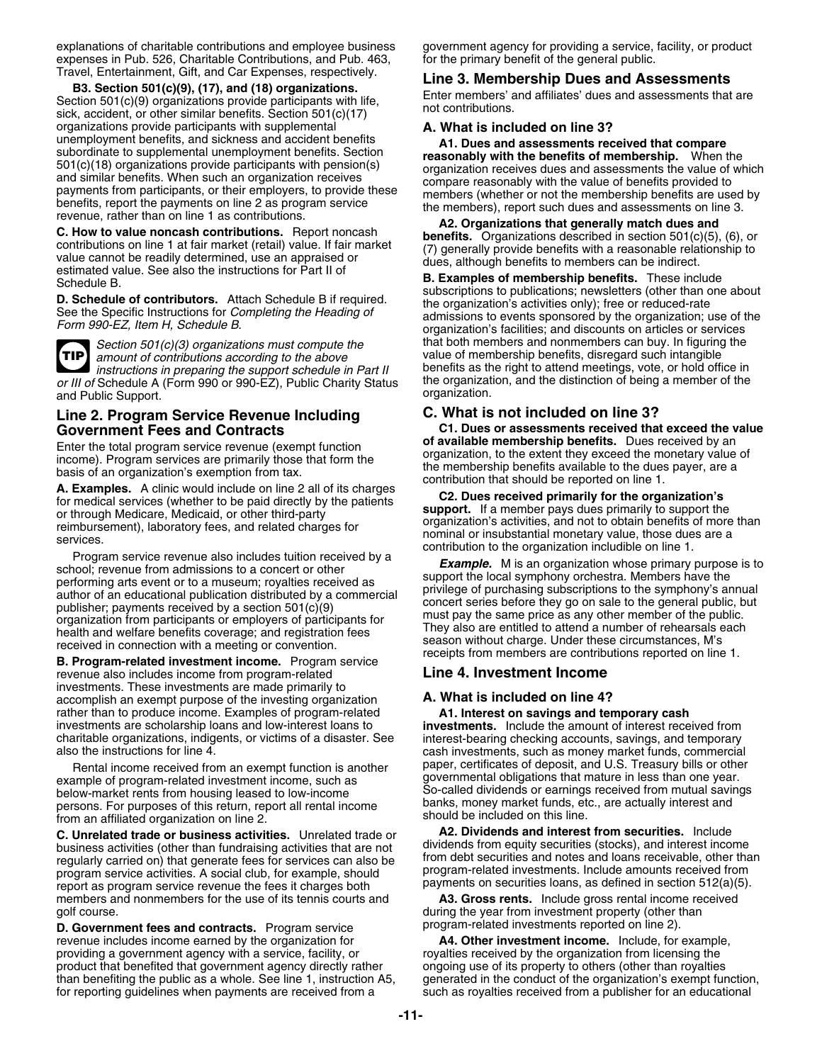explanations of charitable contributions and employee business expenses in Pub. 526, Charitable Contributions, and Pub. 463, Travel, Entertainment, Gift, and Car Expenses, respectively.

**B3. Section 501(c)(9), (17), and (18) organizations.** Section 501(c)(9) organizations provide participants with life, sick, accident, or other similar benefits. Section 501(c)(17) organizations provide participants with supplemental unemployment benefits, and sickness and accident benefits subordinate to supplemental unemployment benefits. Section 501(c)(18) organizations provide participants with pension(s) and similar benefits. When such an organization receives payments from participants, or their employers, to provide these benefits, report the payments on line 2 as program service revenue, rather than on line 1 as contributions.

**C. How to value noncash contributions.** Report noncash contributions on line 1 at fair market (retail) value. If fair market value cannot be readily determined, use an appraised or estimated value. See also the instructions for Part II of Schedule B.

**D. Schedule of contributors.** Attach Schedule B if required. See the Specific Instructions for *Completing the Heading of Form 990-EZ, Item H, Schedule B*.

**TIP** *Section 501(c)(3) organizations must compute the amount of contributions according to the above instructions in preparing the support schedule in Part II or III of* Schedule A (Form 990 or 990-EZ), Public Charity Status and Public Support.

## Line 2. Program Service Revenue Including Government Fees and Contracts

Enter the total program service revenue (exempt function income). Program services are primarily those that form the basis of an organization's exemption from tax.

**A. Examples.** A clinic would include on line 2 all of its charges for medical services (whether to be paid directly by the patients or through Medicare, Medicaid, or other third-party reimbursement), laboratory fees, and related charges for services.

Program service revenue also includes tuition received by a school; revenue from admissions to a concert or other performing arts event or to a museum; royalties received as author of an educational publication distributed by a commercial publisher; payments received by a section 501(c)(9) organization from participants or employers of participants for health and welfare benefits coverage; and registration fees received in connection with a meeting or convention.

**B. Program-related investment income.** Program service revenue also includes income from program-related investments. These investments are made primarily to accomplish an exempt purpose of the investing organization rather than to produce income. Examples of program-related investments are scholarship loans and low-interest loans to charitable organizations, indigents, or victims of a disaster. See also the instructions for line 4.

Rental income received from an exempt function is another example of program-related investment income, such as below-market rents from housing leased to low-income persons. For purposes of this return, report all rental income from an affiliated organization on line 2.

**C. Unrelated trade or business activities.** Unrelated trade or business activities (other than fundraising activities that are not regularly carried on) that generate fees for services can also be program service activities. A social club, for example, should report as program service revenue the fees it charges both members and nonmembers for the use of its tennis courts and golf course.

**D. Government fees and contracts.** Program service revenue includes income earned by the organization for providing a government agency with a service, facility, or product that benefited that government agency directly rather than benefiting the public as a whole. See line 1, instruction A5, for reporting guidelines when payments are received from a government agency for providing a service, facility, or product for the primary benefit of the general public.

## Line 3. Membership Dues and Assessments

Enter members' and affiliates' dues and assessments that are not contributions.

### A. What is included on line 3?

**A1. Dues and assessments received that compare reasonably with the benefits of membership.** When the organization receives dues and assessments the value of which compare reasonably with the value of benefits provided to members (whether or not the membership benefits are used by the members), report such dues and assessments on line 3.

**A2. Organizations that generally match dues and benefits.** Organizations described in section 501(c)(5), (6), or (7) generally provide benefits with a reasonable relationship to dues, although benefits to members can be indirect.

**B. Examples of membership benefits.** These include subscriptions to publications; newsletters (other than one about the organization's activities only); free or reduced-rate admissions to events sponsored by the organization; use of the organization's facilities; and discounts on articles or services that both members and nonmembers can buy. In figuring the value of membership benefits, disregard such intangible benefits as the right to attend meetings, vote, or hold office in the organization, and the distinction of being a member of the organization.

### C. What is not included on line 3?

**C1. Dues or assessments received that exceed the value of available membership benefits.** Dues received by an organization, to the extent they exceed the monetary value of the membership benefits available to the dues payer, are a contribution that should be reported on line 1.

**C2. Dues received primarily for the organization's support.** If a member pays dues primarily to support the organization's activities, and not to obtain benefits of more than nominal or insubstantial monetary value, those dues are a contribution to the organization includible on line 1.

***Example.*** M is an organization whose primary purpose is to support the local symphony orchestra. Members have the privilege of purchasing subscriptions to the symphony's annual concert series before they go on sale to the general public, but must pay the same price as any other member of the public. They also are entitled to attend a number of rehearsals each season without charge. Under these circumstances, M's receipts from members are contributions reported on line 1.

## Line 4. Investment Income

### A. What is included on line 4?

**A1. Interest on savings and temporary cash investments.** Include the amount of interest received from interest-bearing checking accounts, savings, and temporary cash investments, such as money market funds, commercial paper, certificates of deposit, and U.S. Treasury bills or other governmental obligations that mature in less than one year. So-called dividends or earnings received from mutual savings banks, money market funds, etc., are actually interest and should be included on this line.

**A2. Dividends and interest from securities.** Include dividends from equity securities (stocks), and interest income from debt securities and notes and loans receivable, other than program-related investments. Include amounts received from payments on securities loans, as defined in section 512(a)(5).

**A3. Gross rents.** Include gross rental income received during the year from investment property (other than program-related investments reported on line 2).

**A4. Other investment income.** Include, for example, royalties received by the organization from licensing the ongoing use of its property to others (other than royalties generated in the conduct of the organization's exempt function, such as royalties received from a publisher for an educational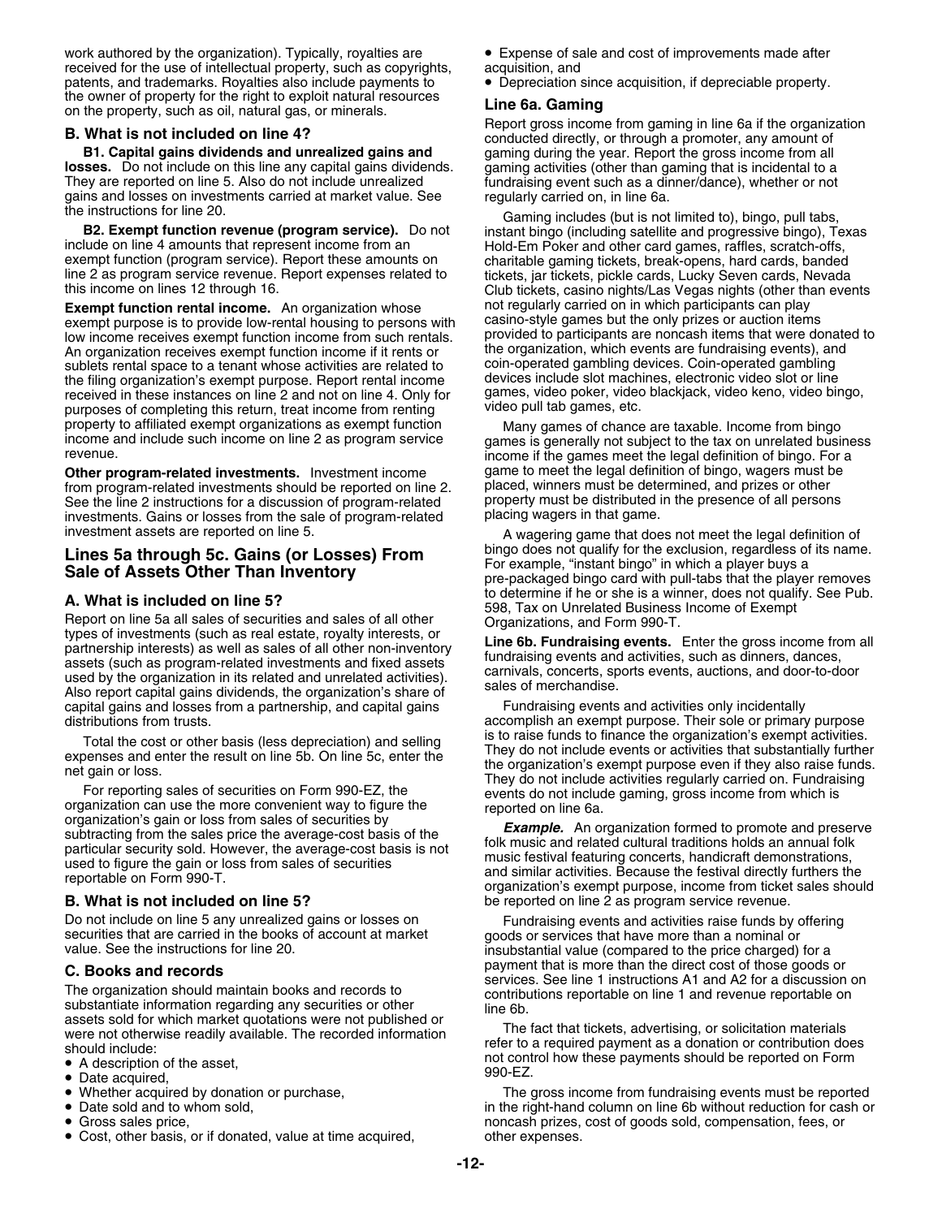work authored by the organization). Typically, royalties are received for the use of intellectual property, such as copyrights, patents, and trademarks. Royalties also include payments to the owner of property for the right to exploit natural resources on the property, such as oil, natural gas, or minerals.

### B. What is not included on line 4?

**B1. Capital gains dividends and unrealized gains and losses.** Do not include on this line any capital gains dividends. They are reported on line 5. Also do not include unrealized gains and losses on investments carried at market value. See the instructions for line 20.

**B2. Exempt function revenue (program service).** Do not include on line 4 amounts that represent income from an exempt function (program service). Report these amounts on line 2 as program service revenue. Report expenses related to this income on lines 12 through 16.

**Exempt function rental income.** An organization whose exempt purpose is to provide low-rental housing to persons with low income receives exempt function income from such rentals. An organization receives exempt function income if it rents or sublets rental space to a tenant whose activities are related to the filing organization's exempt purpose. Report rental income received in these instances on line 2 and not on line 4. Only for purposes of completing this return, treat income from renting property to affiliated exempt organizations as exempt function income and include such income on line 2 as program service revenue.

**Other program-related investments.** Investment income from program-related investments should be reported on line 2. See the line 2 instructions for a discussion of program-related investments. Gains or losses from the sale of program-related investment assets are reported on line 5.

## Lines 5a through 5c. Gains (or Losses) From Sale of Assets Other Than Inventory

### A. What is included on line 5?

Report on line 5a all sales of securities and sales of all other types of investments (such as real estate, royalty interests, or partnership interests) as well as sales of all other non-inventory assets (such as program-related investments and fixed assets used by the organization in its related and unrelated activities). Also report capital gains dividends, the organization's share of capital gains and losses from a partnership, and capital gains distributions from trusts.

Total the cost or other basis (less depreciation) and selling expenses and enter the result on line 5b. On line 5c, enter the net gain or loss.

For reporting sales of securities on Form 990-EZ, the organization can use the more convenient way to figure the organization's gain or loss from sales of securities by subtracting from the sales price the average-cost basis of the particular security sold. However, the average-cost basis is not used to figure the gain or loss from sales of securities reportable on Form 990-T.

### B. What is not included on line 5?

Do not include on line 5 any unrealized gains or losses on securities that are carried in the books of account at market value. See the instructions for line 20.

### C. Books and records

The organization should maintain books and records to substantiate information regarding any securities or other assets sold for which market quotations were not published or were not otherwise readily available. The recorded information should include:

- A description of the asset,
- Date acquired,
- Whether acquired by donation or purchase,
- Date sold and to whom sold,
- Gross sales price,
- Cost, other basis, or if donated, value at time acquired,
- Expense of sale and cost of improvements made after acquisition, and
- Depreciation since acquisition, if depreciable property.

### Line 6a. Gaming

Report gross income from gaming in line 6a if the organization conducted directly, or through a promoter, any amount of gaming during the year. Report the gross income from all gaming activities (other than gaming that is incidental to a fundraising event such as a dinner/dance), whether or not regularly carried on, in line 6a.

Gaming includes (but is not limited to), bingo, pull tabs, instant bingo (including satellite and progressive bingo), Texas Hold-Em Poker and other card games, raffles, scratch-offs, charitable gaming tickets, break-opens, hard cards, banded tickets, jar tickets, pickle cards, Lucky Seven cards, Nevada Club tickets, casino nights/Las Vegas nights (other than events not regularly carried on in which participants can play casino-style games but the only prizes or auction items provided to participants are noncash items that were donated to the organization, which events are fundraising events), and coin-operated gambling devices. Coin-operated gambling devices include slot machines, electronic video slot or line games, video poker, video blackjack, video keno, video bingo, video pull tab games, etc.

Many games of chance are taxable. Income from bingo games is generally not subject to the tax on unrelated business income if the games meet the legal definition of bingo. For a game to meet the legal definition of bingo, wagers must be placed, winners must be determined, and prizes or other property must be distributed in the presence of all persons placing wagers in that game.

A wagering game that does not meet the legal definition of bingo does not qualify for the exclusion, regardless of its name. For example, "instant bingo" in which a player buys a pre-packaged bingo card with pull-tabs that the player removes to determine if he or she is a winner, does not qualify. See Pub. 598, Tax on Unrelated Business Income of Exempt Organizations, and Form 990-T.

**Line 6b. Fundraising events.** Enter the gross income from all fundraising events and activities, such as dinners, dances, carnivals, concerts, sports events, auctions, and door-to-door sales of merchandise.

Fundraising events and activities only incidentally accomplish an exempt purpose. Their sole or primary purpose is to raise funds to finance the organization's exempt activities. They do not include events or activities that substantially further the organization's exempt purpose even if they also raise funds. They do not include activities regularly carried on. Fundraising events do not include gaming, gross income from which is reported on line 6a.

***Example.*** An organization formed to promote and preserve folk music and related cultural traditions holds an annual folk music festival featuring concerts, handicraft demonstrations, and similar activities. Because the festival directly furthers the organization's exempt purpose, income from ticket sales should be reported on line 2 as program service revenue.

Fundraising events and activities raise funds by offering goods or services that have more than a nominal or insubstantial value (compared to the price charged) for a payment that is more than the direct cost of those goods or services. See line 1 instructions A1 and A2 for a discussion on contributions reportable on line 1 and revenue reportable on line 6b.

The fact that tickets, advertising, or solicitation materials refer to a required payment as a donation or contribution does not control how these payments should be reported on Form 990-EZ.

The gross income from fundraising events must be reported in the right-hand column on line 6b without reduction for cash or noncash prizes, cost of goods sold, compensation, fees, or other expenses.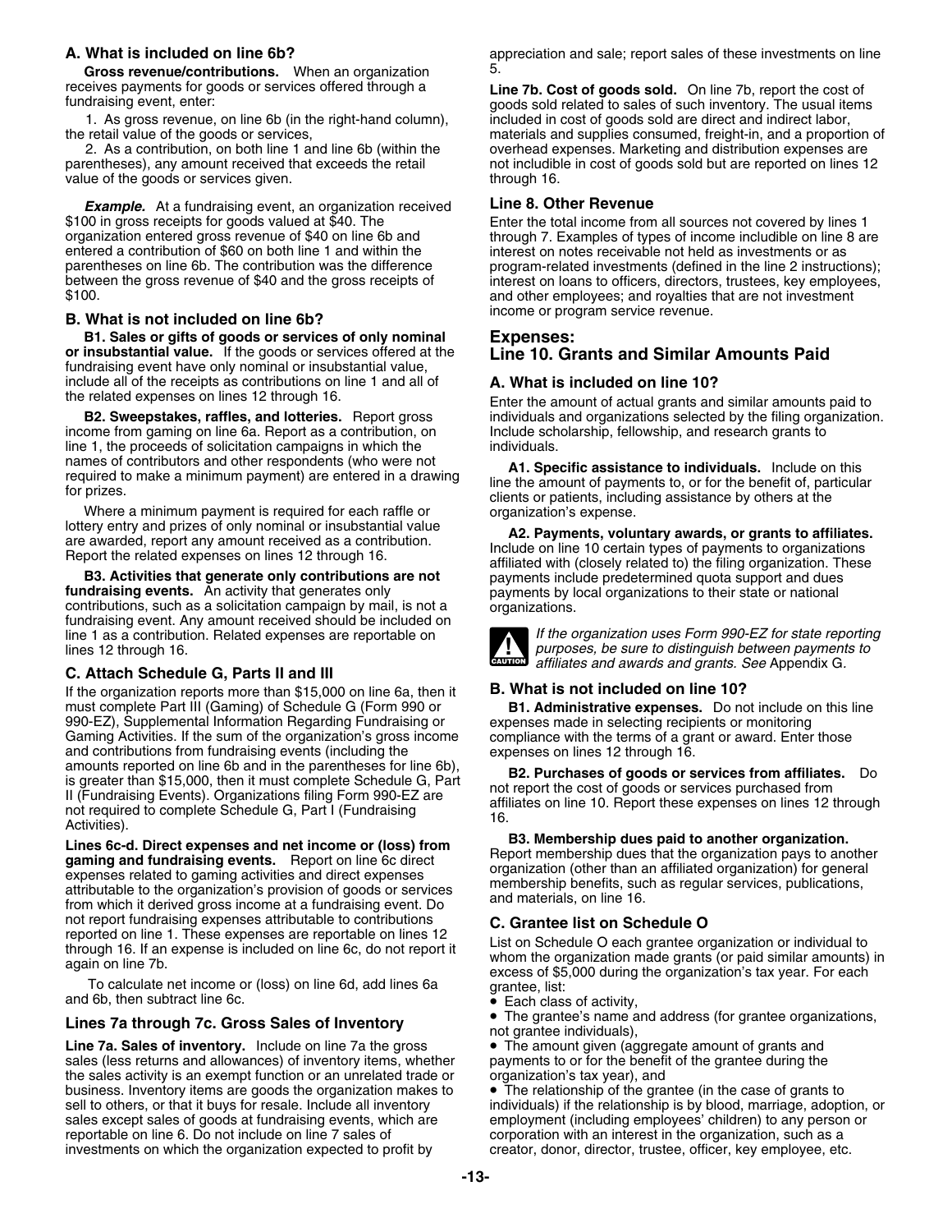### A. What is included on line 6b?

**Gross revenue/contributions.** When an organization receives payments for goods or services offered through a fundraising event, enter:

1. As gross revenue, on line 6b (in the right-hand column), the retail value of the goods or services,
2. As a contribution, on both line 1 and line 6b (within the parentheses), any amount received that exceeds the retail value of the goods or services given.

***Example.*** At a fundraising event, an organization received $100 in gross receipts for goods valued at $40. The organization entered gross revenue of $40 on line 6b and entered a contribution of $60 on both line 1 and within the parentheses on line 6b. The contribution was the difference between the gross revenue of $40 and the gross receipts of $100.

### B. What is not included on line 6b?

**B1. Sales or gifts of goods or services of only nominal or insubstantial value.** If the goods or services offered at the fundraising event have only nominal or insubstantial value, include all of the receipts as contributions on line 1 and all of the related expenses on lines 12 through 16.

**B2. Sweepstakes, raffles, and lotteries.** Report gross income from gaming on line 6a. Report as a contribution, on line 1, the proceeds of solicitation campaigns in which the names of contributors and other respondents (who were not required to make a minimum payment) are entered in a drawing for prizes.

Where a minimum payment is required for each raffle or lottery entry and prizes of only nominal or insubstantial value are awarded, report any amount received as a contribution. Report the related expenses on lines 12 through 16.

**B3. Activities that generate only contributions are not fundraising events.** An activity that generates only contributions, such as a solicitation campaign by mail, is not a fundraising event. Any amount received should be included on line 1 as a contribution. Related expenses are reportable on lines 12 through 16.

### C. Attach Schedule G, Parts II and III

If the organization reports more than $15,000 on line 6a, then it must complete Part III (Gaming) of Schedule G (Form 990 or 990-EZ), Supplemental Information Regarding Fundraising or Gaming Activities. If the sum of the organization's gross income and contributions from fundraising events (including the amounts reported on line 6b and in the parentheses for line 6b), is greater than $15,000, then it must complete Schedule G, Part II (Fundraising Events). Organizations filing Form 990-EZ are not required to complete Schedule G, Part I (Fundraising Activities).

**Lines 6c-d. Direct expenses and net income or (loss) from gaming and fundraising events.** Report on line 6c direct expenses related to gaming activities and direct expenses attributable to the organization's provision of goods or services from which it derived gross income at a fundraising event. Do not report fundraising expenses attributable to contributions reported on line 1. These expenses are reportable on lines 12 through 16. If an expense is included on line 6c, do not report it again on line 7b.

To calculate net income or (loss) on line 6d, add lines 6a and 6b, then subtract line 6c.

### Lines 7a through 7c. Gross Sales of Inventory

**Line 7a. Sales of inventory.** Include on line 7a the gross sales (less returns and allowances) of inventory items, whether the sales activity is an exempt function or an unrelated trade or business. Inventory items are goods the organization makes to sell to others, or that it buys for resale. Include all inventory sales except sales of goods at fundraising events, which are reportable on line 6. Do not include on line 7 sales of investments on which the organization expected to profit by appreciation and sale; report sales of these investments on line 5.

**Line 7b. Cost of goods sold.** On line 7b, report the cost of goods sold related to sales of such inventory. The usual items included in cost of goods sold are direct and indirect labor, materials and supplies consumed, freight-in, and a proportion of overhead expenses. Marketing and distribution expenses are not includible in cost of goods sold but are reported on lines 12 through 16.

### Line 8. Other Revenue

Enter the total income from all sources not covered by lines 1 through 7. Examples of types of income includible on line 8 are interest on notes receivable not held as investments or as program-related investments (defined in the line 2 instructions); interest on loans to officers, directors, trustees, key employees, and other employees; and royalties that are not investment income or program service revenue.

## Expenses:

## Line 10. Grants and Similar Amounts Paid

### A. What is included on line 10?

Enter the amount of actual grants and similar amounts paid to individuals and organizations selected by the filing organization. Include scholarship, fellowship, and research grants to individuals.

**A1. Specific assistance to individuals.** Include on this line the amount of payments to, or for the benefit of, particular clients or patients, including assistance by others at the organization's expense.

**A2. Payments, voluntary awards, or grants to affiliates.** Include on line 10 certain types of payments to organizations affiliated with (closely related to) the filing organization. These payments include predetermined quota support and dues payments by local organizations to their state or national organizations.

CAUTION: *If the organization uses Form 990-EZ for state reporting purposes, be sure to distinguish between payments to affiliates and awards and grants. See* Appendix G.

### B. What is not included on line 10?

**B1. Administrative expenses.** Do not include on this line expenses made in selecting recipients or monitoring compliance with the terms of a grant or award. Enter those expenses on lines 12 through 16.

**B2. Purchases of goods or services from affiliates.** Do not report the cost of goods or services purchased from affiliates on line 10. Report these expenses on lines 12 through 16.

**B3. Membership dues paid to another organization.** Report membership dues that the organization pays to another organization (other than an affiliated organization) for general membership benefits, such as regular services, publications, and materials, on line 16.

### C. Grantee list on Schedule O

List on Schedule O each grantee organization or individual to whom the organization made grants (or paid similar amounts) in excess of $5,000 during the organization's tax year. For each grantee, list:

- Each class of activity,
- The grantee's name and address (for grantee organizations, not grantee individuals),
- The amount given (aggregate amount of grants and payments to or for the benefit of the grantee during the organization's tax year), and
- The relationship of the grantee (in the case of grants to individuals) if the relationship is by blood, marriage, adoption, or employment (including employees' children) to any person or corporation with an interest in the organization, such as a creator, donor, director, trustee, officer, key employee, etc.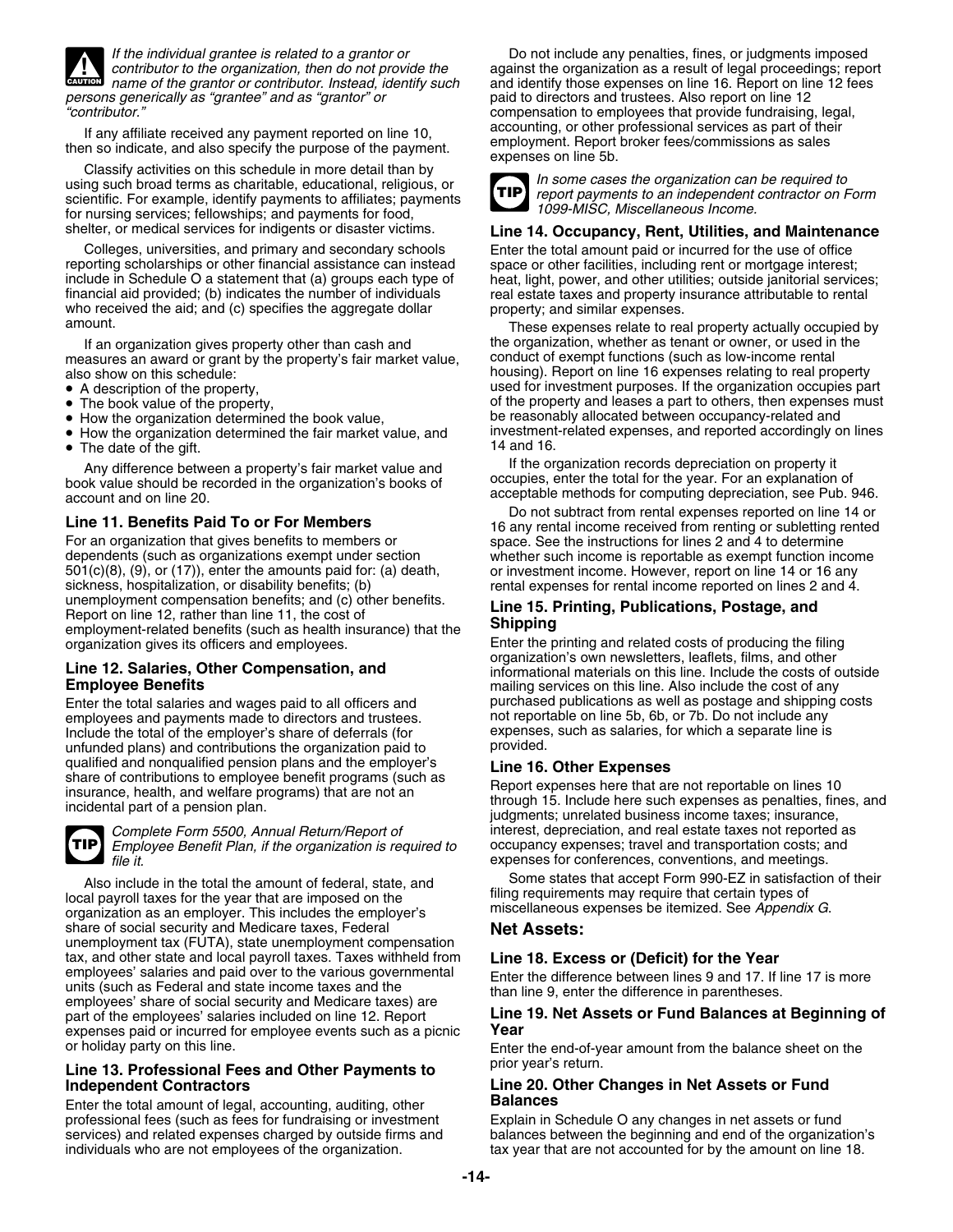**CAUTION** *If the individual grantee is related to a grantor or contributor to the organization, then do not provide the name of the grantor or contributor. Instead, identify such persons generically as "grantee" and as "grantor" or "contributor."*

If any affiliate received any payment reported on line 10, then so indicate, and also specify the purpose of the payment.

Classify activities on this schedule in more detail than by using such broad terms as charitable, educational, religious, or scientific. For example, identify payments to affiliates; payments for nursing services; fellowships; and payments for food, shelter, or medical services for indigents or disaster victims.

Colleges, universities, and primary and secondary schools reporting scholarships or other financial assistance can instead include in Schedule O a statement that (a) groups each type of financial aid provided; (b) indicates the number of individuals who received the aid; and (c) specifies the aggregate dollar amount.

If an organization gives property other than cash and measures an award or grant by the property's fair market value, also show on this schedule:

- A description of the property,
- The book value of the property,
- How the organization determined the book value,
- How the organization determined the fair market value, and
- The date of the gift.

Any difference between a property's fair market value and book value should be recorded in the organization's books of account and on line 20.

### Line 11. Benefits Paid To or For Members

For an organization that gives benefits to members or dependents (such as organizations exempt under section 501(c)(8), (9), or (17)), enter the amounts paid for: (a) death, sickness, hospitalization, or disability benefits; (b) unemployment compensation benefits; and (c) other benefits. Report on line 12, rather than line 11, the cost of employment-related benefits (such as health insurance) that the organization gives its officers and employees.

### Line 12. Salaries, Other Compensation, and Employee Benefits

Enter the total salaries and wages paid to all officers and employees and payments made to directors and trustees. Include the total of the employer's share of deferrals (for unfunded plans) and contributions the organization paid to qualified and nonqualified pension plans and the employer's share of contributions to employee benefit programs (such as insurance, health, and welfare programs) that are not an incidental part of a pension plan.

**TIP** *Complete Form 5500, Annual Return/Report of Employee Benefit Plan, if the organization is required to file it.*

Also include in the total the amount of federal, state, and local payroll taxes for the year that are imposed on the organization as an employer. This includes the employer's share of social security and Medicare taxes, Federal unemployment tax (FUTA), state unemployment compensation tax, and other state and local payroll taxes. Taxes withheld from employees' salaries and paid over to the various governmental units (such as Federal and state income taxes and the employees' share of social security and Medicare taxes) are part of the employees' salaries included on line 12. Report expenses paid or incurred for employee events such as a picnic or holiday party on this line.

### Line 13. Professional Fees and Other Payments to Independent Contractors

Enter the total amount of legal, accounting, auditing, other professional fees (such as fees for fundraising or investment services) and related expenses charged by outside firms and individuals who are not employees of the organization.

Do not include any penalties, fines, or judgments imposed against the organization as a result of legal proceedings; report and identify those expenses on line 16. Report on line 12 fees paid to directors and trustees. Also report on line 12 compensation to employees that provide fundraising, legal, accounting, or other professional services as part of their employment. Report broker fees/commissions as sales expenses on line 5b.

**TIP** *In some cases the organization can be required to report payments to an independent contractor on Form 1099-MISC, Miscellaneous Income.*

### Line 14. Occupancy, Rent, Utilities, and Maintenance

Enter the total amount paid or incurred for the use of office space or other facilities, including rent or mortgage interest; heat, light, power, and other utilities; outside janitorial services; real estate taxes and property insurance attributable to rental property; and similar expenses.

These expenses relate to real property actually occupied by the organization, whether as tenant or owner, or used in the conduct of exempt functions (such as low-income rental housing). Report on line 16 expenses relating to real property used for investment purposes. If the organization occupies part of the property and leases a part to others, then expenses must be reasonably allocated between occupancy-related and investment-related expenses, and reported accordingly on lines 14 and 16.

If the organization records depreciation on property it occupies, enter the total for the year. For an explanation of acceptable methods for computing depreciation, see Pub. 946.

Do not subtract from rental expenses reported on line 14 or 16 any rental income received from renting or subletting rented space. See the instructions for lines 2 and 4 to determine whether such income is reportable as exempt function income or investment income. However, report on line 14 or 16 any rental expenses for rental income reported on lines 2 and 4.

### Line 15. Printing, Publications, Postage, and Shipping

Enter the printing and related costs of producing the filing organization's own newsletters, leaflets, films, and other informational materials on this line. Include the costs of outside mailing services on this line. Also include the cost of any purchased publications as well as postage and shipping costs not reportable on line 5b, 6b, or 7b. Do not include any expenses, such as salaries, for which a separate line is provided.

### Line 16. Other Expenses

Report expenses here that are not reportable on lines 10 through 15. Include here such expenses as penalties, fines, and judgments; unrelated business income taxes; insurance, interest, depreciation, and real estate taxes not reported as occupancy expenses; travel and transportation costs; and expenses for conferences, conventions, and meetings.

Some states that accept Form 990-EZ in satisfaction of their filing requirements may require that certain types of miscellaneous expenses be itemized. See *Appendix G*.

## Net Assets:

### Line 18. Excess or (Deficit) for the Year

Enter the difference between lines 9 and 17. If line 17 is more than line 9, enter the difference in parentheses.

### Line 19. Net Assets or Fund Balances at Beginning of Year

Enter the end-of-year amount from the balance sheet on the prior year's return.

### Line 20. Other Changes in Net Assets or Fund Balances

Explain in Schedule O any changes in net assets or fund balances between the beginning and end of the organization's tax year that are not accounted for by the amount on line 18.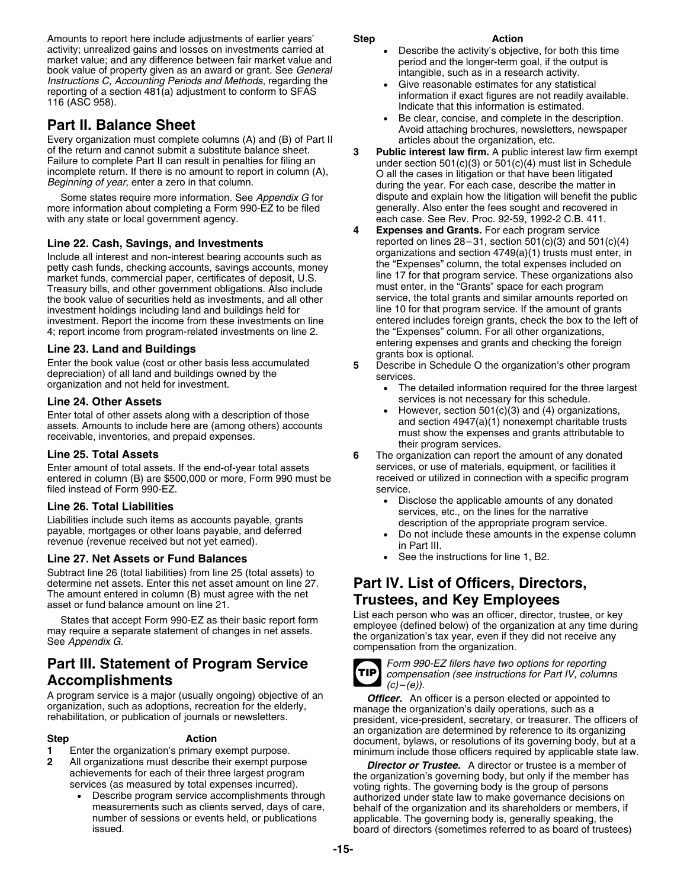Amounts to report here include adjustments of earlier years' activity; unrealized gains and losses on investments carried at market value; and any difference between fair market value and book value of property given as an award or grant. See *General Instructions C, Accounting Periods and Methods*, regarding the reporting of a section 481(a) adjustment to conform to SFAS 116 (ASC 958).

## Part II. Balance Sheet

Every organization must complete columns (A) and (B) of Part II of the return and cannot submit a substitute balance sheet. Failure to complete Part II can result in penalties for filing an incomplete return. If there is no amount to report in column (A), *Beginning of year*, enter a zero in that column.

Some states require more information. See *Appendix G* for more information about completing a Form 990-EZ to be filed with any state or local government agency.

### Line 22. Cash, Savings, and Investments

Include all interest and non-interest bearing accounts such as petty cash funds, checking accounts, savings accounts, money market funds, commercial paper, certificates of deposit, U.S. Treasury bills, and other government obligations. Also include the book value of securities held as investments, and all other investment holdings including land and buildings held for investment. Report the income from these investments on line 4; report income from program-related investments on line 2.

### Line 23. Land and Buildings

Enter the book value (cost or other basis less accumulated depreciation) of all land and buildings owned by the organization and not held for investment.

### Line 24. Other Assets

Enter total of other assets along with a description of those assets. Amounts to include here are (among others) accounts receivable, inventories, and prepaid expenses.

### Line 25. Total Assets

Enter amount of total assets. If the end-of-year total assets entered in column (B) are $500,000 or more, Form 990 must be filed instead of Form 990-EZ.

### Line 26. Total Liabilities

Liabilities include such items as accounts payable, grants payable, mortgages or other loans payable, and deferred revenue (revenue received but not yet earned).

### Line 27. Net Assets or Fund Balances

Subtract line 26 (total liabilities) from line 25 (total assets) to determine net assets. Enter this net asset amount on line 27. The amount entered in column (B) must agree with the net asset or fund balance amount on line 21.

States that accept Form 990-EZ as their basic report form may require a separate statement of changes in net assets. See *Appendix G*.

## Part III. Statement of Program Service Accomplishments

A program service is a major (usually ongoing) objective of an organization, such as adoptions, recreation for the elderly, rehabilitation, or publication of journals or newsletters.

| Step | Action |
|---|---|
| 1 | Enter the organization's primary exempt purpose. |
| 2 | All organizations must describe their exempt purpose achievements for each of their three largest program services (as measured by total expenses incurred).<br>• Describe program service accomplishments through measurements such as clients served, days of care, number of sessions or events held, or publications issued.<br>• Describe the activity's objective, for both this time period and the longer-term goal, if the output is intangible, such as in a research activity.<br>• Give reasonable estimates for any statistical information if exact figures are not readily available. Indicate that this information is estimated.<br>• Be clear, concise, and complete in the description. Avoid attaching brochures, newsletters, newspaper articles about the organization, etc. |
| 3 | **Public interest law firm.** A public interest law firm exempt under section 501(c)(3) or 501(c)(4) must list in Schedule O all the cases in litigation or that have been litigated during the year. For each case, describe the matter in dispute and explain how the litigation will benefit the public generally. Also enter the fees sought and recovered in each case. See Rev. Proc. 92-59, 1992-2 C.B. 411. |
| 4 | **Expenses and Grants.** For each program service reported on lines 28–31, section 501(c)(3) and 501(c)(4) organizations and section 4749(a)(1) trusts must enter, in the "Expenses" column, the total expenses included on line 17 for that program service. These organizations also must enter, in the "Grants" space for each program service, the total grants and similar amounts reported on line 10 for that program service. If the amount of grants entered includes foreign grants, check the box to the left of the "Expenses" column. For all other organizations, entering expenses and grants and checking the foreign grants box is optional. |
| 5 | Describe in Schedule O the organization's other program services.<br>• The detailed information required for the three largest services is not necessary for this schedule.<br>• However, section 501(c)(3) and (4) organizations, and section 4947(a)(1) nonexempt charitable trusts must show the expenses and grants attributable to their program services. |
| 6 | The organization can report the amount of any donated services, or use of materials, equipment, or facilities it received or utilized in connection with a specific program service.<br>• Disclose the applicable amounts of any donated services, etc., on the lines for the narrative description of the appropriate program service.<br>• Do not include these amounts in the expense column in Part III.<br>• See the instructions for line 1, B2. |

## Part IV. List of Officers, Directors, Trustees, and Key Employees

List each person who was an officer, director, trustee, or key employee (defined below) of the organization at any time during the organization's tax year, even if they did not receive any compensation from the organization.

**TIP** *Form 990-EZ filers have two options for reporting compensation (see instructions for Part IV, columns (c)–(e)).*

***Officer.*** An officer is a person elected or appointed to manage the organization's daily operations, such as a president, vice-president, secretary, or treasurer. The officers of an organization are determined by reference to its organizing document, bylaws, or resolutions of its governing body, but at a minimum include those officers required by applicable state law.

***Director or Trustee.*** A director or trustee is a member of the organization's governing body, but only if the member has voting rights. The governing body is the group of persons authorized under state law to make governance decisions on behalf of the organization and its shareholders or members, if applicable. The governing body is, generally speaking, the board of directors (sometimes referred to as board of trustees)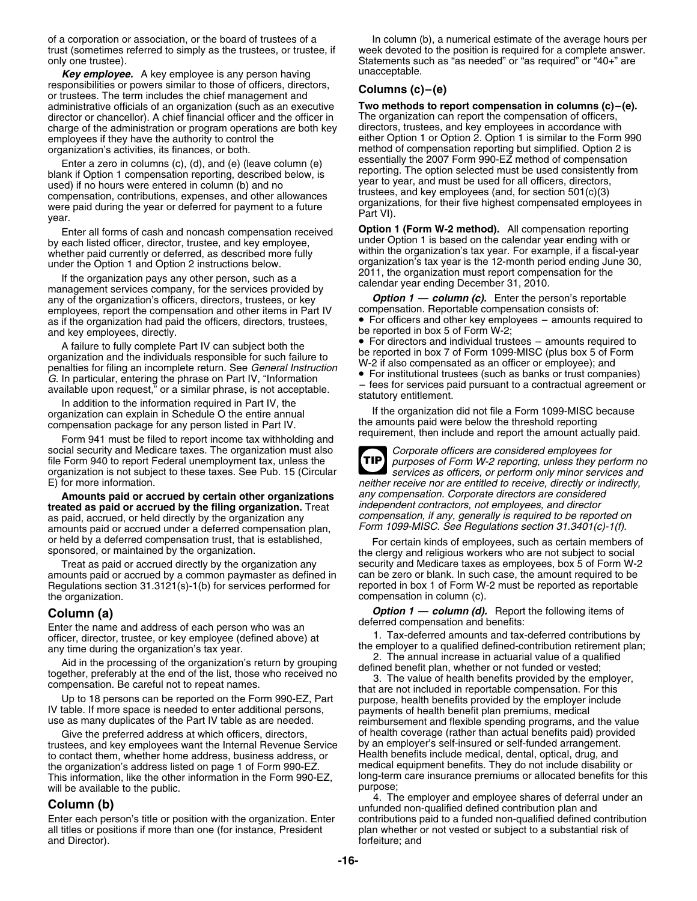of a corporation or association, or the board of trustees of a trust (sometimes referred to simply as the trustees, or trustee, if only one trustee).

***Key employee.*** A key employee is any person having responsibilities or powers similar to those of officers, directors, or trustees. The term includes the chief management and administrative officials of an organization (such as an executive director or chancellor). A chief financial officer and the officer in charge of the administration or program operations are both key employees if they have the authority to control the organization's activities, its finances, or both.

Enter a zero in columns (c), (d), and (e) (leave column (e) blank if Option 1 compensation reporting, described below, is used) if no hours were entered in column (b) and no compensation, contributions, expenses, and other allowances were paid during the year or deferred for payment to a future year.

Enter all forms of cash and noncash compensation received by each listed officer, director, trustee, and key employee, whether paid currently or deferred, as described more fully under the Option 1 and Option 2 instructions below.

If the organization pays any other person, such as a management services company, for the services provided by any of the organization's officers, directors, trustees, or key employees, report the compensation and other items in Part IV as if the organization had paid the officers, directors, trustees, and key employees, directly.

A failure to fully complete Part IV can subject both the organization and the individuals responsible for such failure to penalties for filing an incomplete return. See *General Instruction G*. In particular, entering the phrase on Part IV, "Information available upon request," or a similar phrase, is not acceptable.

In addition to the information required in Part IV, the organization can explain in Schedule O the entire annual compensation package for any person listed in Part IV.

Form 941 must be filed to report income tax withholding and social security and Medicare taxes. The organization must also file Form 940 to report Federal unemployment tax, unless the organization is not subject to these taxes. See Pub. 15 (Circular E) for more information.

**Amounts paid or accrued by certain other organizations treated as paid or accrued by the filing organization.** Treat as paid, accrued, or held directly by the organization any amounts paid or accrued under a deferred compensation plan, or held by a deferred compensation trust, that is established, sponsored, or maintained by the organization.

Treat as paid or accrued directly by the organization any amounts paid or accrued by a common paymaster as defined in Regulations section 31.3121(s)-1(b) for services performed for the organization.

## Column (a)

Enter the name and address of each person who was an officer, director, trustee, or key employee (defined above) at any time during the organization's tax year.

Aid in the processing of the organization's return by grouping together, preferably at the end of the list, those who received no compensation. Be careful not to repeat names.

Up to 18 persons can be reported on the Form 990-EZ, Part IV table. If more space is needed to enter additional persons, use as many duplicates of the Part IV table as are needed.

Give the preferred address at which officers, directors, trustees, and key employees want the Internal Revenue Service to contact them, whether home address, business address, or the organization's address listed on page 1 of Form 990-EZ. This information, like the other information in the Form 990-EZ, will be available to the public.

## Column (b)

Enter each person's title or position with the organization. Enter all titles or positions if more than one (for instance, President and Director).

In column (b), a numerical estimate of the average hours per week devoted to the position is required for a complete answer. Statements such as "as needed" or "as required" or "40+" are unacceptable.

## Columns (c)–(e)

**Two methods to report compensation in columns (c)–(e).** The organization can report the compensation of officers, directors, trustees, and key employees in accordance with either Option 1 or Option 2. Option 1 is similar to the Form 990 method of compensation reporting but simplified. Option 2 is essentially the 2007 Form 990-EZ method of compensation reporting. The option selected must be used consistently from year to year, and must be used for all officers, directors, trustees, and key employees (and, for section 501(c)(3) organizations, for their five highest compensated employees in Part VI).

**Option 1 (Form W-2 method).** All compensation reporting under Option 1 is based on the calendar year ending with or within the organization's tax year. For example, if a fiscal-year organization's tax year is the 12-month period ending June 30, 2011, the organization must report compensation for the calendar year ending December 31, 2010.

***Option 1 — column (c).*** Enter the person's reportable compensation. Reportable compensation consists of:

- For officers and other key employees – amounts required to be reported in box 5 of Form W-2;
- For directors and individual trustees – amounts required to be reported in box 7 of Form 1099-MISC (plus box 5 of Form W-2 if also compensated as an officer or employee); and
- For institutional trustees (such as banks or trust companies) – fees for services paid pursuant to a contractual agreement or statutory entitlement.

If the organization did not file a Form 1099-MISC because the amounts paid were below the threshold reporting requirement, then include and report the amount actually paid.

**TIP** *Corporate officers are considered employees for purposes of Form W-2 reporting, unless they perform no services as officers, or perform only minor services and neither receive nor are entitled to receive, directly or indirectly, any compensation. Corporate directors are considered independent contractors, not employees, and director compensation, if any, generally is required to be reported on Form 1099-MISC. See Regulations section 31.3401(c)-1(f).*

For certain kinds of employees, such as certain members of the clergy and religious workers who are not subject to social security and Medicare taxes as employees, box 5 of Form W-2 can be zero or blank. In such case, the amount required to be reported in box 1 of Form W-2 must be reported as reportable compensation in column (c).

***Option 1 — column (d).*** Report the following items of deferred compensation and benefits:

1. Tax-deferred amounts and tax-deferred contributions by the employer to a qualified defined-contribution retirement plan;
2. The annual increase in actuarial value of a qualified defined benefit plan, whether or not funded or vested;
3. The value of health benefits provided by the employer, that are not included in reportable compensation. For this purpose, health benefits provided by the employer include payments of health benefit plan premiums, medical reimbursement and flexible spending programs, and the value of health coverage (rather than actual benefits paid) provided by an employer's self-insured or self-funded arrangement. Health benefits include medical, dental, optical, drug, and medical equipment benefits. They do not include disability or long-term care insurance premiums or allocated benefits for this purpose;
4. The employer and employee shares of deferral under an unfunded non-qualified defined contribution plan and contributions paid to a funded non-qualified defined contribution plan whether or not vested or subject to a substantial risk of forfeiture; and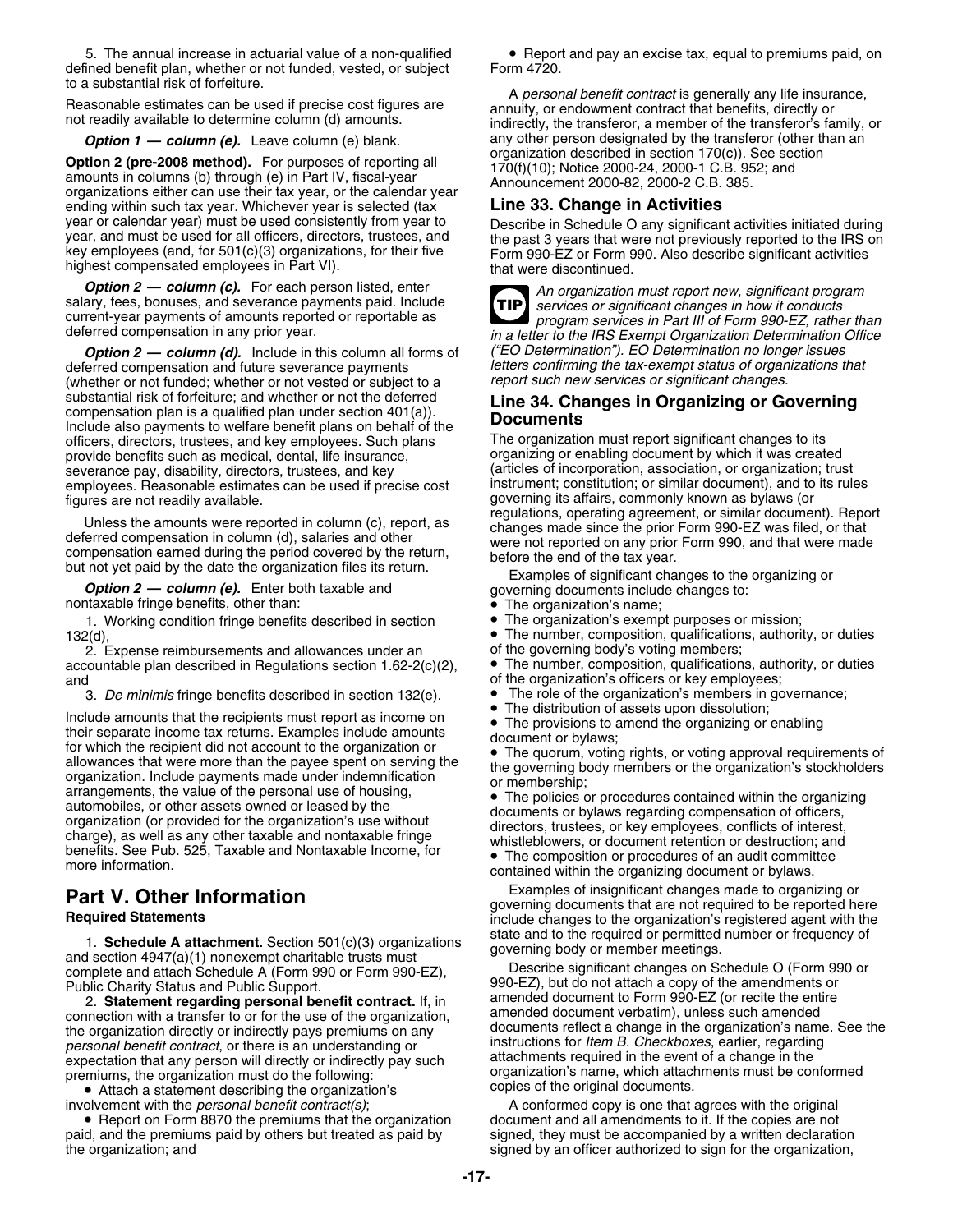5. The annual increase in actuarial value of a non-qualified defined benefit plan, whether or not funded, vested, or subject to a substantial risk of forfeiture.

Reasonable estimates can be used if precise cost figures are not readily available to determine column (d) amounts.

***Option 1 — column (e).*** Leave column (e) blank.

**Option 2 (pre-2008 method).** For purposes of reporting all amounts in columns (b) through (e) in Part IV, fiscal-year organizations either can use their tax year, or the calendar year ending within such tax year. Whichever year is selected (tax year or calendar year) must be used consistently from year to year, and must be used for all officers, directors, trustees, and key employees (and, for 501(c)(3) organizations, for their five highest compensated employees in Part VI).

***Option 2 — column (c).*** For each person listed, enter salary, fees, bonuses, and severance payments paid. Include current-year payments of amounts reported or reportable as deferred compensation in any prior year.

***Option 2 — column (d).*** Include in this column all forms of deferred compensation and future severance payments (whether or not funded; whether or not vested or subject to a substantial risk of forfeiture; and whether or not the deferred compensation plan is a qualified plan under section 401(a)). Include also payments to welfare benefit plans on behalf of the officers, directors, trustees, and key employees. Such plans provide benefits such as medical, dental, life insurance, severance pay, disability, directors, trustees, and key employees. Reasonable estimates can be used if precise cost figures are not readily available.

Unless the amounts were reported in column (c), report, as deferred compensation in column (d), salaries and other compensation earned during the period covered by the return, but not yet paid by the date the organization files its return.

***Option 2 — column (e).*** Enter both taxable and nontaxable fringe benefits, other than:

1. Working condition fringe benefits described in section 132(d),
2. Expense reimbursements and allowances under an accountable plan described in Regulations section 1.62-2(c)(2), and
3. *De minimis* fringe benefits described in section 132(e).

Include amounts that the recipients must report as income on their separate income tax returns. Examples include amounts for which the recipient did not account to the organization or allowances that were more than the payee spent on serving the organization. Include payments made under indemnification arrangements, the value of the personal use of housing, automobiles, or other assets owned or leased by the organization (or provided for the organization's use without charge), as well as any other taxable and nontaxable fringe benefits. See Pub. 525, Taxable and Nontaxable Income, for more information.

# Part V. Other Information

**Required Statements**

1. **Schedule A attachment.** Section 501(c)(3) organizations and section 4947(a)(1) nonexempt charitable trusts must complete and attach Schedule A (Form 990 or Form 990-EZ), Public Charity Status and Public Support.

2. **Statement regarding personal benefit contract.** If, in connection with a transfer to or for the use of the organization, the organization directly or indirectly pays premiums on any *personal benefit contract*, or there is an understanding or expectation that any person will directly or indirectly pay such premiums, the organization must do the following:

- Attach a statement describing the organization's involvement with the *personal benefit contract(s)*;
- Report on Form 8870 the premiums that the organization paid, and the premiums paid by others but treated as paid by the organization; and
- Report and pay an excise tax, equal to premiums paid, on Form 4720.

A *personal benefit contract* is generally any life insurance, annuity, or endowment contract that benefits, directly or indirectly, the transferor, a member of the transferor's family, or any other person designated by the transferor (other than an organization described in section 170(c)). See section 170(f)(10); Notice 2000-24, 2000-1 C.B. 952; and Announcement 2000-82, 2000-2 C.B. 385.

## Line 33. Change in Activities

Describe in Schedule O any significant activities initiated during the past 3 years that were not previously reported to the IRS on Form 990-EZ or Form 990. Also describe significant activities that were discontinued.

**TIP** *An organization must report new, significant program services or significant changes in how it conducts program services in Part III of Form 990-EZ, rather than in a letter to the IRS Exempt Organization Determination Office ("EO Determination"). EO Determination no longer issues letters confirming the tax-exempt status of organizations that report such new services or significant changes.*

## Line 34. Changes in Organizing or Governing Documents

The organization must report significant changes to its organizing or enabling document by which it was created (articles of incorporation, association, or organization; trust instrument; constitution; or similar document), and to its rules governing its affairs, commonly known as bylaws (or regulations, operating agreement, or similar document). Report changes made since the prior Form 990-EZ was filed, or that were not reported on any prior Form 990, and that were made before the end of the tax year.

Examples of significant changes to the organizing or governing documents include changes to:

- The organization's name;
- The organization's exempt purposes or mission;
- The number, composition, qualifications, authority, or duties of the governing body's voting members;
- The number, composition, qualifications, authority, or duties of the organization's officers or key employees;
- The role of the organization's members in governance;
- The distribution of assets upon dissolution;
- The provisions to amend the organizing or enabling document or bylaws;
- The quorum, voting rights, or voting approval requirements of the governing body members or the organization's stockholders or membership;
- The policies or procedures contained within the organizing documents or bylaws regarding compensation of officers, directors, trustees, or key employees, conflicts of interest, whistleblowers, or document retention or destruction; and
- The composition or procedures of an audit committee contained within the organizing document or bylaws.

Examples of insignificant changes made to organizing or governing documents that are not required to be reported here include changes to the organization's registered agent with the state and to the required or permitted number or frequency of governing body or member meetings.

Describe significant changes on Schedule O (Form 990 or 990-EZ), but do not attach a copy of the amendments or amended document to Form 990-EZ (or recite the entire amended document verbatim), unless such amended documents reflect a change in the organization's name. See the instructions for *Item B. Checkboxes*, earlier, regarding attachments required in the event of a change in the organization's name, which attachments must be conformed copies of the original documents.

A conformed copy is one that agrees with the original document and all amendments to it. If the copies are not signed, they must be accompanied by a written declaration signed by an officer authorized to sign for the organization,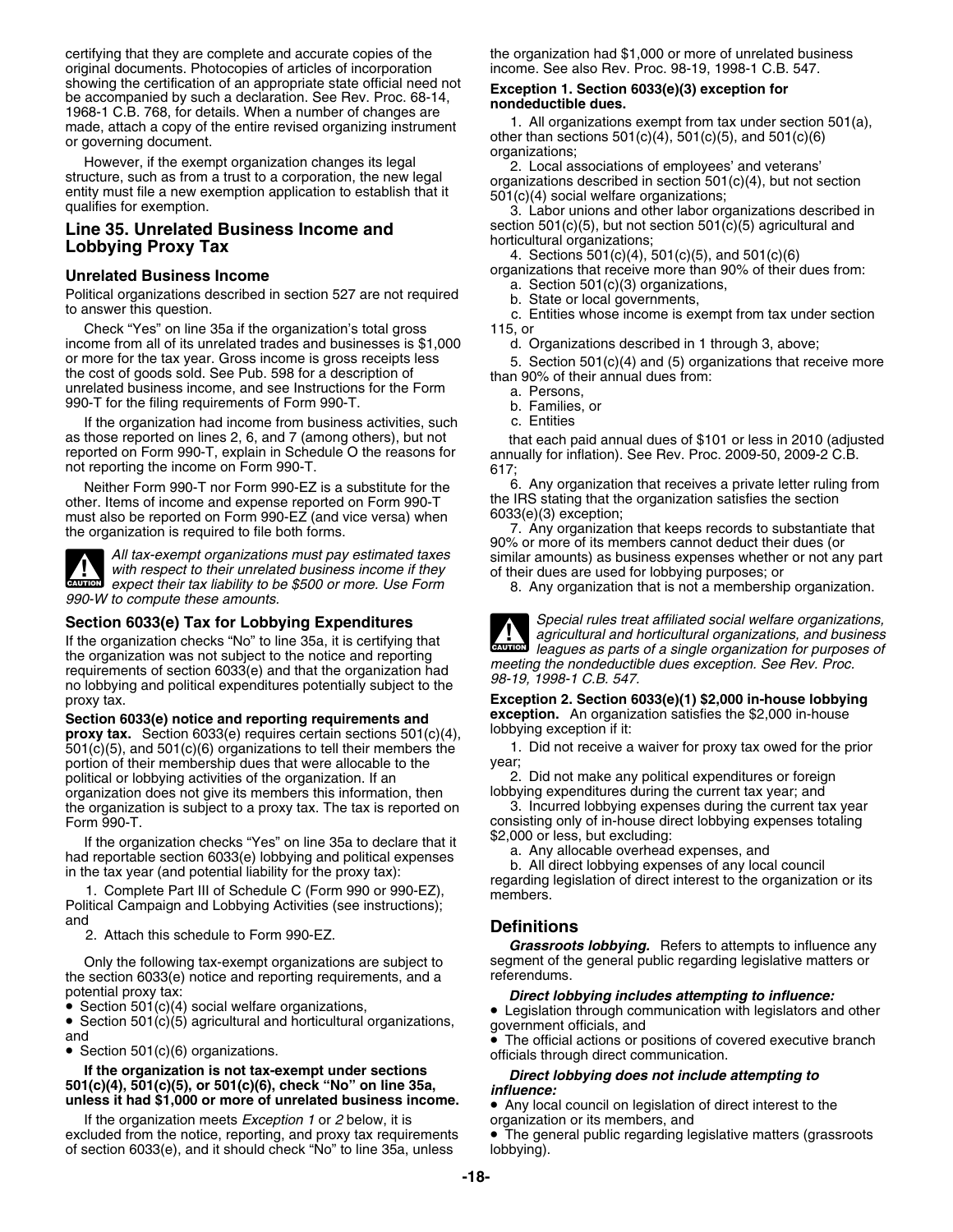certifying that they are complete and accurate copies of the original documents. Photocopies of articles of incorporation showing the certification of an appropriate state official need not be accompanied by such a declaration. See Rev. Proc. 68-14, 1968-1 C.B. 768, for details. When a number of changes are made, attach a copy of the entire revised organizing instrument or governing document.

However, if the exempt organization changes its legal structure, such as from a trust to a corporation, the new legal entity must file a new exemption application to establish that it qualifies for exemption.

## Line 35. Unrelated Business Income and Lobbying Proxy Tax

### Unrelated Business Income

Political organizations described in section 527 are not required to answer this question.

Check "Yes" on line 35a if the organization's total gross income from all of its unrelated trades and businesses is $1,000 or more for the tax year. Gross income is gross receipts less the cost of goods sold. See Pub. 598 for a description of unrelated business income, and see Instructions for the Form 990-T for the filing requirements of Form 990-T.

If the organization had income from business activities, such as those reported on lines 2, 6, and 7 (among others), but not reported on Form 990-T, explain in Schedule O the reasons for not reporting the income on Form 990-T.

Neither Form 990-T nor Form 990-EZ is a substitute for the other. Items of income and expense reported on Form 990-T must also be reported on Form 990-EZ (and vice versa) when the organization is required to file both forms.

**CAUTION** *All tax-exempt organizations must pay estimated taxes with respect to their unrelated business income if they expect their tax liability to be $500 or more. Use Form 990-W to compute these amounts.*

### Section 6033(e) Tax for Lobbying Expenditures

If the organization checks "No" to line 35a, it is certifying that the organization was not subject to the notice and reporting requirements of section 6033(e) and that the organization had no lobbying and political expenditures potentially subject to the proxy tax.

**Section 6033(e) notice and reporting requirements and proxy tax.** Section 6033(e) requires certain sections 501(c)(4), 501(c)(5), and 501(c)(6) organizations to tell their members the portion of their membership dues that were allocable to the political or lobbying activities of the organization. If an organization does not give its members this information, then the organization is subject to a proxy tax. The tax is reported on Form 990-T.

If the organization checks "Yes" on line 35a to declare that it had reportable section 6033(e) lobbying and political expenses in the tax year (and potential liability for the proxy tax):

1. Complete Part III of Schedule C (Form 990 or 990-EZ), Political Campaign and Lobbying Activities (see instructions); and
2. Attach this schedule to Form 990-EZ.

Only the following tax-exempt organizations are subject to the section 6033(e) notice and reporting requirements, and a potential proxy tax:

- Section 501(c)(4) social welfare organizations,
- Section 501(c)(5) agricultural and horticultural organizations, and
- Section 501(c)(6) organizations.

**If the organization is not tax-exempt under sections 501(c)(4), 501(c)(5), or 501(c)(6), check "No" on line 35a, unless it had $1,000 or more of unrelated business income.**

If the organization meets *Exception 1* or *2* below, it is excluded from the notice, reporting, and proxy tax requirements of section 6033(e), and it should check "No" to line 35a, unless the organization had $1,000 or more of unrelated business income. See also Rev. Proc. 98-19, 1998-1 C.B. 547.

**Exception 1. Section 6033(e)(3) exception for nondeductible dues.**

1. All organizations exempt from tax under section 501(a), other than sections 501(c)(4), 501(c)(5), and 501(c)(6) organizations;
2. Local associations of employees' and veterans' organizations described in section 501(c)(4), but not section 501(c)(4) social welfare organizations;
3. Labor unions and other labor organizations described in section 501(c)(5), but not section 501(c)(5) agricultural and horticultural organizations;
4. Sections 501(c)(4), 501(c)(5), and 501(c)(6) organizations that receive more than 90% of their dues from:
   a. Section 501(c)(3) organizations,
   b. State or local governments,
   c. Entities whose income is exempt from tax under section 115, or
   d. Organizations described in 1 through 3, above;
5. Section 501(c)(4) and (5) organizations that receive more than 90% of their annual dues from:
   a. Persons,
   b. Families, or
   c. Entities

   that each paid annual dues of $101 or less in 2010 (adjusted annually for inflation). See Rev. Proc. 2009-50, 2009-2 C.B. 617;
6. Any organization that receives a private letter ruling from the IRS stating that the organization satisfies the section 6033(e)(3) exception;
7. Any organization that keeps records to substantiate that 90% or more of its members cannot deduct their dues (or similar amounts) as business expenses whether or not any part of their dues are used for lobbying purposes; or
8. Any organization that is not a membership organization.

**CAUTION** *Special rules treat affiliated social welfare organizations, agricultural and horticultural organizations, and business leagues as parts of a single organization for purposes of meeting the nondeductible dues exception. See Rev. Proc. 98-19, 1998-1 C.B. 547.*

**Exception 2. Section 6033(e)(1) $2,000 in-house lobbying exception.** An organization satisfies the $2,000 in-house lobbying exception if it:

1. Did not receive a waiver for proxy tax owed for the prior year;
2. Did not make any political expenditures or foreign lobbying expenditures during the current tax year; and
3. Incurred lobbying expenses during the current tax year consisting only of in-house direct lobbying expenses totaling $2,000 or less, but excluding:
   a. Any allocable overhead expenses, and
   b. All direct lobbying expenses of any local council regarding legislation of direct interest to the organization or its members.

## Definitions

***Grassroots lobbying.*** Refers to attempts to influence any segment of the general public regarding legislative matters or referendums.

***Direct lobbying includes attempting to influence:***

- Legislation through communication with legislators and other government officials, and
- The official actions or positions of covered executive branch officials through direct communication.

***Direct lobbying does not include attempting to influence:***

- Any local council on legislation of direct interest to the organization or its members, and
- The general public regarding legislative matters (grassroots lobbying).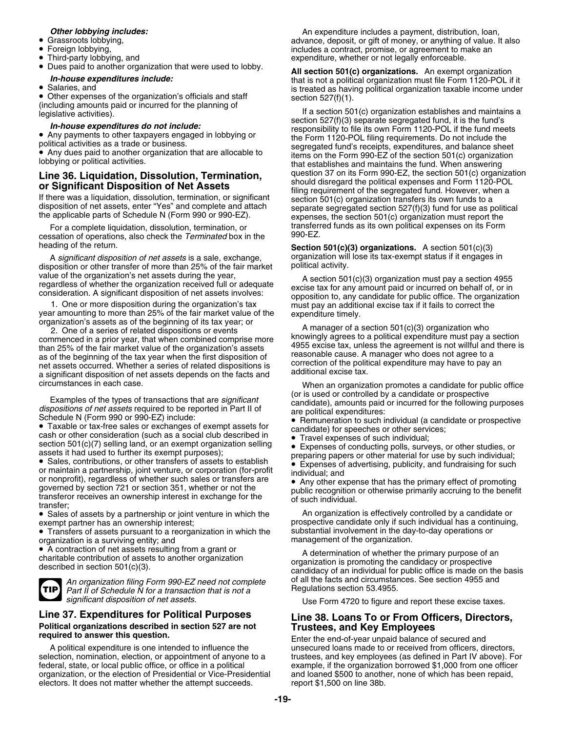***Other lobbying includes:***

- Grassroots lobbying,
- Foreign lobbying,
- Third-party lobbying, and
- Dues paid to another organization that were used to lobby.

***In-house expenditures include:***

- Salaries, and
- Other expenses of the organization's officials and staff (including amounts paid or incurred for the planning of legislative activities).

***In-house expenditures do not include:***

- Any payments to other taxpayers engaged in lobbying or political activities as a trade or business.
- Any dues paid to another organization that are allocable to lobbying or political activities.

## Line 36. Liquidation, Dissolution, Termination, or Significant Disposition of Net Assets

If there was a liquidation, dissolution, termination, or significant disposition of net assets, enter "Yes" and complete and attach the applicable parts of Schedule N (Form 990 or 990-EZ).

For a complete liquidation, dissolution, termination, or cessation of operations, also check the *Terminated* box in the heading of the return.

A *significant disposition of net assets* is a sale, exchange, disposition or other transfer of more than 25% of the fair market value of the organization's net assets during the year, regardless of whether the organization received full or adequate consideration. A significant disposition of net assets involves:

1. One or more disposition during the organization's tax year amounting to more than 25% of the fair market value of the organization's assets as of the beginning of its tax year; or
2. One of a series of related dispositions or events commenced in a prior year, that when combined comprise more than 25% of the fair market value of the organization's assets as of the beginning of the tax year when the first disposition of net assets occurred. Whether a series of related dispositions is a significant disposition of net assets depends on the facts and circumstances in each case.

Examples of the types of transactions that are *significant dispositions of net assets* required to be reported in Part II of Schedule N (Form 990 or 990-EZ) include:

- Taxable or tax-free sales or exchanges of exempt assets for cash or other consideration (such as a social club described in section 501(c)(7) selling land, or an exempt organization selling assets it had used to further its exempt purposes);
- Sales, contributions, or other transfers of assets to establish or maintain a partnership, joint venture, or corporation (for-profit or nonprofit), regardless of whether such sales or transfers are governed by section 721 or section 351, whether or not the transferor receives an ownership interest in exchange for the transfer;
- Sales of assets by a partnership or joint venture in which the exempt partner has an ownership interest;
- Transfers of assets pursuant to a reorganization in which the organization is a surviving entity; and
- A contraction of net assets resulting from a grant or charitable contribution of assets to another organization described in section 501(c)(3).

**TIP** *An organization filing Form 990-EZ need not complete Part II of Schedule N for a transaction that is not a significant disposition of net assets.*

## Line 37. Expenditures for Political Purposes

**Political organizations described in section 527 are not required to answer this question.**

A political expenditure is one intended to influence the selection, nomination, election, or appointment of anyone to a federal, state, or local public office, or office in a political organization, or the election of Presidential or Vice-Presidential electors. It does not matter whether the attempt succeeds.

An expenditure includes a payment, distribution, loan, advance, deposit, or gift of money, or anything of value. It also includes a contract, promise, or agreement to make an expenditure, whether or not legally enforceable.

**All section 501(c) organizations.** An exempt organization that is not a political organization must file Form 1120-POL if it is treated as having political organization taxable income under section 527(f)(1).

If a section 501(c) organization establishes and maintains a section 527(f)(3) separate segregated fund, it is the fund's responsibility to file its own Form 1120-POL if the fund meets the Form 1120-POL filing requirements. Do not include the segregated fund's receipts, expenditures, and balance sheet items on the Form 990-EZ of the section 501(c) organization that establishes and maintains the fund. When answering question 37 on its Form 990-EZ, the section 501(c) organization should disregard the political expenses and Form 1120-POL filing requirement of the segregated fund. However, when a section 501(c) organization transfers its own funds to a separate segregated section 527(f)(3) fund for use as political expenses, the section 501(c) organization must report the transferred funds as its own political expenses on its Form 990-EZ.

**Section 501(c)(3) organizations.** A section 501(c)(3) organization will lose its tax-exempt status if it engages in political activity.

A section 501(c)(3) organization must pay a section 4955 excise tax for any amount paid or incurred on behalf of, or in opposition to, any candidate for public office. The organization must pay an additional excise tax if it fails to correct the expenditure timely.

A manager of a section 501(c)(3) organization who knowingly agrees to a political expenditure must pay a section 4955 excise tax, unless the agreement is not willful and there is reasonable cause. A manager who does not agree to a correction of the political expenditure may have to pay an additional excise tax.

When an organization promotes a candidate for public office (or is used or controlled by a candidate or prospective candidate), amounts paid or incurred for the following purposes are political expenditures:

- Remuneration to such individual (a candidate or prospective candidate) for speeches or other services;
- Travel expenses of such individual;
- Expenses of conducting polls, surveys, or other studies, or preparing papers or other material for use by such individual;
- Expenses of advertising, publicity, and fundraising for such individual; and
- Any other expense that has the primary effect of promoting public recognition or otherwise primarily accruing to the benefit of such individual.

An organization is effectively controlled by a candidate or prospective candidate only if such individual has a continuing, substantial involvement in the day-to-day operations or management of the organization.

A determination of whether the primary purpose of an organization is promoting the candidacy or prospective candidacy of an individual for public office is made on the basis of all the facts and circumstances. See section 4955 and Regulations section 53.4955.

Use Form 4720 to figure and report these excise taxes.

## Line 38. Loans To or From Officers, Directors, Trustees, and Key Employees

Enter the end-of-year unpaid balance of secured and unsecured loans made to or received from officers, directors, trustees, and key employees (as defined in Part IV above). For example, if the organization borrowed $1,000 from one officer and loaned $500 to another, none of which has been repaid, report $1,500 on line 38b.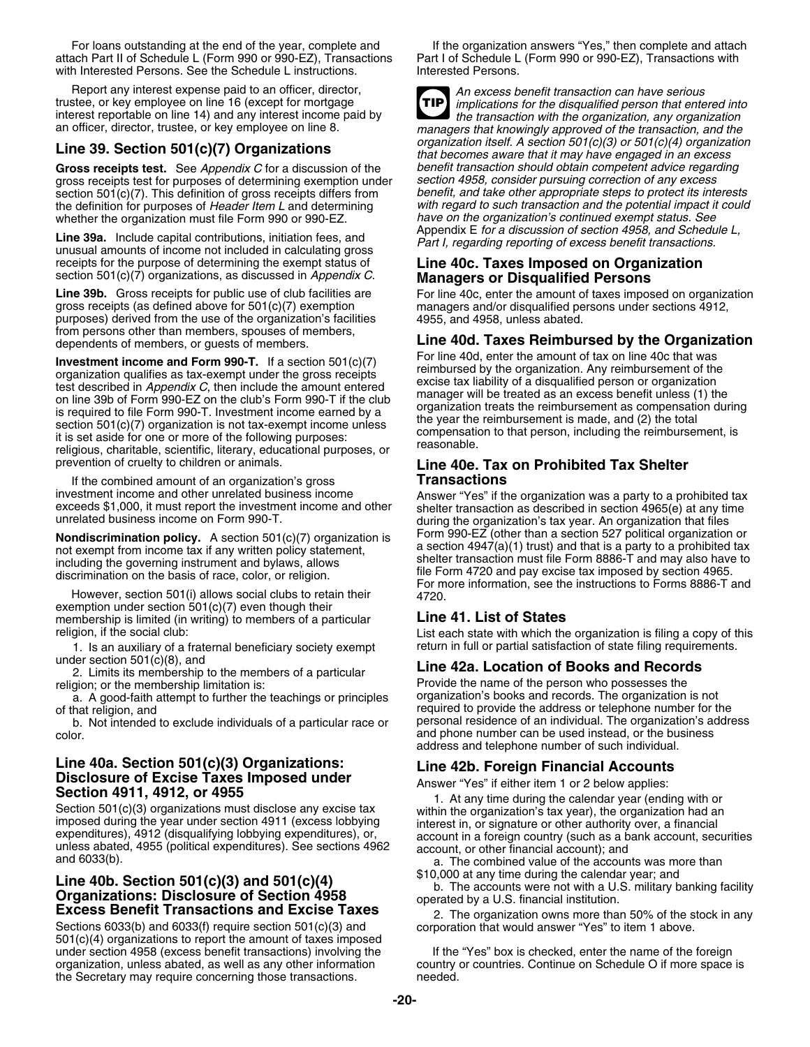For loans outstanding at the end of the year, complete and attach Part II of Schedule L (Form 990 or 990-EZ), Transactions with Interested Persons. See the Schedule L instructions.

Report any interest expense paid to an officer, director, trustee, or key employee on line 16 (except for mortgage interest reportable on line 14) and any interest income paid by an officer, director, trustee, or key employee on line 8.

## Line 39. Section 501(c)(7) Organizations

**Gross receipts test.** See *Appendix C* for a discussion of the gross receipts test for purposes of determining exemption under section 501(c)(7). This definition of gross receipts differs from the definition for purposes of *Header Item L* and determining whether the organization must file Form 990 or 990-EZ.

**Line 39a.** Include capital contributions, initiation fees, and unusual amounts of income not included in calculating gross receipts for the purpose of determining the exempt status of section 501(c)(7) organizations, as discussed in *Appendix C*.

**Line 39b.** Gross receipts for public use of club facilities are gross receipts (as defined above for 501(c)(7) exemption purposes) derived from the use of the organization's facilities from persons other than members, spouses of members, dependents of members, or guests of members.

**Investment income and Form 990-T.** If a section 501(c)(7) organization qualifies as tax-exempt under the gross receipts test described in *Appendix C*, then include the amount entered on line 39b of Form 990-EZ on the club's Form 990-T if the club is required to file Form 990-T. Investment income earned by a section 501(c)(7) organization is not tax-exempt income unless it is set aside for one or more of the following purposes: religious, charitable, scientific, literary, educational purposes, or prevention of cruelty to children or animals.

If the combined amount of an organization's gross investment income and other unrelated business income exceeds $1,000, it must report the investment income and other unrelated business income on Form 990-T.

**Nondiscrimination policy.** A section 501(c)(7) organization is not exempt from income tax if any written policy statement, including the governing instrument and bylaws, allows discrimination on the basis of race, color, or religion.

However, section 501(i) allows social clubs to retain their exemption under section 501(c)(7) even though their membership is limited (in writing) to members of a particular religion, if the social club:

1. Is an auxiliary of a fraternal beneficiary society exempt under section 501(c)(8), and
2. Limits its membership to the members of a particular religion; or the membership limitation is:
   a. A good-faith attempt to further the teachings or principles of that religion, and
   b. Not intended to exclude individuals of a particular race or color.

## Line 40a. Section 501(c)(3) Organizations: Disclosure of Excise Taxes Imposed under Section 4911, 4912, or 4955

Section 501(c)(3) organizations must disclose any excise tax imposed during the year under section 4911 (excess lobbying expenditures), 4912 (disqualifying lobbying expenditures), or, unless abated, 4955 (political expenditures). See sections 4962 and 6033(b).

## Line 40b. Section 501(c)(3) and 501(c)(4) Organizations: Disclosure of Section 4958 Excess Benefit Transactions and Excise Taxes

Sections 6033(b) and 6033(f) require section 501(c)(3) and 501(c)(4) organizations to report the amount of taxes imposed under section 4958 (excess benefit transactions) involving the organization, unless abated, as well as any other information the Secretary may require concerning those transactions.

If the organization answers "Yes," then complete and attach Part I of Schedule L (Form 990 or 990-EZ), Transactions with Interested Persons.

**TIP** *An excess benefit transaction can have serious implications for the disqualified person that entered into the transaction with the organization, any organization managers that knowingly approved of the transaction, and the organization itself. A section 501(c)(3) or 501(c)(4) organization that becomes aware that it may have engaged in an excess benefit transaction should obtain competent advice regarding section 4958, consider pursuing correction of any excess benefit, and take other appropriate steps to protect its interests with regard to such transaction and the potential impact it could have on the organization's continued exempt status. See* Appendix E *for a discussion of section 4958, and Schedule L, Part I, regarding reporting of excess benefit transactions.*

## Line 40c. Taxes Imposed on Organization Managers or Disqualified Persons

For line 40c, enter the amount of taxes imposed on organization managers and/or disqualified persons under sections 4912, 4955, and 4958, unless abated.

## Line 40d. Taxes Reimbursed by the Organization

For line 40d, enter the amount of tax on line 40c that was reimbursed by the organization. Any reimbursement of the excise tax liability of a disqualified person or organization manager will be treated as an excess benefit unless (1) the organization treats the reimbursement as compensation during the year the reimbursement is made, and (2) the total compensation to that person, including the reimbursement, is reasonable.

## Line 40e. Tax on Prohibited Tax Shelter Transactions

Answer "Yes" if the organization was a party to a prohibited tax shelter transaction as described in section 4965(e) at any time during the organization's tax year. An organization that files Form 990-EZ (other than a section 527 political organization or a section 4947(a)(1) trust) and that is a party to a prohibited tax shelter transaction must file Form 8886-T and may also have to file Form 4720 and pay excise tax imposed by section 4965. For more information, see the instructions to Forms 8886-T and 4720.

## Line 41. List of States

List each state with which the organization is filing a copy of this return in full or partial satisfaction of state filing requirements.

## Line 42a. Location of Books and Records

Provide the name of the person who possesses the organization's books and records. The organization is not required to provide the address or telephone number for the personal residence of an individual. The organization's address and phone number can be used instead, or the business address and telephone number of such individual.

## Line 42b. Foreign Financial Accounts

Answer "Yes" if either item 1 or 2 below applies:

1. At any time during the calendar year (ending with or within the organization's tax year), the organization had an interest in, or signature or other authority over, a financial account in a foreign country (such as a bank account, securities account, or other financial account); and
   a. The combined value of the accounts was more than $10,000 at any time during the calendar year; and
   b. The accounts were not with a U.S. military banking facility operated by a U.S. financial institution.
2. The organization owns more than 50% of the stock in any corporation that would answer "Yes" to item 1 above.

If the "Yes" box is checked, enter the name of the foreign country or countries. Continue on Schedule O if more space is needed.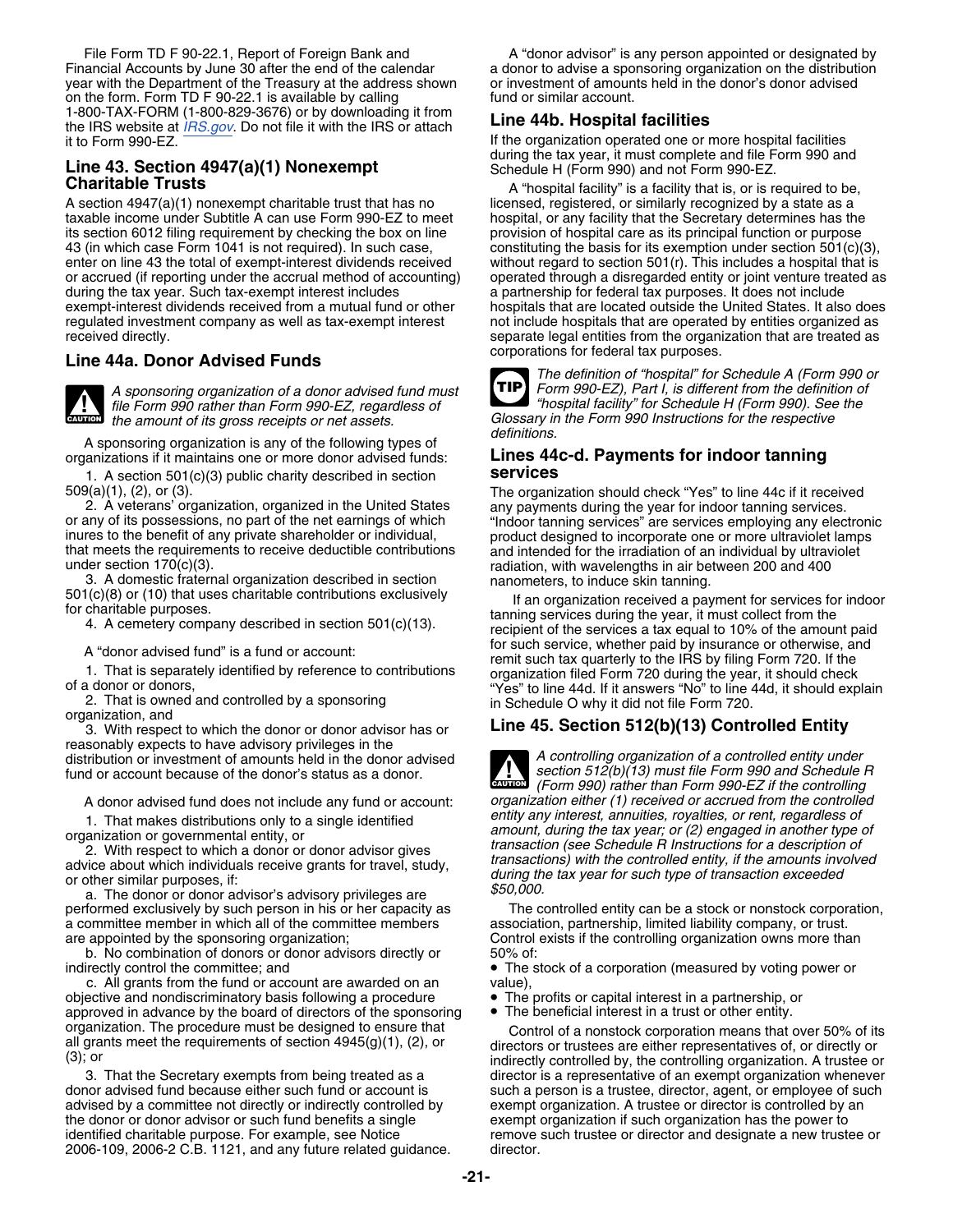File Form TD F 90-22.1, Report of Foreign Bank and Financial Accounts by June 30 after the end of the calendar year with the Department of the Treasury at the address shown on the form. Form TD F 90-22.1 is available by calling 1-800-TAX-FORM (1-800-829-3676) or by downloading it from the IRS website at IRS.gov. Do not file it with the IRS or attach it to Form 990-EZ.

## Line 43. Section 4947(a)(1) Nonexempt Charitable Trusts

A section 4947(a)(1) nonexempt charitable trust that has no taxable income under Subtitle A can use Form 990-EZ to meet its section 6012 filing requirement by checking the box on line 43 (in which case Form 1041 is not required). In such case, enter on line 43 the total of exempt-interest dividends received or accrued (if reporting under the accrual method of accounting) during the tax year. Such tax-exempt interest includes exempt-interest dividends received from a mutual fund or other regulated investment company as well as tax-exempt interest received directly.

## Line 44a. Donor Advised Funds

**CAUTION** *A sponsoring organization of a donor advised fund must file Form 990 rather than Form 990-EZ, regardless of the amount of its gross receipts or net assets.*

A sponsoring organization is any of the following types of organizations if it maintains one or more donor advised funds:

1. A section 501(c)(3) public charity described in section 509(a)(1), (2), or (3).
2. A veterans' organization, organized in the United States or any of its possessions, no part of the net earnings of which inures to the benefit of any private shareholder or individual, that meets the requirements to receive deductible contributions under section 170(c)(3).
3. A domestic fraternal organization described in section 501(c)(8) or (10) that uses charitable contributions exclusively for charitable purposes.
4. A cemetery company described in section 501(c)(13).

A "donor advised fund" is a fund or account:

1. That is separately identified by reference to contributions of a donor or donors,
2. That is owned and controlled by a sponsoring organization, and
3. With respect to which the donor or donor advisor has or reasonably expects to have advisory privileges in the distribution or investment of amounts held in the donor advised fund or account because of the donor's status as a donor.

A donor advised fund does not include any fund or account:

1. That makes distributions only to a single identified organization or governmental entity, or
2. With respect to which a donor or donor advisor gives advice about which individuals receive grants for travel, study, or other similar purposes, if:
   a. The donor or donor advisor's advisory privileges are performed exclusively by such person in his or her capacity as a committee member in which all of the committee members are appointed by the sponsoring organization;
   b. No combination of donors or donor advisors directly or indirectly control the committee; and
   c. All grants from the fund or account are awarded on an objective and nondiscriminatory basis following a procedure approved in advance by the board of directors of the sponsoring organization. The procedure must be designed to ensure that all grants meet the requirements of section 4945(g)(1), (2), or (3); or
3. That the Secretary exempts from being treated as a donor advised fund because either such fund or account is advised by a committee not directly or indirectly controlled by the donor or donor advisor or such fund benefits a single identified charitable purpose. For example, see Notice 2006-109, 2006-2 C.B. 1121, and any future related guidance.

A "donor advisor" is any person appointed or designated by a donor to advise a sponsoring organization on the distribution or investment of amounts held in the donor's donor advised fund or similar account.

## Line 44b. Hospital facilities

If the organization operated one or more hospital facilities during the tax year, it must complete and file Form 990 and Schedule H (Form 990) and not Form 990-EZ.

A "hospital facility" is a facility that is, or is required to be, licensed, registered, or similarly recognized by a state as a hospital, or any facility that the Secretary determines has the provision of hospital care as its principal function or purpose constituting the basis for its exemption under section 501(c)(3), without regard to section 501(r). This includes a hospital that is operated through a disregarded entity or joint venture treated as a partnership for federal tax purposes. It does not include hospitals that are located outside the United States. It also does not include hospitals that are operated by entities organized as separate legal entities from the organization that are treated as corporations for federal tax purposes.

**TIP** *The definition of "hospital" for Schedule A (Form 990 or Form 990-EZ), Part I, is different from the definition of "hospital facility" for Schedule H (Form 990). See the Glossary in the Form 990 Instructions for the respective definitions.*

## Lines 44c-d. Payments for indoor tanning services

The organization should check "Yes" to line 44c if it received any payments during the year for indoor tanning services. "Indoor tanning services" are services employing any electronic product designed to incorporate one or more ultraviolet lamps and intended for the irradiation of an individual by ultraviolet radiation, with wavelengths in air between 200 and 400 nanometers, to induce skin tanning.

If an organization received a payment for services for indoor tanning services during the year, it must collect from the recipient of the services a tax equal to 10% of the amount paid for such service, whether paid by insurance or otherwise, and remit such tax quarterly to the IRS by filing Form 720. If the organization filed Form 720 during the year, it should check "Yes" to line 44d. If it answers "No" to line 44d, it should explain in Schedule O why it did not file Form 720.

## Line 45. Section 512(b)(13) Controlled Entity

**CAUTION** *A controlling organization of a controlled entity under section 512(b)(13) must file Form 990 and Schedule R (Form 990) rather than Form 990-EZ if the controlling organization either (1) received or accrued from the controlled entity any interest, annuities, royalties, or rent, regardless of amount, during the tax year; or (2) engaged in another type of transaction (see Schedule R Instructions for a description of transactions) with the controlled entity, if the amounts involved during the tax year for such type of transaction exceeded $50,000.*

The controlled entity can be a stock or nonstock corporation, association, partnership, limited liability company, or trust. Control exists if the controlling organization owns more than 50% of:

- The stock of a corporation (measured by voting power or value),
- The profits or capital interest in a partnership, or
- The beneficial interest in a trust or other entity.

Control of a nonstock corporation means that over 50% of its directors or trustees are either representatives of, or directly or indirectly controlled by, the controlling organization. A trustee or director is a representative of an exempt organization whenever such a person is a trustee, director, agent, or employee of such exempt organization. A trustee or director is controlled by an exempt organization if such organization has the power to remove such trustee or director and designate a new trustee or director.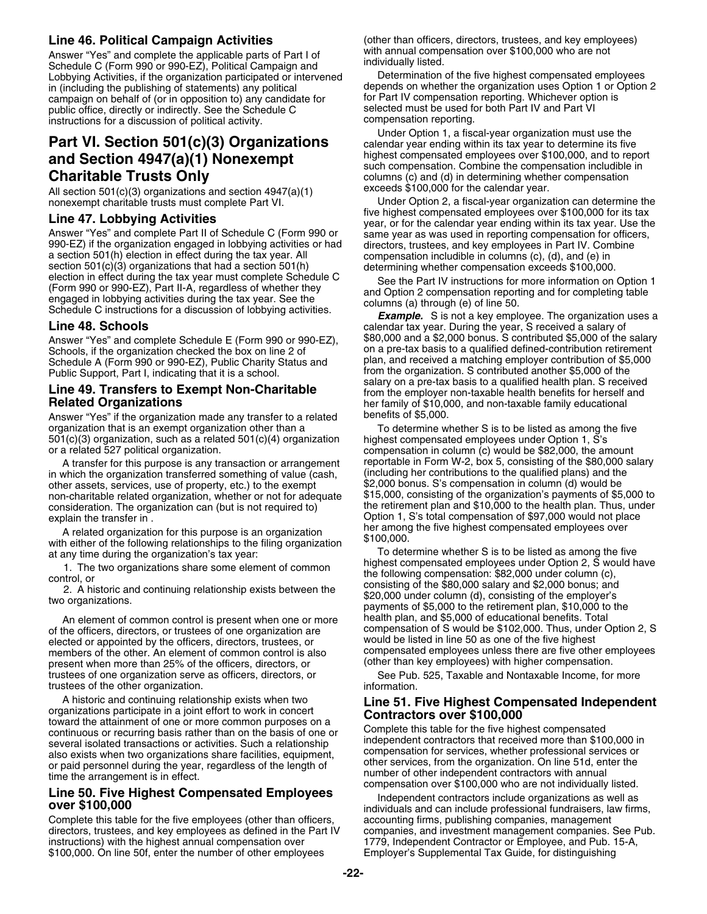### Line 46. Political Campaign Activities

Answer "Yes" and complete the applicable parts of Part I of Schedule C (Form 990 or 990-EZ), Political Campaign and Lobbying Activities, if the organization participated or intervened in (including the publishing of statements) any political campaign on behalf of (or in opposition to) any candidate for public office, directly or indirectly. See the Schedule C instructions for a discussion of political activity.

## Part VI. Section 501(c)(3) Organizations and Section 4947(a)(1) Nonexempt Charitable Trusts Only

All section 501(c)(3) organizations and section 4947(a)(1) nonexempt charitable trusts must complete Part VI.

### Line 47. Lobbying Activities

Answer "Yes" and complete Part II of Schedule C (Form 990 or 990-EZ) if the organization engaged in lobbying activities or had a section 501(h) election in effect during the tax year. All section 501(c)(3) organizations that had a section 501(h) election in effect during the tax year must complete Schedule C (Form 990 or 990-EZ), Part II-A, regardless of whether they engaged in lobbying activities during the tax year. See the Schedule C instructions for a discussion of lobbying activities.

### Line 48. Schools

Answer "Yes" and complete Schedule E (Form 990 or 990-EZ), Schools, if the organization checked the box on line 2 of Schedule A (Form 990 or 990-EZ), Public Charity Status and Public Support, Part I, indicating that it is a school.

### Line 49. Transfers to Exempt Non-Charitable Related Organizations

Answer "Yes" if the organization made any transfer to a related organization that is an exempt organization other than a 501(c)(3) organization, such as a related 501(c)(4) organization or a related 527 political organization.

A transfer for this purpose is any transaction or arrangement in which the organization transferred something of value (cash, other assets, services, use of property, etc.) to the exempt non-charitable related organization, whether or not for adequate consideration. The organization can (but is not required to) explain the transfer in .

A related organization for this purpose is an organization with either of the following relationships to the filing organization at any time during the organization's tax year:

1. The two organizations share some element of common control, or
2. A historic and continuing relationship exists between the two organizations.

An element of common control is present when one or more of the officers, directors, or trustees of one organization are elected or appointed by the officers, directors, trustees, or members of the other. An element of common control is also present when more than 25% of the officers, directors, or trustees of one organization serve as officers, directors, or trustees of the other organization.

A historic and continuing relationship exists when two organizations participate in a joint effort to work in concert toward the attainment of one or more common purposes on a continuous or recurring basis rather than on the basis of one or several isolated transactions or activities. Such a relationship also exists when two organizations share facilities, equipment, or paid personnel during the year, regardless of the length of time the arrangement is in effect.

### Line 50. Five Highest Compensated Employees over $100,000

Complete this table for the five employees (other than officers, directors, trustees, and key employees as defined in the Part IV instructions) with the highest annual compensation over $100,000. On line 50f, enter the number of other employees (other than officers, directors, trustees, and key employees) with annual compensation over $100,000 who are not individually listed.

Determination of the five highest compensated employees depends on whether the organization uses Option 1 or Option 2 for Part IV compensation reporting. Whichever option is selected must be used for both Part IV and Part VI compensation reporting.

Under Option 1, a fiscal-year organization must use the calendar year ending within its tax year to determine its five highest compensated employees over $100,000, and to report such compensation. Combine the compensation includible in columns (c) and (d) in determining whether compensation exceeds $100,000 for the calendar year.

Under Option 2, a fiscal-year organization can determine the five highest compensated employees over $100,000 for its tax year, or for the calendar year ending within its tax year. Use the same year as was used in reporting compensation for officers, directors, trustees, and key employees in Part IV. Combine compensation includible in columns (c), (d), and (e) in determining whether compensation exceeds $100,000.

See the Part IV instructions for more information on Option 1 and Option 2 compensation reporting and for completing table columns (a) through (e) of line 50.

***Example.*** S is not a key employee. The organization uses a calendar tax year. During the year, S received a salary of $80,000 and a $2,000 bonus. S contributed $5,000 of the salary on a pre-tax basis to a qualified defined-contribution retirement plan, and received a matching employer contribution of $5,000 from the organization. S contributed another $5,000 of the salary on a pre-tax basis to a qualified health plan. S received from the employer non-taxable health benefits for herself and her family of $10,000, and non-taxable family educational benefits of $5,000.

To determine whether S is to be listed as among the five highest compensated employees under Option 1, S's compensation in column (c) would be $82,000, the amount reportable in Form W-2, box 5, consisting of the $80,000 salary (including her contributions to the qualified plans) and the $2,000 bonus. S's compensation in column (d) would be $15,000, consisting of the organization's payments of $5,000 to the retirement plan and $10,000 to the health plan. Thus, under Option 1, S's total compensation of $97,000 would not place her among the five highest compensated employees over $100,000.

To determine whether S is to be listed as among the five highest compensated employees under Option 2, S would have the following compensation: $82,000 under column (c), consisting of the $80,000 salary and $2,000 bonus; and $20,000 under column (d), consisting of the employer's payments of $5,000 to the retirement plan, $10,000 to the health plan, and $5,000 of educational benefits. Total compensation of S would be $102,000. Thus, under Option 2, S would be listed in line 50 as one of the five highest compensated employees unless there are five other employees (other than key employees) with higher compensation.

See Pub. 525, Taxable and Nontaxable Income, for more information.

### Line 51. Five Highest Compensated Independent Contractors over $100,000

Complete this table for the five highest compensated independent contractors that received more than $100,000 in compensation for services, whether professional services or other services, from the organization. On line 51d, enter the number of other independent contractors with annual compensation over $100,000 who are not individually listed.

Independent contractors include organizations as well as individuals and can include professional fundraisers, law firms, accounting firms, publishing companies, management companies, and investment management companies. See Pub. 1779, Independent Contractor or Employee, and Pub. 15-A, Employer's Supplemental Tax Guide, for distinguishing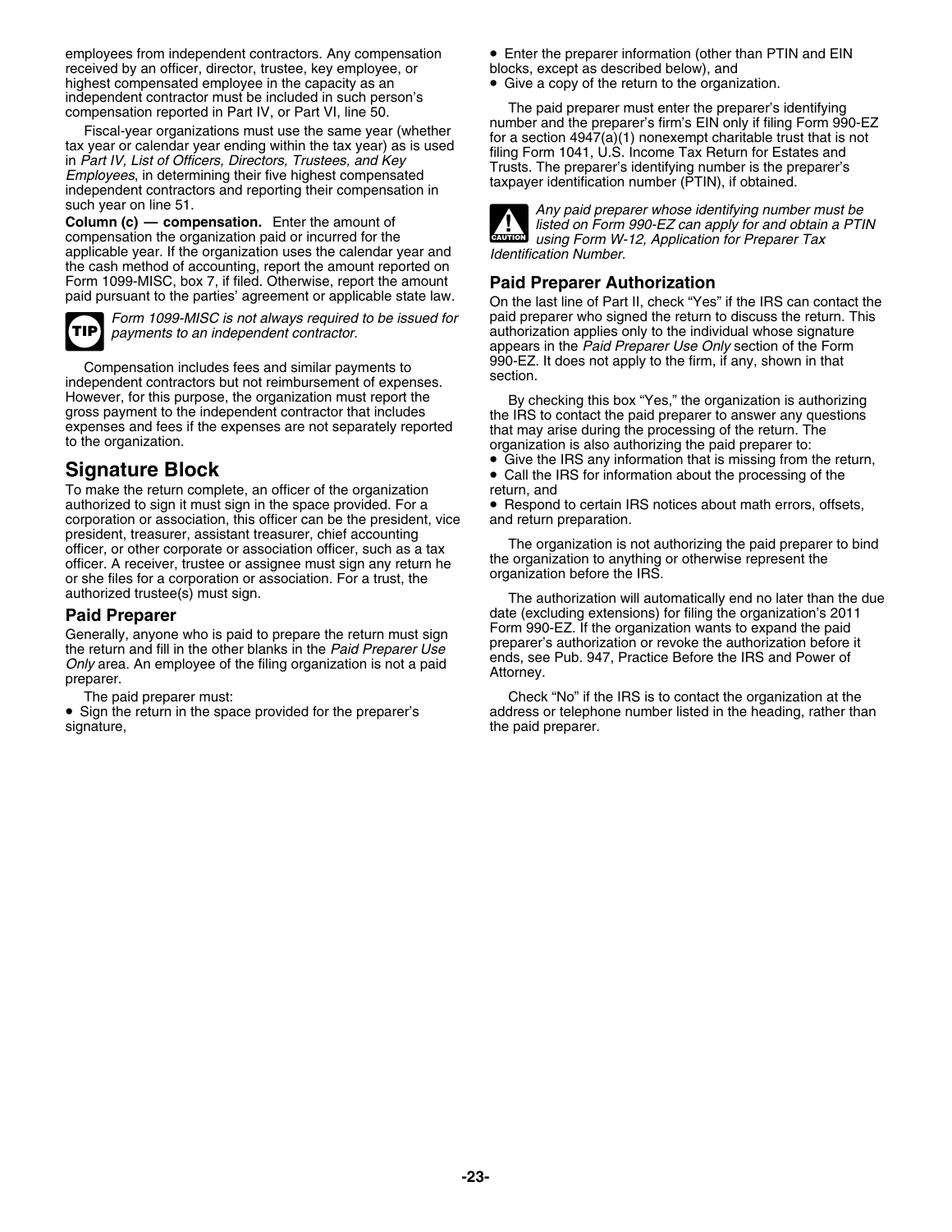employees from independent contractors. Any compensation received by an officer, director, trustee, key employee, or highest compensated employee in the capacity as an independent contractor must be included in such person's compensation reported in Part IV, or Part VI, line 50.

Fiscal-year organizations must use the same year (whether tax year or calendar year ending within the tax year) as is used in *Part IV, List of Officers, Directors, Trustees, and Key Employees*, in determining their five highest compensated independent contractors and reporting their compensation in such year on line 51.

**Column (c) — compensation.** Enter the amount of compensation the organization paid or incurred for the applicable year. If the organization uses the calendar year and the cash method of accounting, report the amount reported on Form 1099-MISC, box 7, if filed. Otherwise, report the amount paid pursuant to the parties' agreement or applicable state law.

**TIP** *Form 1099-MISC is not always required to be issued for payments to an independent contractor.*

Compensation includes fees and similar payments to independent contractors but not reimbursement of expenses. However, for this purpose, the organization must report the gross payment to the independent contractor that includes expenses and fees if the expenses are not separately reported to the organization.

## Signature Block

To make the return complete, an officer of the organization authorized to sign it must sign in the space provided. For a corporation or association, this officer can be the president, vice president, treasurer, assistant treasurer, chief accounting officer, or other corporate or association officer, such as a tax officer. A receiver, trustee or assignee must sign any return he or she files for a corporation or association. For a trust, the authorized trustee(s) must sign.

### Paid Preparer

Generally, anyone who is paid to prepare the return must sign the return and fill in the other blanks in the *Paid Preparer Use Only* area. An employee of the filing organization is not a paid preparer.

The paid preparer must:

- Sign the return in the space provided for the preparer's signature,
- Enter the preparer information (other than PTIN and EIN blocks, except as described below), and
- Give a copy of the return to the organization.

The paid preparer must enter the preparer's identifying number and the preparer's firm's EIN only if filing Form 990-EZ for a section 4947(a)(1) nonexempt charitable trust that is not filing Form 1041, U.S. Income Tax Return for Estates and Trusts. The preparer's identifying number is the preparer's taxpayer identification number (PTIN), if obtained.

**CAUTION** *Any paid preparer whose identifying number must be listed on Form 990-EZ can apply for and obtain a PTIN using Form W-12, Application for Preparer Tax Identification Number.*

### Paid Preparer Authorization

On the last line of Part II, check "Yes" if the IRS can contact the paid preparer who signed the return to discuss the return. This authorization applies only to the individual whose signature appears in the *Paid Preparer Use Only* section of the Form 990-EZ. It does not apply to the firm, if any, shown in that section.

By checking this box "Yes," the organization is authorizing the IRS to contact the paid preparer to answer any questions that may arise during the processing of the return. The organization is also authorizing the paid preparer to:

- Give the IRS any information that is missing from the return,
- Call the IRS for information about the processing of the return, and
- Respond to certain IRS notices about math errors, offsets, and return preparation.

The organization is not authorizing the paid preparer to bind the organization to anything or otherwise represent the organization before the IRS.

The authorization will automatically end no later than the due date (excluding extensions) for filing the organization's 2011 Form 990-EZ. If the organization wants to expand the paid preparer's authorization or revoke the authorization before it ends, see Pub. 947, Practice Before the IRS and Power of Attorney.

Check "No" if the IRS is to contact the organization at the address or telephone number listed in the heading, rather than the paid preparer.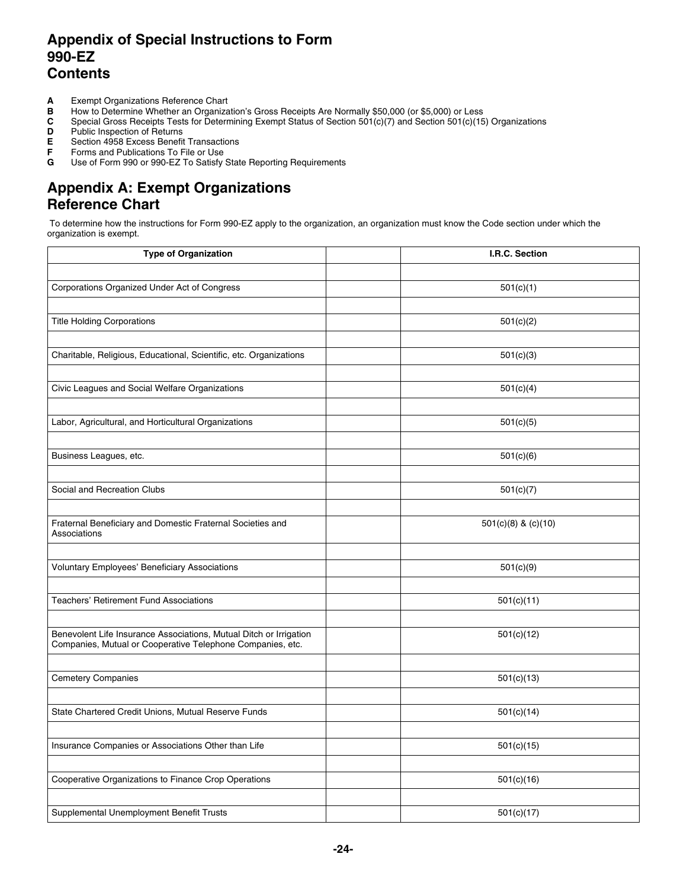# Appendix of Special Instructions to Form 990-EZ
# Contents

**A** Exempt Organizations Reference Chart
**B** How to Determine Whether an Organization's Gross Receipts Are Normally $50,000 (or $5,000) or Less
**C** Special Gross Receipts Tests for Determining Exempt Status of Section 501(c)(7) and Section 501(c)(15) Organizations
**D** Public Inspection of Returns
**E** Section 4958 Excess Benefit Transactions
**F** Forms and Publications To File or Use
**G** Use of Form 990 or 990-EZ To Satisfy State Reporting Requirements

## Appendix A: Exempt Organizations Reference Chart

To determine how the instructions for Form 990-EZ apply to the organization, an organization must know the Code section under which the organization is exempt.

| Type of Organization | | I.R.C. Section |
|---|---|---|
| | | |
| Corporations Organized Under Act of Congress | | 501(c)(1) |
| | | |
| Title Holding Corporations | | 501(c)(2) |
| | | |
| Charitable, Religious, Educational, Scientific, etc. Organizations | | 501(c)(3) |
| | | |
| Civic Leagues and Social Welfare Organizations | | 501(c)(4) |
| | | |
| Labor, Agricultural, and Horticultural Organizations | | 501(c)(5) |
| | | |
| Business Leagues, etc. | | 501(c)(6) |
| | | |
| Social and Recreation Clubs | | 501(c)(7) |
| | | |
| Fraternal Beneficiary and Domestic Fraternal Societies and Associations | | 501(c)(8) & (c)(10) |
| | | |
| Voluntary Employees' Beneficiary Associations | | 501(c)(9) |
| | | |
| Teachers' Retirement Fund Associations | | 501(c)(11) |
| | | |
| Benevolent Life Insurance Associations, Mutual Ditch or Irrigation Companies, Mutual or Cooperative Telephone Companies, etc. | | 501(c)(12) |
| | | |
| Cemetery Companies | | 501(c)(13) |
| | | |
| State Chartered Credit Unions, Mutual Reserve Funds | | 501(c)(14) |
| | | |
| Insurance Companies or Associations Other than Life | | 501(c)(15) |
| | | |
| Cooperative Organizations to Finance Crop Operations | | 501(c)(16) |
| | | |
| Supplemental Unemployment Benefit Trusts | | 501(c)(17) |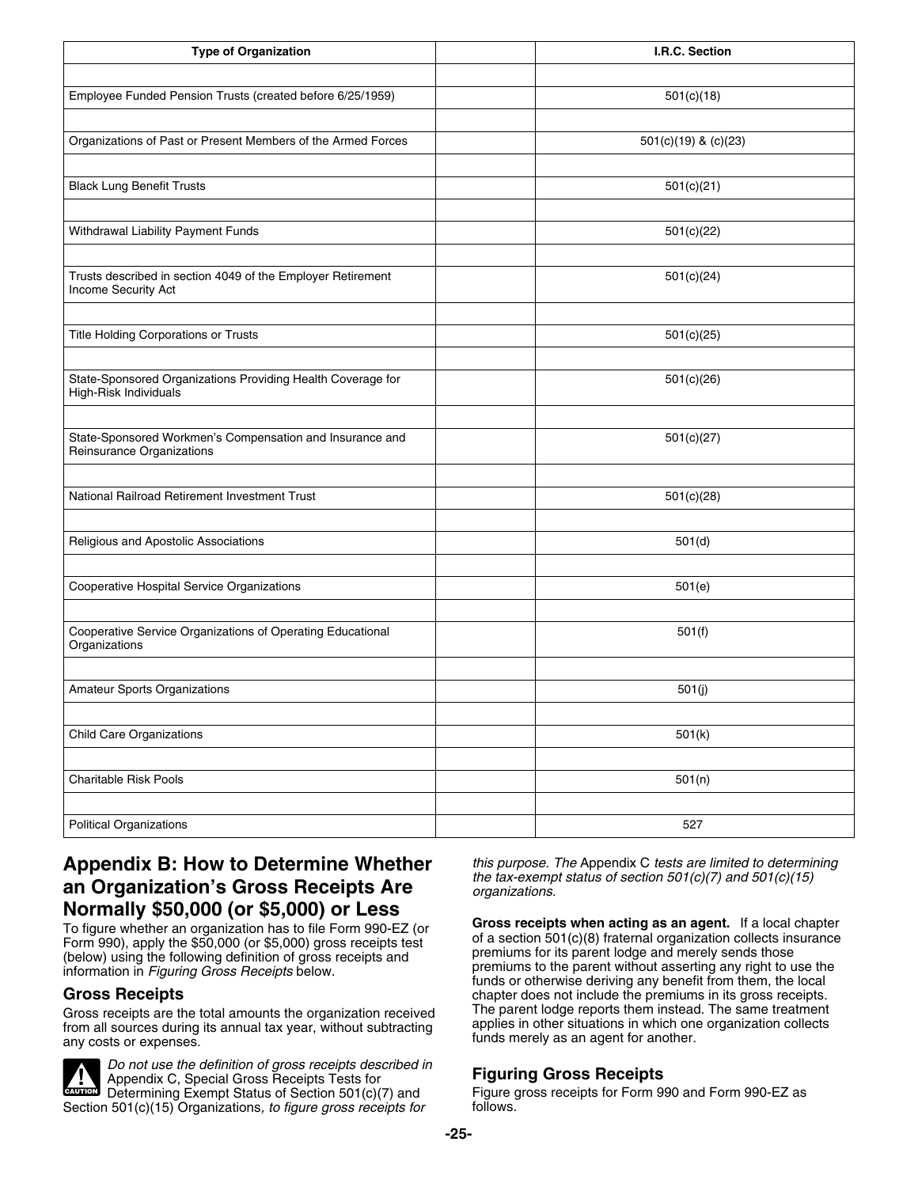| Type of Organization | | I.R.C. Section |
|---|---|---|
| | | |
| Employee Funded Pension Trusts (created before 6/25/1959) | | 501(c)(18) |
| | | |
| Organizations of Past or Present Members of the Armed Forces | | 501(c)(19) & (c)(23) |
| | | |
| Black Lung Benefit Trusts | | 501(c)(21) |
| | | |
| Withdrawal Liability Payment Funds | | 501(c)(22) |
| | | |
| Trusts described in section 4049 of the Employer Retirement Income Security Act | | 501(c)(24) |
| | | |
| Title Holding Corporations or Trusts | | 501(c)(25) |
| | | |
| State-Sponsored Organizations Providing Health Coverage for High-Risk Individuals | | 501(c)(26) |
| | | |
| State-Sponsored Workmen's Compensation and Insurance and Reinsurance Organizations | | 501(c)(27) |
| | | |
| National Railroad Retirement Investment Trust | | 501(c)(28) |
| | | |
| Religious and Apostolic Associations | | 501(d) |
| | | |
| Cooperative Hospital Service Organizations | | 501(e) |
| | | |
| Cooperative Service Organizations of Operating Educational Organizations | | 501(f) |
| | | |
| Amateur Sports Organizations | | 501(j) |
| | | |
| Child Care Organizations | | 501(k) |
| | | |
| Charitable Risk Pools | | 501(n) |
| | | |
| Political Organizations | | 527 |

## Appendix B: How to Determine Whether an Organization's Gross Receipts Are Normally $50,000 (or $5,000) or Less

To figure whether an organization has to file Form 990-EZ (or Form 990), apply the $50,000 (or $5,000) gross receipts test (below) using the following definition of gross receipts and information in *Figuring Gross Receipts* below.

### Gross Receipts

Gross receipts are the total amounts the organization received from all sources during its annual tax year, without subtracting any costs or expenses.

**CAUTION** *Do not use the definition of gross receipts described in* Appendix C, Special Gross Receipts Tests for Determining Exempt Status of Section 501(c)(7) and Section 501(c)(15) Organizations*, to figure gross receipts for this purpose. The* Appendix C *tests are limited to determining the tax-exempt status of section 501(c)(7) and 501(c)(15) organizations.*

**Gross receipts when acting as an agent.** If a local chapter of a section 501(c)(8) fraternal organization collects insurance premiums for its parent lodge and merely sends those premiums to the parent without asserting any right to use the funds or otherwise deriving any benefit from them, the local chapter does not include the premiums in its gross receipts. The parent lodge reports them instead. The same treatment applies in other situations in which one organization collects funds merely as an agent for another.

### Figuring Gross Receipts

Figure gross receipts for Form 990 and Form 990-EZ as follows.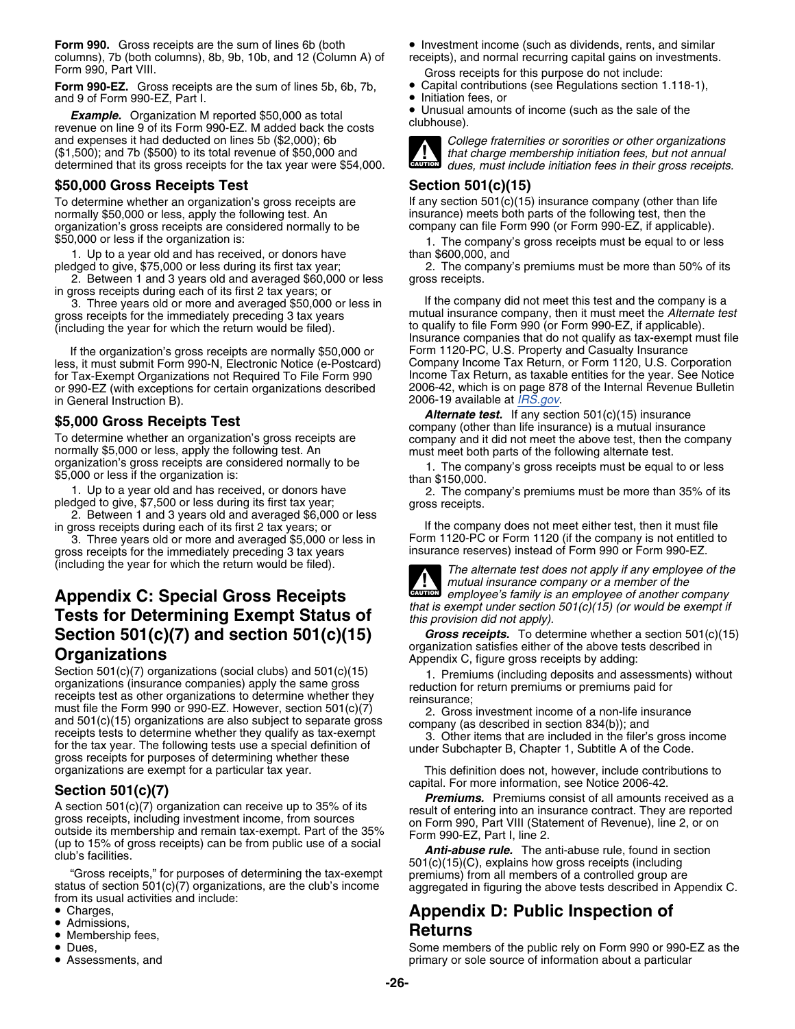**Form 990.** Gross receipts are the sum of lines 6b (both columns), 7b (both columns), 8b, 9b, 10b, and 12 (Column A) of Form 990, Part VIII.

**Form 990-EZ.** Gross receipts are the sum of lines 5b, 6b, 7b, and 9 of Form 990-EZ, Part I.

***Example.*** Organization M reported $50,000 as total revenue on line 9 of its Form 990-EZ. M added back the costs and expenses it had deducted on lines 5b ($2,000); 6b ($1,500); and 7b ($500) to its total revenue of $50,000 and determined that its gross receipts for the tax year were $54,000.

### $50,000 Gross Receipts Test

To determine whether an organization's gross receipts are normally $50,000 or less, apply the following test. An organization's gross receipts are considered normally to be $50,000 or less if the organization is:

1. Up to a year old and has received, or donors have pledged to give, $75,000 or less during its first tax year;
2. Between 1 and 3 years old and averaged $60,000 or less in gross receipts during each of its first 2 tax years; or
3. Three years old or more and averaged $50,000 or less in gross receipts for the immediately preceding 3 tax years (including the year for which the return would be filed).

If the organization's gross receipts are normally $50,000 or less, it must submit Form 990-N, Electronic Notice (e-Postcard) for Tax-Exempt Organizations not Required To File Form 990 or 990-EZ (with exceptions for certain organizations described in General Instruction B).

### $5,000 Gross Receipts Test

To determine whether an organization's gross receipts are normally $5,000 or less, apply the following test. An organization's gross receipts are considered normally to be $5,000 or less if the organization is:

1. Up to a year old and has received, or donors have pledged to give, $7,500 or less during its first tax year;
2. Between 1 and 3 years old and averaged $6,000 or less in gross receipts during each of its first 2 tax years; or
3. Three years old or more and averaged $5,000 or less in gross receipts for the immediately preceding 3 tax years (including the year for which the return would be filed).

# Appendix C: Special Gross Receipts Tests for Determining Exempt Status of Section 501(c)(7) and section 501(c)(15) Organizations

Section 501(c)(7) organizations (social clubs) and 501(c)(15) organizations (insurance companies) apply the same gross receipts test as other organizations to determine whether they must file the Form 990 or 990-EZ. However, section 501(c)(7) and 501(c)(15) organizations are also subject to separate gross receipts tests to determine whether they qualify as tax-exempt for the tax year. The following tests use a special definition of gross receipts for purposes of determining whether these organizations are exempt for a particular tax year.

### Section 501(c)(7)

A section 501(c)(7) organization can receive up to 35% of its gross receipts, including investment income, from sources outside its membership and remain tax-exempt. Part of the 35% (up to 15% of gross receipts) can be from public use of a social club's facilities.

"Gross receipts," for purposes of determining the tax-exempt status of section 501(c)(7) organizations, are the club's income from its usual activities and include:

- Charges,
- Admissions,
- Membership fees,
- Dues,
- Assessments, and
- Investment income (such as dividends, rents, and similar receipts), and normal recurring capital gains on investments.

Gross receipts for this purpose do not include:

- Capital contributions (see Regulations section 1.118-1),
- Initiation fees, or
- Unusual amounts of income (such as the sale of the clubhouse).

CAUTION: *College fraternities or sororities or other organizations that charge membership initiation fees, but not annual dues, must include initiation fees in their gross receipts.*

### Section 501(c)(15)

If any section 501(c)(15) insurance company (other than life insurance) meets both parts of the following test, then the company can file Form 990 (or Form 990-EZ, if applicable).

1. The company's gross receipts must be equal to or less than $600,000, and
2. The company's premiums must be more than 50% of its gross receipts.

If the company did not meet this test and the company is a mutual insurance company, then it must meet the *Alternate test* to qualify to file Form 990 (or Form 990-EZ, if applicable). Insurance companies that do not qualify as tax-exempt must file Form 1120-PC, U.S. Property and Casualty Insurance Company Income Tax Return, or Form 1120, U.S. Corporation Income Tax Return, as taxable entities for the year. See Notice 2006-42, which is on page 878 of the Internal Revenue Bulletin 2006-19 available at *IRS.gov*.

***Alternate test.*** If any section 501(c)(15) insurance company (other than life insurance) is a mutual insurance company and it did not meet the above test, then the company must meet both parts of the following alternate test.

1. The company's gross receipts must be equal to or less than $150,000.
2. The company's premiums must be more than 35% of its gross receipts.

If the company does not meet either test, then it must file Form 1120-PC or Form 1120 (if the company is not entitled to insurance reserves) instead of Form 990 or Form 990-EZ.

CAUTION: *The alternate test does not apply if any employee of the mutual insurance company or a member of the employee's family is an employee of another company that is exempt under section 501(c)(15) (or would be exempt if this provision did not apply).*

***Gross receipts.*** To determine whether a section 501(c)(15) organization satisfies either of the above tests described in Appendix C, figure gross receipts by adding:

1. Premiums (including deposits and assessments) without reduction for return premiums or premiums paid for reinsurance;
2. Gross investment income of a non-life insurance company (as described in section 834(b)); and
3. Other items that are included in the filer's gross income under Subchapter B, Chapter 1, Subtitle A of the Code.

This definition does not, however, include contributions to capital. For more information, see Notice 2006-42.

***Premiums.*** Premiums consist of all amounts received as a result of entering into an insurance contract. They are reported on Form 990, Part VIII (Statement of Revenue), line 2, or on Form 990-EZ, Part I, line 2.

***Anti-abuse rule.*** The anti-abuse rule, found in section 501(c)(15)(C), explains how gross receipts (including premiums) from all members of a controlled group are aggregated in figuring the above tests described in Appendix C.

# Appendix D: Public Inspection of Returns

Some members of the public rely on Form 990 or 990-EZ as the primary or sole source of information about a particular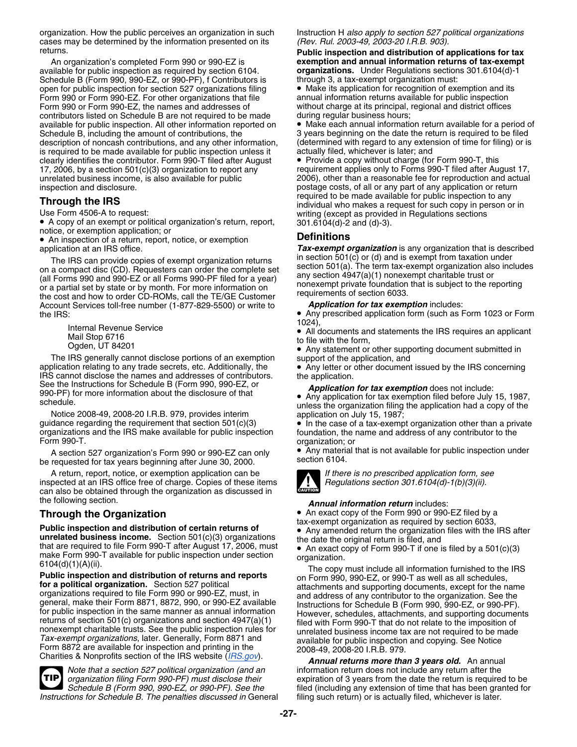organization. How the public perceives an organization in such cases may be determined by the information presented on its returns.

An organization's completed Form 990 or 990-EZ is available for public inspection as required by section 6104. Schedule B (Form 990, 990-EZ, or 990-PF), f Contributors is open for public inspection for section 527 organizations filing Form 990 or Form 990-EZ. For other organizations that file Form 990 or Form 990-EZ, the names and addresses of contributors listed on Schedule B are not required to be made available for public inspection. All other information reported on Schedule B, including the amount of contributions, the description of noncash contributions, and any other information, is required to be made available for public inspection unless it clearly identifies the contributor. Form 990-T filed after August 17, 2006, by a section 501(c)(3) organization to report any unrelated business income, is also available for public inspection and disclosure.

## Through the IRS

Use Form 4506-A to request:

- A copy of an exempt or political organization's return, report, notice, or exemption application; or
- An inspection of a return, report, notice, or exemption application at an IRS office.

The IRS can provide copies of exempt organization returns on a compact disc (CD). Requesters can order the complete set (all Forms 990 and 990-EZ or all Forms 990-PF filed for a year) or a partial set by state or by month. For more information on the cost and how to order CD-ROMs, call the TE/GE Customer Account Services toll-free number (1-877-829-5500) or write to the IRS:

Internal Revenue Service
Mail Stop 6716
Ogden, UT 84201

The IRS generally cannot disclose portions of an exemption application relating to any trade secrets, etc. Additionally, the IRS cannot disclose the names and addresses of contributors. See the Instructions for Schedule B (Form 990, 990-EZ, or 990-PF) for more information about the disclosure of that schedule.

Notice 2008-49, 2008-20 I.R.B. 979, provides interim guidance regarding the requirement that section 501(c)(3) organizations and the IRS make available for public inspection Form 990-T.

A section 527 organization's Form 990 or 990-EZ can only be requested for tax years beginning after June 30, 2000.

A return, report, notice, or exemption application can be inspected at an IRS office free of charge. Copies of these items can also be obtained through the organization as discussed in the following section.

## Through the Organization

**Public inspection and distribution of certain returns of unrelated business income.** Section 501(c)(3) organizations that are required to file Form 990-T after August 17, 2006, must make Form 990-T available for public inspection under section 6104(d)(1)(A)(ii).

**Public inspection and distribution of returns and reports for a political organization.** Section 527 political organizations required to file Form 990 or 990-EZ, must, in general, make their Form 8871, 8872, 990, or 990-EZ available for public inspection in the same manner as annual information returns of section 501(c) organizations and section 4947(a)(1) nonexempt charitable trusts. See the public inspection rules for *Tax-exempt organizations*, later. Generally, Form 8871 and Form 8872 are available for inspection and printing in the Charities & Nonprofits section of the IRS website (*IRS.gov*).

TIP: *Note that a section 527 political organization (and an organization filing Form 990-PF) must disclose their Schedule B (Form 990, 990-EZ, or 990-PF). See the Instructions for Schedule B. The penalties discussed in* General Instruction H *also apply to section 527 political organizations (Rev. Rul. 2003-49, 2003-20 I.R.B. 903).*

**Public inspection and distribution of applications for tax exemption and annual information returns of tax-exempt organizations.** Under Regulations sections 301.6104(d)-1 through 3, a tax-exempt organization must:

- Make its application for recognition of exemption and its annual information returns available for public inspection without charge at its principal, regional and district offices during regular business hours;
- Make each annual information return available for a period of 3 years beginning on the date the return is required to be filed (determined with regard to any extension of time for filing) or is actually filed, whichever is later; and
- Provide a copy without charge (for Form 990-T, this requirement applies only to Forms 990-T filed after August 17, 2006), other than a reasonable fee for reproduction and actual postage costs, of all or any part of any application or return required to be made available for public inspection to any individual who makes a request for such copy in person or in writing (except as provided in Regulations sections 301.6104(d)-2 and (d)-3).

## Definitions

***Tax-exempt organization*** is any organization that is described in section 501(c) or (d) and is exempt from taxation under section 501(a). The term tax-exempt organization also includes any section 4947(a)(1) nonexempt charitable trust or nonexempt private foundation that is subject to the reporting requirements of section 6033.

***Application for tax exemption*** includes:

- Any prescribed application form (such as Form 1023 or Form 1024),
- All documents and statements the IRS requires an applicant to file with the form,
- Any statement or other supporting document submitted in support of the application, and
- Any letter or other document issued by the IRS concerning the application.

***Application for tax exemption*** does not include:

- Any application for tax exemption filed before July 15, 1987, unless the organization filing the application had a copy of the application on July 15, 1987;
- In the case of a tax-exempt organization other than a private foundation, the name and address of any contributor to the organization; or
- Any material that is not available for public inspection under section 6104.

CAUTION: *If there is no prescribed application form, see Regulations section 301.6104(d)-1(b)(3)(ii).*

***Annual information return*** includes:

- An exact copy of the Form 990 or 990-EZ filed by a tax-exempt organization as required by section 6033,
- Any amended return the organization files with the IRS after the date the original return is filed, and
- An exact copy of Form 990-T if one is filed by a 501(c)(3) organization.

The copy must include all information furnished to the IRS on Form 990, 990-EZ, or 990-T as well as all schedules, attachments and supporting documents, except for the name and address of any contributor to the organization. See the Instructions for Schedule B (Form 990, 990-EZ, or 990-PF). However, schedules, attachments, and supporting documents filed with Form 990-T that do not relate to the imposition of unrelated business income tax are not required to be made available for public inspection and copying. See Notice 2008-49, 2008-20 I.R.B. 979.

***Annual returns more than 3 years old.*** An annual information return does not include any return after the expiration of 3 years from the date the return is required to be filed (including any extension of time that has been granted for filing such return) or is actually filed, whichever is later.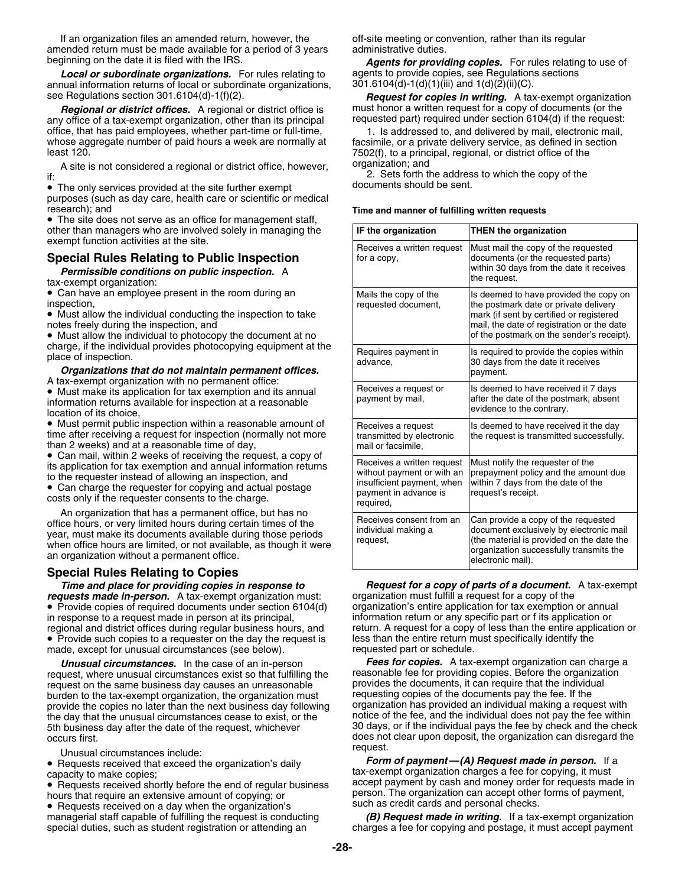If an organization files an amended return, however, the amended return must be made available for a period of 3 years beginning on the date it is filed with the IRS.

***Local or subordinate organizations.*** For rules relating to annual information returns of local or subordinate organizations, see Regulations section 301.6104(d)-1(f)(2).

***Regional or district offices.*** A regional or district office is any office of a tax-exempt organization, other than its principal office, that has paid employees, whether part-time or full-time, whose aggregate number of paid hours a week are normally at least 120.

A site is not considered a regional or district office, however, if:

- The only services provided at the site further exempt purposes (such as day care, health care or scientific or medical research); and
- The site does not serve as an office for management staff, other than managers who are involved solely in managing the exempt function activities at the site.

## Special Rules Relating to Public Inspection

***Permissible conditions on public inspection.*** A tax-exempt organization:

- Can have an employee present in the room during an inspection,
- Must allow the individual conducting the inspection to take notes freely during the inspection, and
- Must allow the individual to photocopy the document at no charge, if the individual provides photocopying equipment at the place of inspection.

***Organizations that do not maintain permanent offices.*** A tax-exempt organization with no permanent office:

- Must make its application for tax exemption and its annual information returns available for inspection at a reasonable location of its choice,
- Must permit public inspection within a reasonable amount of time after receiving a request for inspection (normally not more than 2 weeks) and at a reasonable time of day,
- Can mail, within 2 weeks of receiving the request, a copy of its application for tax exemption and annual information returns to the requester instead of allowing an inspection, and
- Can charge the requester for copying and actual postage costs only if the requester consents to the charge.

An organization that has a permanent office, but has no office hours, or very limited hours during certain times of the year, must make its documents available during those periods when office hours are limited, or not available, as though it were an organization without a permanent office.

## Special Rules Relating to Copies

***Time and place for providing copies in response to requests made in-person.*** A tax-exempt organization must:

- Provide copies of required documents under section 6104(d) in response to a request made in person at its principal, regional and district offices during regular business hours, and
- Provide such copies to a requester on the day the request is made, except for unusual circumstances (see below).

***Unusual circumstances.*** In the case of an in-person request, where unusual circumstances exist so that fulfilling the request on the same business day causes an unreasonable burden to the tax-exempt organization, the organization must provide the copies no later than the next business day following the day that the unusual circumstances cease to exist, or the 5th business day after the date of the request, whichever occurs first.

Unusual circumstances include:

- Requests received that exceed the organization's daily capacity to make copies;
- Requests received shortly before the end of regular business hours that require an extensive amount of copying; or
- Requests received on a day when the organization's managerial staff capable of fulfilling the request is conducting special duties, such as student registration or attending an off-site meeting or convention, rather than its regular administrative duties.

***Agents for providing copies.*** For rules relating to use of agents to provide copies, see Regulations sections 301.6104(d)-1(d)(1)(iii) and 1(d)(2)(ii)(C).

***Request for copies in writing.*** A tax-exempt organization must honor a written request for a copy of documents (or the requested part) required under section 6104(d) if the request:

1. Is addressed to, and delivered by mail, electronic mail, facsimile, or a private delivery service, as defined in section 7502(f), to a principal, regional, or district office of the organization; and
2. Sets forth the address to which the copy of the documents should be sent.

**Time and manner of fulfilling written requests**

| IF the organization | THEN the organization |
|---|---|
| Receives a written request for a copy, | Must mail the copy of the requested documents (or the requested parts) within 30 days from the date it receives the request. |
| Mails the copy of the requested document, | Is deemed to have provided the copy on the postmark date or private delivery mark (if sent by certified or registered mail, the date of registration or the date of the postmark on the sender's receipt). |
| Requires payment in advance, | Is required to provide the copies within 30 days from the date it receives payment. |
| Receives a request or payment by mail, | Is deemed to have received it 7 days after the date of the postmark, absent evidence to the contrary. |
| Receives a request transmitted by electronic mail or facsimile, | Is deemed to have received it the day the request is transmitted successfully. |
| Receives a written request without payment or with an insufficient payment, when payment in advance is required, | Must notify the requester of the prepayment policy and the amount due within 7 days from the date of the request's receipt. |
| Receives consent from an individual making a request, | Can provide a copy of the requested document exclusively by electronic mail (the material is provided on the date the organization successfully transmits the electronic mail). |

***Request for a copy of parts of a document.*** A tax-exempt organization must fulfill a request for a copy of the organization's entire application for tax exemption or annual information return or any specific part or f its application or return. A request for a copy of less than the entire application or less than the entire return must specifically identify the requested part or schedule.

***Fees for copies.*** A tax-exempt organization can charge a reasonable fee for providing copies. Before the organization provides the documents, it can require that the individual requesting copies of the documents pay the fee. If the organization has provided an individual making a request with notice of the fee, and the individual does not pay the fee within 30 days, or if the individual pays the fee by check and the check does not clear upon deposit, the organization can disregard the request.

***Form of payment—(A) Request made in person.*** If a tax-exempt organization charges a fee for copying, it must accept payment by cash and money order for requests made in person. The organization can accept other forms of payment, such as credit cards and personal checks.

***(B) Request made in writing.*** If a tax-exempt organization charges a fee for copying and postage, it must accept payment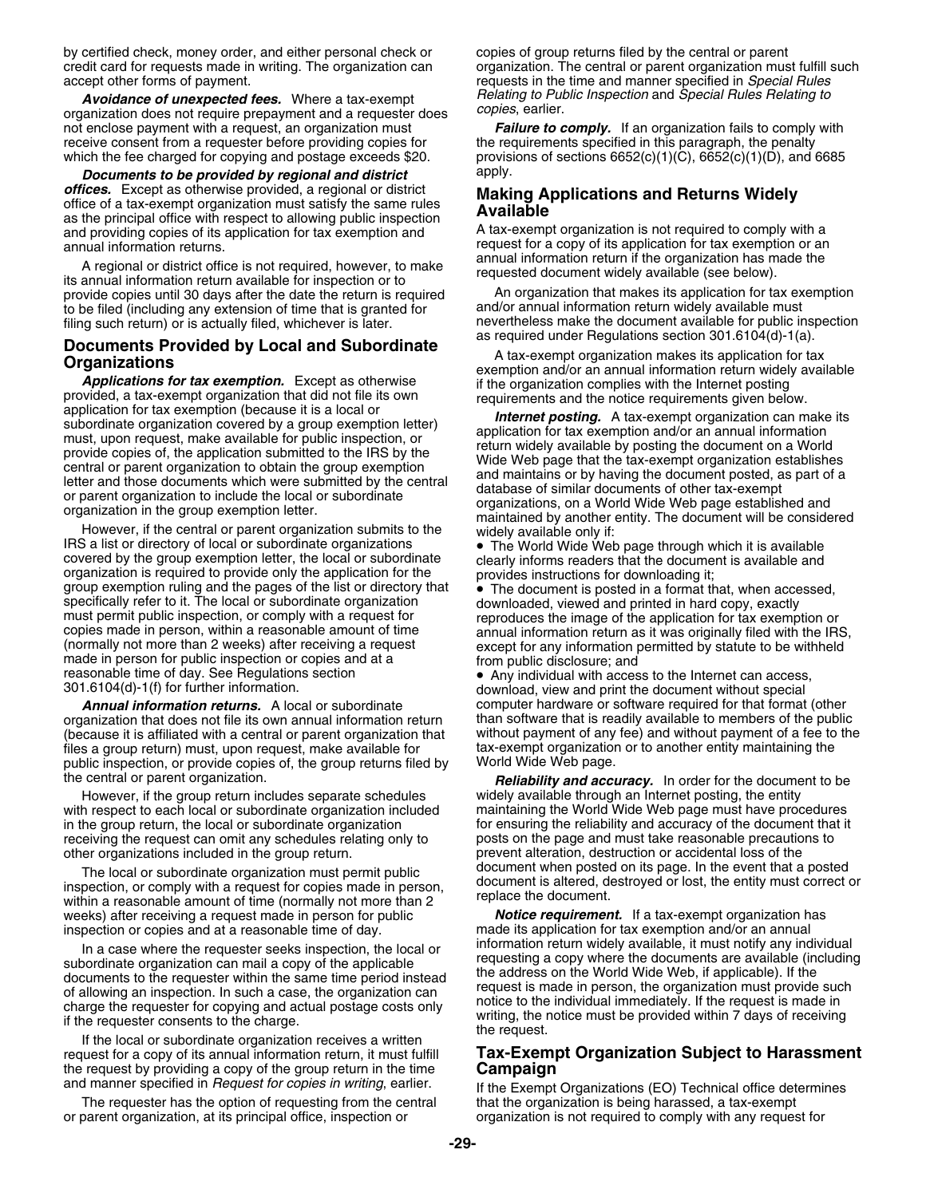by certified check, money order, and either personal check or credit card for requests made in writing. The organization can accept other forms of payment.

***Avoidance of unexpected fees.*** Where a tax-exempt organization does not require prepayment and a requester does not enclose payment with a request, an organization must receive consent from a requester before providing copies for which the fee charged for copying and postage exceeds $20.

***Documents to be provided by regional and district offices.*** Except as otherwise provided, a regional or district office of a tax-exempt organization must satisfy the same rules as the principal office with respect to allowing public inspection and providing copies of its application for tax exemption and annual information returns.

A regional or district office is not required, however, to make its annual information return available for inspection or to provide copies until 30 days after the date the return is required to be filed (including any extension of time that is granted for filing such return) or is actually filed, whichever is later.

## Documents Provided by Local and Subordinate Organizations

***Applications for tax exemption.*** Except as otherwise provided, a tax-exempt organization that did not file its own application for tax exemption (because it is a local or subordinate organization covered by a group exemption letter) must, upon request, make available for public inspection, or provide copies of, the application submitted to the IRS by the central or parent organization to obtain the group exemption letter and those documents which were submitted by the central or parent organization to include the local or subordinate organization in the group exemption letter.

However, if the central or parent organization submits to the IRS a list or directory of local or subordinate organizations covered by the group exemption letter, the local or subordinate organization is required to provide only the application for the group exemption ruling and the pages of the list or directory that specifically refer to it. The local or subordinate organization must permit public inspection, or comply with a request for copies made in person, within a reasonable amount of time (normally not more than 2 weeks) after receiving a request made in person for public inspection or copies and at a reasonable time of day. See Regulations section 301.6104(d)-1(f) for further information.

***Annual information returns.*** A local or subordinate organization that does not file its own annual information return (because it is affiliated with a central or parent organization that files a group return) must, upon request, make available for public inspection, or provide copies of, the group returns filed by the central or parent organization.

However, if the group return includes separate schedules with respect to each local or subordinate organization included in the group return, the local or subordinate organization receiving the request can omit any schedules relating only to other organizations included in the group return.

The local or subordinate organization must permit public inspection, or comply with a request for copies made in person, within a reasonable amount of time (normally not more than 2 weeks) after receiving a request made in person for public inspection or copies and at a reasonable time of day.

In a case where the requester seeks inspection, the local or subordinate organization can mail a copy of the applicable documents to the requester within the same time period instead of allowing an inspection. In such a case, the organization can charge the requester for copying and actual postage costs only if the requester consents to the charge.

If the local or subordinate organization receives a written request for a copy of its annual information return, it must fulfill the request by providing a copy of the group return in the time and manner specified in *Request for copies in writing*, earlier.

The requester has the option of requesting from the central or parent organization, at its principal office, inspection or copies of group returns filed by the central or parent organization. The central or parent organization must fulfill such requests in the time and manner specified in *Special Rules Relating to Public Inspection* and *Special Rules Relating to copies*, earlier.

***Failure to comply.*** If an organization fails to comply with the requirements specified in this paragraph, the penalty provisions of sections 6652(c)(1)(C), 6652(c)(1)(D), and 6685 apply.

## Making Applications and Returns Widely Available

A tax-exempt organization is not required to comply with a request for a copy of its application for tax exemption or an annual information return if the organization has made the requested document widely available (see below).

An organization that makes its application for tax exemption and/or annual information return widely available must nevertheless make the document available for public inspection as required under Regulations section 301.6104(d)-1(a).

A tax-exempt organization makes its application for tax exemption and/or an annual information return widely available if the organization complies with the Internet posting requirements and the notice requirements given below.

***Internet posting.*** A tax-exempt organization can make its application for tax exemption and/or an annual information return widely available by posting the document on a World Wide Web page that the tax-exempt organization establishes and maintains or by having the document posted, as part of a database of similar documents of other tax-exempt organizations, on a World Wide Web page established and maintained by another entity. The document will be considered widely available only if:

- The World Wide Web page through which it is available clearly informs readers that the document is available and provides instructions for downloading it;
- The document is posted in a format that, when accessed, downloaded, viewed and printed in hard copy, exactly reproduces the image of the application for tax exemption or annual information return as it was originally filed with the IRS, except for any information permitted by statute to be withheld from public disclosure; and
- Any individual with access to the Internet can access, download, view and print the document without special computer hardware or software required for that format (other than software that is readily available to members of the public without payment of any fee) and without payment of a fee to the tax-exempt organization or to another entity maintaining the World Wide Web page.

***Reliability and accuracy.*** In order for the document to be widely available through an Internet posting, the entity maintaining the World Wide Web page must have procedures for ensuring the reliability and accuracy of the document that it posts on the page and must take reasonable precautions to prevent alteration, destruction or accidental loss of the document when posted on its page. In the event that a posted document is altered, destroyed or lost, the entity must correct or replace the document.

***Notice requirement.*** If a tax-exempt organization has made its application for tax exemption and/or an annual information return widely available, it must notify any individual requesting a copy where the documents are available (including the address on the World Wide Web, if applicable). If the request is made in person, the organization must provide such notice to the individual immediately. If the request is made in writing, the notice must be provided within 7 days of receiving the request.

## Tax-Exempt Organization Subject to Harassment Campaign

If the Exempt Organizations (EO) Technical office determines that the organization is being harassed, a tax-exempt organization is not required to comply with any request for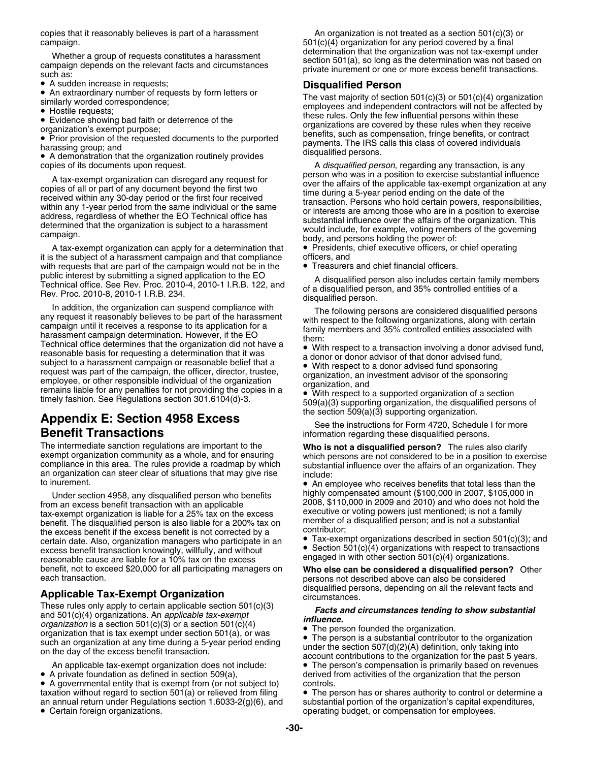copies that it reasonably believes is part of a harassment campaign.

Whether a group of requests constitutes a harassment campaign depends on the relevant facts and circumstances such as:

- A sudden increase in requests;
- An extraordinary number of requests by form letters or similarly worded correspondence;
- Hostile requests;
- Evidence showing bad faith or deterrence of the organization's exempt purpose;
- Prior provision of the requested documents to the purported harassing group; and
- A demonstration that the organization routinely provides copies of its documents upon request.

A tax-exempt organization can disregard any request for copies of all or part of any document beyond the first two received within any 30-day period or the first four received within any 1-year period from the same individual or the same address, regardless of whether the EO Technical office has determined that the organization is subject to a harassment campaign.

A tax-exempt organization can apply for a determination that it is the subject of a harassment campaign and that compliance with requests that are part of the campaign would not be in the public interest by submitting a signed application to the EO Technical office. See Rev. Proc. 2010-4, 2010-1 I.R.B. 122, and Rev. Proc. 2010-8, 2010-1 I.R.B. 234.

In addition, the organization can suspend compliance with any request it reasonably believes to be part of the harassment campaign until it receives a response to its application for a harassment campaign determination. However, if the EO Technical office determines that the organization did not have a reasonable basis for requesting a determination that it was subject to a harassment campaign or reasonable belief that a request was part of the campaign, the officer, director, trustee, employee, or other responsible individual of the organization remains liable for any penalties for not providing the copies in a timely fashion. See Regulations section 301.6104(d)-3.

# Appendix E: Section 4958 Excess Benefit Transactions

The intermediate sanction regulations are important to the exempt organization community as a whole, and for ensuring compliance in this area. The rules provide a roadmap by which an organization can steer clear of situations that may give rise to inurement.

Under section 4958, any disqualified person who benefits from an excess benefit transaction with an applicable tax-exempt organization is liable for a 25% tax on the excess benefit. The disqualified person is also liable for a 200% tax on the excess benefit if the excess benefit is not corrected by a certain date. Also, organization managers who participate in an excess benefit transaction knowingly, willfully, and without reasonable cause are liable for a 10% tax on the excess benefit, not to exceed $20,000 for all participating managers on each transaction.

## Applicable Tax-Exempt Organization

These rules only apply to certain applicable section 501(c)(3) and 501(c)(4) organizations. An *applicable tax-exempt organization* is a section 501(c)(3) or a section 501(c)(4) organization that is tax exempt under section 501(a), or was such an organization at any time during a 5-year period ending on the day of the excess benefit transaction.

An applicable tax-exempt organization does not include:

- A private foundation as defined in section 509(a),
- A governmental entity that is exempt from (or not subject to) taxation without regard to section 501(a) or relieved from filing an annual return under Regulations section 1.6033-2(g)(6), and
- Certain foreign organizations.

An organization is not treated as a section 501(c)(3) or 501(c)(4) organization for any period covered by a final determination that the organization was not tax-exempt under section 501(a), so long as the determination was not based on private inurement or one or more excess benefit transactions.

## Disqualified Person

The vast majority of section 501(c)(3) or 501(c)(4) organization employees and independent contractors will not be affected by these rules. Only the few influential persons within these organizations are covered by these rules when they receive benefits, such as compensation, fringe benefits, or contract payments. The IRS calls this class of covered individuals disqualified persons.

A *disqualified person*, regarding any transaction, is any person who was in a position to exercise substantial influence over the affairs of the applicable tax-exempt organization at any time during a 5-year period ending on the date of the transaction. Persons who hold certain powers, responsibilities, or interests are among those who are in a position to exercise substantial influence over the affairs of the organization. This would include, for example, voting members of the governing body, and persons holding the power of:

- Presidents, chief executive officers, or chief operating officers, and
- Treasurers and chief financial officers.

A disqualified person also includes certain family members of a disqualified person, and 35% controlled entities of a disqualified person.

The following persons are considered disqualified persons with respect to the following organizations, along with certain family members and 35% controlled entities associated with them:

- With respect to a transaction involving a donor advised fund, a donor or donor advisor of that donor advised fund,
- With respect to a donor advised fund sponsoring organization, an investment advisor of the sponsoring organization, and
- With respect to a supported organization of a section 509(a)(3) supporting organization, the disqualified persons of the section 509(a)(3) supporting organization.

See the instructions for Form 4720, Schedule I for more information regarding these disqualified persons.

**Who is not a disqualified person?** The rules also clarify which persons are not considered to be in a position to exercise substantial influence over the affairs of an organization. They include:

- An employee who receives benefits that total less than the highly compensated amount ($100,000 in 2007, $105,000 in 2008, $110,000 in 2009 and 2010) and who does not hold the executive or voting powers just mentioned; is not a family member of a disqualified person; and is not a substantial contributor;
- Tax-exempt organizations described in section 501(c)(3); and
- Section 501(c)(4) organizations with respect to transactions engaged in with other section 501(c)(4) organizations.

**Who else can be considered a disqualified person?** Other persons not described above can also be considered disqualified persons, depending on all the relevant facts and circumstances.

***Facts and circumstances tending to show substantial influence.***

- The person founded the organization.
- The person is a substantial contributor to the organization under the section 507(d)(2)(A) definition, only taking into account contributions to the organization for the past 5 years.
- The person's compensation is primarily based on revenues derived from activities of the organization that the person controls.
- The person has or shares authority to control or determine a substantial portion of the organization's capital expenditures, operating budget, or compensation for employees.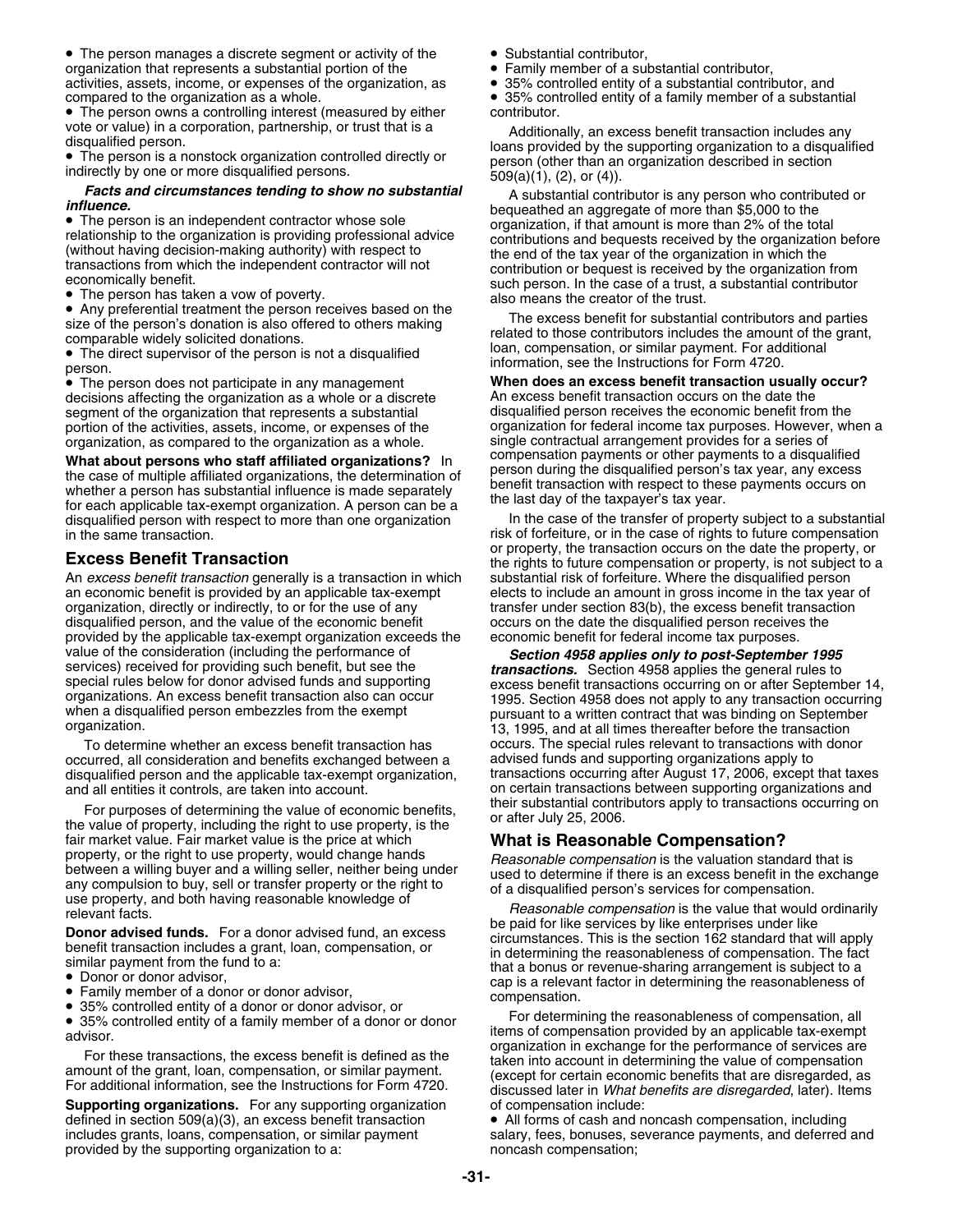- The person manages a discrete segment or activity of the organization that represents a substantial portion of the activities, assets, income, or expenses of the organization, as compared to the organization as a whole.
- The person owns a controlling interest (measured by either vote or value) in a corporation, partnership, or trust that is a disqualified person.
- The person is a nonstock organization controlled directly or indirectly by one or more disqualified persons.

***Facts and circumstances tending to show no substantial influence.***

- The person is an independent contractor whose sole relationship to the organization is providing professional advice (without having decision-making authority) with respect to transactions from which the independent contractor will not economically benefit.
- The person has taken a vow of poverty.
- Any preferential treatment the person receives based on the size of the person's donation is also offered to others making comparable widely solicited donations.
- The direct supervisor of the person is not a disqualified person.
- The person does not participate in any management decisions affecting the organization as a whole or a discrete segment of the organization that represents a substantial portion of the activities, assets, income, or expenses of the organization, as compared to the organization as a whole.

**What about persons who staff affiliated organizations?** In the case of multiple affiliated organizations, the determination of whether a person has substantial influence is made separately for each applicable tax-exempt organization. A person can be a disqualified person with respect to more than one organization in the same transaction.

## Excess Benefit Transaction

An *excess benefit transaction* generally is a transaction in which an economic benefit is provided by an applicable tax-exempt organization, directly or indirectly, to or for the use of any disqualified person, and the value of the economic benefit provided by the applicable tax-exempt organization exceeds the value of the consideration (including the performance of services) received for providing such benefit, but see the special rules below for donor advised funds and supporting organizations. An excess benefit transaction also can occur when a disqualified person embezzles from the exempt organization.

To determine whether an excess benefit transaction has occurred, all consideration and benefits exchanged between a disqualified person and the applicable tax-exempt organization, and all entities it controls, are taken into account.

For purposes of determining the value of economic benefits, the value of property, including the right to use property, is the fair market value. Fair market value is the price at which property, or the right to use property, would change hands between a willing buyer and a willing seller, neither being under any compulsion to buy, sell or transfer property or the right to use property, and both having reasonable knowledge of relevant facts.

**Donor advised funds.** For a donor advised fund, an excess benefit transaction includes a grant, loan, compensation, or similar payment from the fund to a:

- Donor or donor advisor,
- Family member of a donor or donor advisor,
- 35% controlled entity of a donor or donor advisor, or
- 35% controlled entity of a family member of a donor or donor advisor.

For these transactions, the excess benefit is defined as the amount of the grant, loan, compensation, or similar payment. For additional information, see the Instructions for Form 4720.

**Supporting organizations.** For any supporting organization defined in section 509(a)(3), an excess benefit transaction includes grants, loans, compensation, or similar payment provided by the supporting organization to a:

- Substantial contributor,
- Family member of a substantial contributor,
- 35% controlled entity of a substantial contributor, and
- 35% controlled entity of a family member of a substantial contributor.

Additionally, an excess benefit transaction includes any loans provided by the supporting organization to a disqualified person (other than an organization described in section 509(a)(1), (2), or (4)).

A substantial contributor is any person who contributed or bequeathed an aggregate of more than $5,000 to the organization, if that amount is more than 2% of the total contributions and bequests received by the organization before the end of the tax year of the organization in which the contribution or bequest is received by the organization from such person. In the case of a trust, a substantial contributor also means the creator of the trust.

The excess benefit for substantial contributors and parties related to those contributors includes the amount of the grant, loan, compensation, or similar payment. For additional information, see the Instructions for Form 4720.

**When does an excess benefit transaction usually occur?** An excess benefit transaction occurs on the date the disqualified person receives the economic benefit from the organization for federal income tax purposes. However, when a single contractual arrangement provides for a series of compensation payments or other payments to a disqualified person during the disqualified person's tax year, any excess benefit transaction with respect to these payments occurs on the last day of the taxpayer's tax year.

In the case of the transfer of property subject to a substantial risk of forfeiture, or in the case of rights to future compensation or property, the transaction occurs on the date the property, or the rights to future compensation or property, is not subject to a substantial risk of forfeiture. Where the disqualified person elects to include an amount in gross income in the tax year of transfer under section 83(b), the excess benefit transaction occurs on the date the disqualified person receives the economic benefit for federal income tax purposes.

***Section 4958 applies only to post-September 1995 transactions.*** Section 4958 applies the general rules to excess benefit transactions occurring on or after September 14, 1995. Section 4958 does not apply to any transaction occurring pursuant to a written contract that was binding on September 13, 1995, and at all times thereafter before the transaction occurs. The special rules relevant to transactions with donor advised funds and supporting organizations apply to transactions occurring after August 17, 2006, except that taxes on certain transactions between supporting organizations and their substantial contributors apply to transactions occurring on or after July 25, 2006.

## What is Reasonable Compensation?

*Reasonable compensation* is the valuation standard that is used to determine if there is an excess benefit in the exchange of a disqualified person's services for compensation.

*Reasonable compensation* is the value that would ordinarily be paid for like services by like enterprises under like circumstances. This is the section 162 standard that will apply in determining the reasonableness of compensation. The fact that a bonus or revenue-sharing arrangement is subject to a cap is a relevant factor in determining the reasonableness of compensation.

For determining the reasonableness of compensation, all items of compensation provided by an applicable tax-exempt organization in exchange for the performance of services are taken into account in determining the value of compensation (except for certain economic benefits that are disregarded, as discussed later in *What benefits are disregarded*, later). Items of compensation include:

- All forms of cash and noncash compensation, including salary, fees, bonuses, severance payments, and deferred and noncash compensation;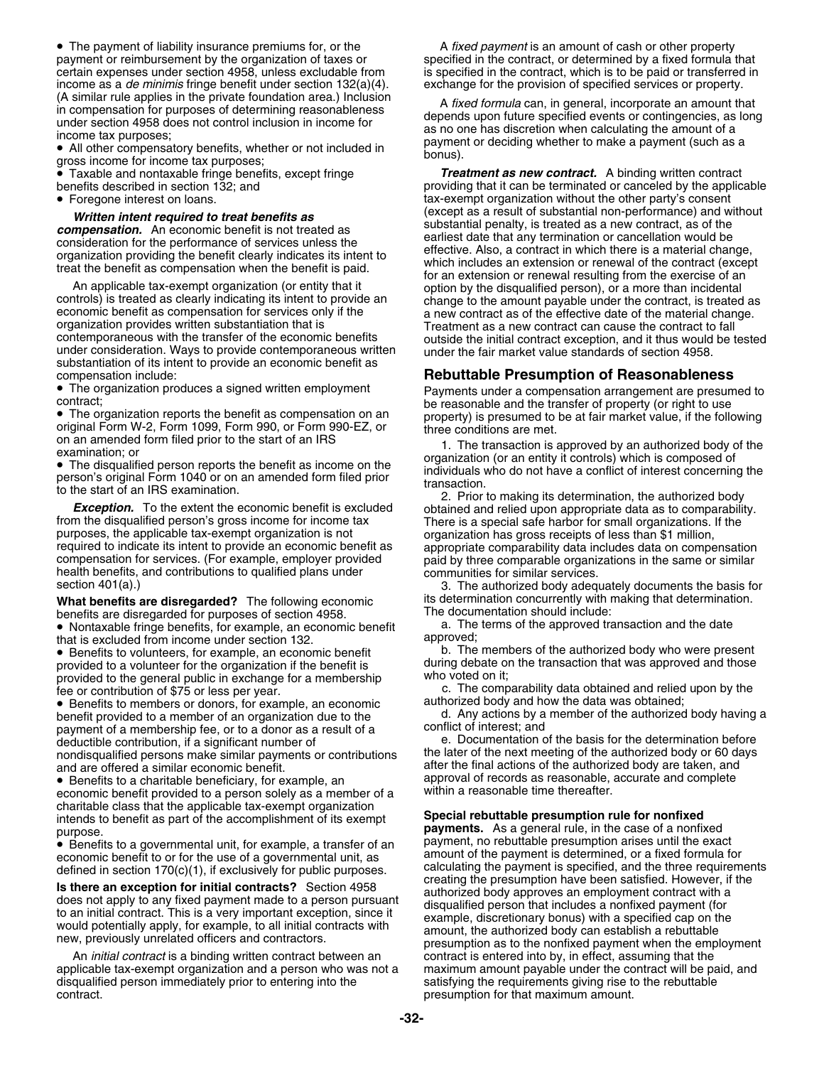- The payment of liability insurance premiums for, or the payment or reimbursement by the organization of taxes or certain expenses under section 4958, unless excludable from income as a *de minimis* fringe benefit under section 132(a)(4). (A similar rule applies in the private foundation area.) Inclusion in compensation for purposes of determining reasonableness under section 4958 does not control inclusion in income for income tax purposes;
- All other compensatory benefits, whether or not included in gross income for income tax purposes;
- Taxable and nontaxable fringe benefits, except fringe benefits described in section 132; and
- Foregone interest on loans.

***Written intent required to treat benefits as compensation.*** An economic benefit is not treated as consideration for the performance of services unless the organization providing the benefit clearly indicates its intent to treat the benefit as compensation when the benefit is paid.

An applicable tax-exempt organization (or entity that it controls) is treated as clearly indicating its intent to provide an economic benefit as compensation for services only if the organization provides written substantiation that is contemporaneous with the transfer of the economic benefits under consideration. Ways to provide contemporaneous written substantiation of its intent to provide an economic benefit as compensation include:

- The organization produces a signed written employment contract;
- The organization reports the benefit as compensation on an original Form W-2, Form 1099, Form 990, or Form 990-EZ, or on an amended form filed prior to the start of an IRS examination; or
- The disqualified person reports the benefit as income on the person's original Form 1040 or on an amended form filed prior to the start of an IRS examination.

***Exception.*** To the extent the economic benefit is excluded from the disqualified person's gross income for income tax purposes, the applicable tax-exempt organization is not required to indicate its intent to provide an economic benefit as compensation for services. (For example, employer provided health benefits, and contributions to qualified plans under section 401(a).)

**What benefits are disregarded?** The following economic benefits are disregarded for purposes of section 4958.

- Nontaxable fringe benefits, for example, an economic benefit that is excluded from income under section 132.
- Benefits to volunteers, for example, an economic benefit provided to a volunteer for the organization if the benefit is provided to the general public in exchange for a membership fee or contribution of $75 or less per year.
- Benefits to members or donors, for example, an economic benefit provided to a member of an organization due to the payment of a membership fee, or to a donor as a result of a deductible contribution, if a significant number of nondisqualified persons make similar payments or contributions and are offered a similar economic benefit.
- Benefits to a charitable beneficiary, for example, an economic benefit provided to a person solely as a member of a charitable class that the applicable tax-exempt organization intends to benefit as part of the accomplishment of its exempt purpose.
- Benefits to a governmental unit, for example, a transfer of an economic benefit to or for the use of a governmental unit, as defined in section 170(c)(1), if exclusively for public purposes.

**Is there an exception for initial contracts?** Section 4958 does not apply to any fixed payment made to a person pursuant to an initial contract. This is a very important exception, since it would potentially apply, for example, to all initial contracts with new, previously unrelated officers and contractors.

An *initial contract* is a binding written contract between an applicable tax-exempt organization and a person who was not a disqualified person immediately prior to entering into the contract.

A *fixed payment* is an amount of cash or other property specified in the contract, or determined by a fixed formula that is specified in the contract, which is to be paid or transferred in exchange for the provision of specified services or property.

A *fixed formula* can, in general, incorporate an amount that depends upon future specified events or contingencies, as long as no one has discretion when calculating the amount of a payment or deciding whether to make a payment (such as a bonus).

***Treatment as new contract.*** A binding written contract providing that it can be terminated or canceled by the applicable tax-exempt organization without the other party's consent (except as a result of substantial non-performance) and without substantial penalty, is treated as a new contract, as of the earliest date that any termination or cancellation would be effective. Also, a contract in which there is a material change, which includes an extension or renewal of the contract (except for an extension or renewal resulting from the exercise of an option by the disqualified person), or a more than incidental change to the amount payable under the contract, is treated as a new contract as of the effective date of the material change. Treatment as a new contract can cause the contract to fall outside the initial contract exception, and it thus would be tested under the fair market value standards of section 4958.

## Rebuttable Presumption of Reasonableness

Payments under a compensation arrangement are presumed to be reasonable and the transfer of property (or right to use property) is presumed to be at fair market value, if the following three conditions are met.

1. The transaction is approved by an authorized body of the organization (or an entity it controls) which is composed of individuals who do not have a conflict of interest concerning the transaction.

2. Prior to making its determination, the authorized body obtained and relied upon appropriate data as to comparability. There is a special safe harbor for small organizations. If the organization has gross receipts of less than $1 million, appropriate comparability data includes data on compensation paid by three comparable organizations in the same or similar communities for similar services.

3. The authorized body adequately documents the basis for its determination concurrently with making that determination. The documentation should include:

a. The terms of the approved transaction and the date approved;

b. The members of the authorized body who were present during debate on the transaction that was approved and those who voted on it;

c. The comparability data obtained and relied upon by the authorized body and how the data was obtained;

d. Any actions by a member of the authorized body having a conflict of interest; and

e. Documentation of the basis for the determination before the later of the next meeting of the authorized body or 60 days after the final actions of the authorized body are taken, and approval of records as reasonable, accurate and complete within a reasonable time thereafter.

**Special rebuttable presumption rule for nonfixed payments.** As a general rule, in the case of a nonfixed payment, no rebuttable presumption arises until the exact amount of the payment is determined, or a fixed formula for calculating the payment is specified, and the three requirements creating the presumption have been satisfied. However, if the authorized body approves an employment contract with a disqualified person that includes a nonfixed payment (for example, discretionary bonus) with a specified cap on the amount, the authorized body can establish a rebuttable presumption as to the nonfixed payment when the employment contract is entered into by, in effect, assuming that the maximum amount payable under the contract will be paid, and satisfying the requirements giving rise to the rebuttable presumption for that maximum amount.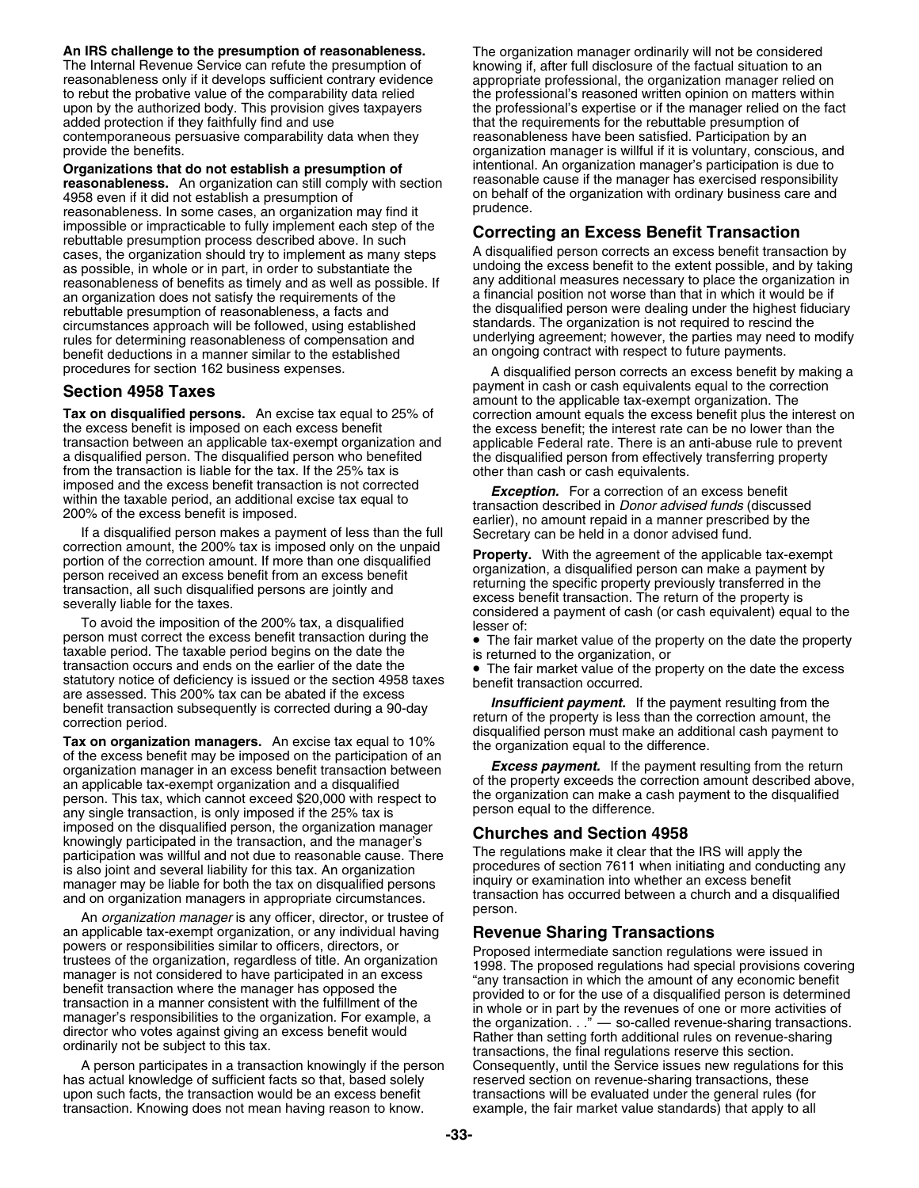**An IRS challenge to the presumption of reasonableness.** The Internal Revenue Service can refute the presumption of reasonableness only if it develops sufficient contrary evidence to rebut the probative value of the comparability data relied upon by the authorized body. This provision gives taxpayers added protection if they faithfully find and use contemporaneous persuasive comparability data when they provide the benefits.

**Organizations that do not establish a presumption of reasonableness.** An organization can still comply with section 4958 even if it did not establish a presumption of reasonableness. In some cases, an organization may find it impossible or impracticable to fully implement each step of the rebuttable presumption process described above. In such cases, the organization should try to implement as many steps as possible, in whole or in part, in order to substantiate the reasonableness of benefits as timely and as well as possible. If an organization does not satisfy the requirements of the rebuttable presumption of reasonableness, a facts and circumstances approach will be followed, using established rules for determining reasonableness of compensation and benefit deductions in a manner similar to the established procedures for section 162 business expenses.

## Section 4958 Taxes

**Tax on disqualified persons.** An excise tax equal to 25% of the excess benefit is imposed on each excess benefit transaction between an applicable tax-exempt organization and a disqualified person. The disqualified person who benefited from the transaction is liable for the tax. If the 25% tax is imposed and the excess benefit transaction is not corrected within the taxable period, an additional excise tax equal to 200% of the excess benefit is imposed.

If a disqualified person makes a payment of less than the full correction amount, the 200% tax is imposed only on the unpaid portion of the correction amount. If more than one disqualified person received an excess benefit from an excess benefit transaction, all such disqualified persons are jointly and severally liable for the taxes.

To avoid the imposition of the 200% tax, a disqualified person must correct the excess benefit transaction during the taxable period. The taxable period begins on the date the transaction occurs and ends on the earlier of the date the statutory notice of deficiency is issued or the section 4958 taxes are assessed. This 200% tax can be abated if the excess benefit transaction subsequently is corrected during a 90-day correction period.

**Tax on organization managers.** An excise tax equal to 10% of the excess benefit may be imposed on the participation of an organization manager in an excess benefit transaction between an applicable tax-exempt organization and a disqualified person. This tax, which cannot exceed $20,000 with respect to any single transaction, is only imposed if the 25% tax is imposed on the disqualified person, the organization manager knowingly participated in the transaction, and the manager's participation was willful and not due to reasonable cause. There is also joint and several liability for this tax. An organization manager may be liable for both the tax on disqualified persons and on organization managers in appropriate circumstances.

An *organization manager* is any officer, director, or trustee of an applicable tax-exempt organization, or any individual having powers or responsibilities similar to officers, directors, or trustees of the organization, regardless of title. An organization manager is not considered to have participated in an excess benefit transaction where the manager has opposed the transaction in a manner consistent with the fulfillment of the manager's responsibilities to the organization. For example, a director who votes against giving an excess benefit would ordinarily not be subject to this tax.

A person participates in a transaction knowingly if the person has actual knowledge of sufficient facts so that, based solely upon such facts, the transaction would be an excess benefit transaction. Knowing does not mean having reason to know. The organization manager ordinarily will not be considered knowing if, after full disclosure of the factual situation to an appropriate professional, the organization manager relied on the professional's reasoned written opinion on matters within the professional's expertise or if the manager relied on the fact that the requirements for the rebuttable presumption of reasonableness have been satisfied. Participation by an organization manager is willful if it is voluntary, conscious, and intentional. An organization manager's participation is due to reasonable cause if the manager has exercised responsibility on behalf of the organization with ordinary business care and prudence.

## Correcting an Excess Benefit Transaction

A disqualified person corrects an excess benefit transaction by undoing the excess benefit to the extent possible, and by taking any additional measures necessary to place the organization in a financial position not worse than that in which it would be if the disqualified person were dealing under the highest fiduciary standards. The organization is not required to rescind the underlying agreement; however, the parties may need to modify an ongoing contract with respect to future payments.

A disqualified person corrects an excess benefit by making a payment in cash or cash equivalents equal to the correction amount to the applicable tax-exempt organization. The correction amount equals the excess benefit plus the interest on the excess benefit; the interest rate can be no lower than the applicable Federal rate. There is an anti-abuse rule to prevent the disqualified person from effectively transferring property other than cash or cash equivalents.

***Exception.*** For a correction of an excess benefit transaction described in *Donor advised funds* (discussed earlier), no amount repaid in a manner prescribed by the Secretary can be held in a donor advised fund.

**Property.** With the agreement of the applicable tax-exempt organization, a disqualified person can make a payment by returning the specific property previously transferred in the excess benefit transaction. The return of the property is considered a payment of cash (or cash equivalent) equal to the lesser of:

- The fair market value of the property on the date the property is returned to the organization, or
- The fair market value of the property on the date the excess benefit transaction occurred.

***Insufficient payment.*** If the payment resulting from the return of the property is less than the correction amount, the disqualified person must make an additional cash payment to the organization equal to the difference.

***Excess payment.*** If the payment resulting from the return of the property exceeds the correction amount described above, the organization can make a cash payment to the disqualified person equal to the difference.

## Churches and Section 4958

The regulations make it clear that the IRS will apply the procedures of section 7611 when initiating and conducting any inquiry or examination into whether an excess benefit transaction has occurred between a church and a disqualified person.

## Revenue Sharing Transactions

Proposed intermediate sanction regulations were issued in 1998. The proposed regulations had special provisions covering "any transaction in which the amount of any economic benefit provided to or for the use of a disqualified person is determined in whole or in part by the revenues of one or more activities of the organization. . ." — so-called revenue-sharing transactions. Rather than setting forth additional rules on revenue-sharing transactions, the final regulations reserve this section. Consequently, until the Service issues new regulations for this reserved section on revenue-sharing transactions, these transactions will be evaluated under the general rules (for example, the fair market value standards) that apply to all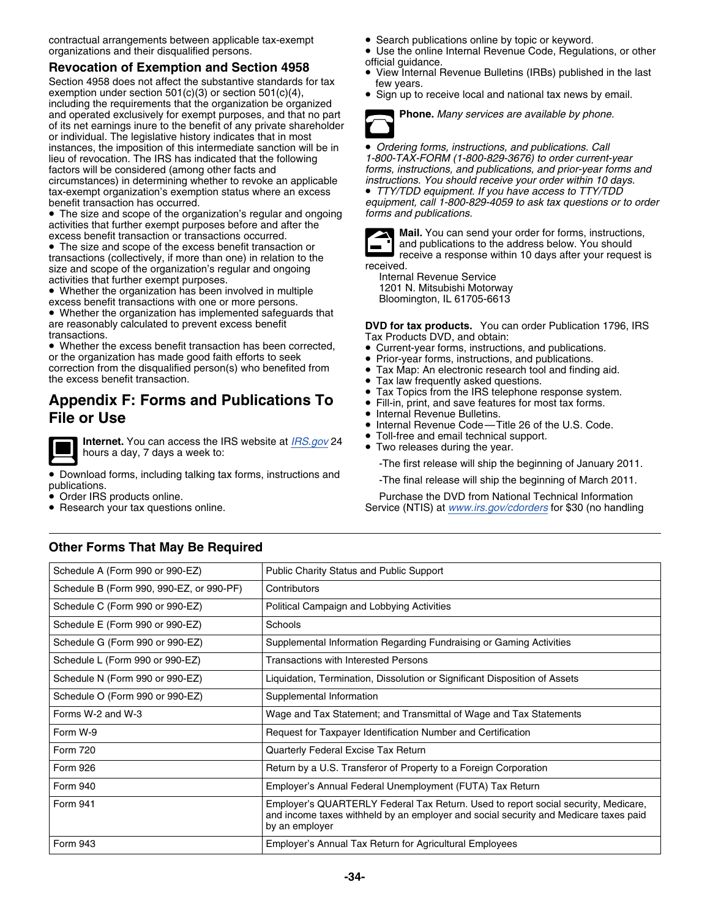contractual arrangements between applicable tax-exempt organizations and their disqualified persons.

### Revocation of Exemption and Section 4958

Section 4958 does not affect the substantive standards for tax exemption under section 501(c)(3) or section 501(c)(4), including the requirements that the organization be organized and operated exclusively for exempt purposes, and that no part of its net earnings inure to the benefit of any private shareholder or individual. The legislative history indicates that in most instances, the imposition of this intermediate sanction will be in lieu of revocation. The IRS has indicated that the following factors will be considered (among other facts and circumstances) in determining whether to revoke an applicable tax-exempt organization's exemption status where an excess benefit transaction has occurred.

- The size and scope of the organization's regular and ongoing activities that further exempt purposes before and after the excess benefit transaction or transactions occurred.
- The size and scope of the excess benefit transaction or transactions (collectively, if more than one) in relation to the size and scope of the organization's regular and ongoing activities that further exempt purposes.
- Whether the organization has been involved in multiple excess benefit transactions with one or more persons.
- Whether the organization has implemented safeguards that are reasonably calculated to prevent excess benefit transactions.
- Whether the excess benefit transaction has been corrected, or the organization has made good faith efforts to seek correction from the disqualified person(s) who benefited from the excess benefit transaction.

## Appendix F: Forms and Publications To File or Use

**Internet.** You can access the IRS website at *IRS.gov* 24 hours a day, 7 days a week to:

- Download forms, including talking tax forms, instructions and publications.
- Order IRS products online.
- Research your tax questions online.
- Search publications online by topic or keyword.
- Use the online Internal Revenue Code, Regulations, or other official guidance.
- View Internal Revenue Bulletins (IRBs) published in the last few years.
- Sign up to receive local and national tax news by email.

**Phone.** *Many services are available by phone.*

- *Ordering forms, instructions, and publications. Call 1-800-TAX-FORM (1-800-829-3676) to order current-year forms, instructions, and publications, and prior-year forms and instructions. You should receive your order within 10 days.*
- *TTY/TDD equipment. If you have access to TTY/TDD equipment, call 1-800-829-4059 to ask tax questions or to order forms and publications.*

**Mail.** You can send your order for forms, instructions, and publications to the address below. You should receive a response within 10 days after your request is received.

Internal Revenue Service
1201 N. Mitsubishi Motorway
Bloomington, IL 61705-6613

**DVD for tax products.** You can order Publication 1796, IRS Tax Products DVD, and obtain:

- Current-year forms, instructions, and publications.
- Prior-year forms, instructions, and publications.
- Tax Map: An electronic research tool and finding aid.
- Tax law frequently asked questions.
- Tax Topics from the IRS telephone response system.
- Fill-in, print, and save features for most tax forms.
- Internal Revenue Bulletins.
- Internal Revenue Code—Title 26 of the U.S. Code.
- Toll-free and email technical support.
- Two releases during the year.

-The first release will ship the beginning of January 2011.

-The final release will ship the beginning of March 2011.

Purchase the DVD from National Technical Information Service (NTIS) at *www.irs.gov/cdorders* for $30 (no handling

### Other Forms That May Be Required

| | |
|---|---|
| Schedule A (Form 990 or 990-EZ) | Public Charity Status and Public Support |
| Schedule B (Form 990, 990-EZ, or 990-PF) | Contributors |
| Schedule C (Form 990 or 990-EZ) | Political Campaign and Lobbying Activities |
| Schedule E (Form 990 or 990-EZ) | Schools |
| Schedule G (Form 990 or 990-EZ) | Supplemental Information Regarding Fundraising or Gaming Activities |
| Schedule L (Form 990 or 990-EZ) | Transactions with Interested Persons |
| Schedule N (Form 990 or 990-EZ) | Liquidation, Termination, Dissolution or Significant Disposition of Assets |
| Schedule O (Form 990 or 990-EZ) | Supplemental Information |
| Forms W-2 and W-3 | Wage and Tax Statement; and Transmittal of Wage and Tax Statements |
| Form W-9 | Request for Taxpayer Identification Number and Certification |
| Form 720 | Quarterly Federal Excise Tax Return |
| Form 926 | Return by a U.S. Transferor of Property to a Foreign Corporation |
| Form 940 | Employer's Annual Federal Unemployment (FUTA) Tax Return |
| Form 941 | Employer's QUARTERLY Federal Tax Return. Used to report social security, Medicare, and income taxes withheld by an employer and social security and Medicare taxes paid by an employer |
| Form 943 | Employer's Annual Tax Return for Agricultural Employees |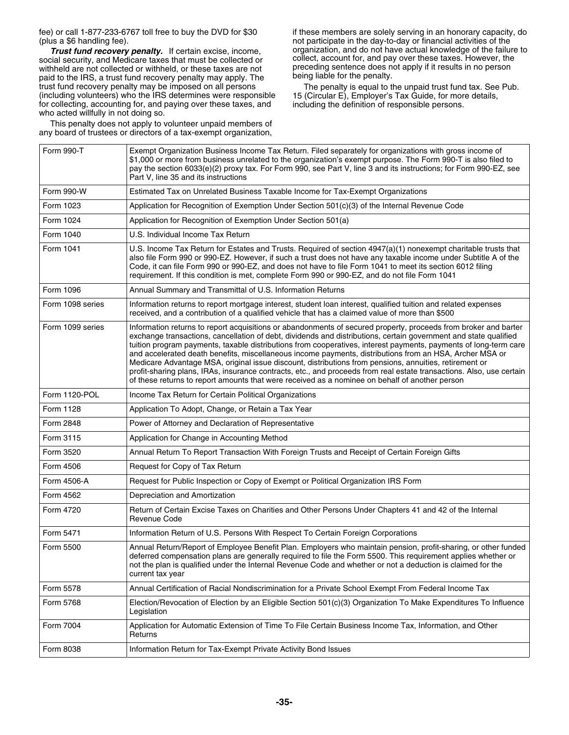fee) or call 1-877-233-6767 toll free to buy the DVD for $30 (plus a $6 handling fee).

***Trust fund recovery penalty.*** If certain excise, income, social security, and Medicare taxes that must be collected or withheld are not collected or withheld, or these taxes are not paid to the IRS, a trust fund recovery penalty may apply. The trust fund recovery penalty may be imposed on all persons (including volunteers) who the IRS determines were responsible for collecting, accounting for, and paying over these taxes, and who acted willfully in not doing so.

This penalty does not apply to volunteer unpaid members of any board of trustees or directors of a tax-exempt organization, if these members are solely serving in an honorary capacity, do not participate in the day-to-day or financial activities of the organization, and do not have actual knowledge of the failure to collect, account for, and pay over these taxes. However, the preceding sentence does not apply if it results in no person being liable for the penalty.

The penalty is equal to the unpaid trust fund tax. See Pub. 15 (Circular E), Employer's Tax Guide, for more details, including the definition of responsible persons.

| | |
|---|---|
| Form 990-T | Exempt Organization Business Income Tax Return. Filed separately for organizations with gross income of $1,000 or more from business unrelated to the organization's exempt purpose. The Form 990-T is also filed to pay the section 6033(e)(2) proxy tax. For Form 990, see Part V, line 3 and its instructions; for Form 990-EZ, see Part V, line 35 and its instructions |
| Form 990-W | Estimated Tax on Unrelated Business Taxable Income for Tax-Exempt Organizations |
| Form 1023 | Application for Recognition of Exemption Under Section 501(c)(3) of the Internal Revenue Code |
| Form 1024 | Application for Recognition of Exemption Under Section 501(a) |
| Form 1040 | U.S. Individual Income Tax Return |
| Form 1041 | U.S. Income Tax Return for Estates and Trusts. Required of section 4947(a)(1) nonexempt charitable trusts that also file Form 990 or 990-EZ. However, if such a trust does not have any taxable income under Subtitle A of the Code, it can file Form 990 or 990-EZ, and does not have to file Form 1041 to meet its section 6012 filing requirement. If this condition is met, complete Form 990 or 990-EZ, and do not file Form 1041 |
| Form 1096 | Annual Summary and Transmittal of U.S. Information Returns |
| Form 1098 series | Information returns to report mortgage interest, student loan interest, qualified tuition and related expenses received, and a contribution of a qualified vehicle that has a claimed value of more than $500 |
| Form 1099 series | Information returns to report acquisitions or abandonments of secured property, proceeds from broker and barter exchange transactions, cancellation of debt, dividends and distributions, certain government and state qualified tuition program payments, taxable distributions from cooperatives, interest payments, payments of long-term care and accelerated death benefits, miscellaneous income payments, distributions from an HSA, Archer MSA or Medicare Advantage MSA, original issue discount, distributions from pensions, annuities, retirement or profit-sharing plans, IRAs, insurance contracts, etc., and proceeds from real estate transactions. Also, use certain of these returns to report amounts that were received as a nominee on behalf of another person |
| Form 1120-POL | Income Tax Return for Certain Political Organizations |
| Form 1128 | Application To Adopt, Change, or Retain a Tax Year |
| Form 2848 | Power of Attorney and Declaration of Representative |
| Form 3115 | Application for Change in Accounting Method |
| Form 3520 | Annual Return To Report Transaction With Foreign Trusts and Receipt of Certain Foreign Gifts |
| Form 4506 | Request for Copy of Tax Return |
| Form 4506-A | Request for Public Inspection or Copy of Exempt or Political Organization IRS Form |
| Form 4562 | Depreciation and Amortization |
| Form 4720 | Return of Certain Excise Taxes on Charities and Other Persons Under Chapters 41 and 42 of the Internal Revenue Code |
| Form 5471 | Information Return of U.S. Persons With Respect To Certain Foreign Corporations |
| Form 5500 | Annual Return/Report of Employee Benefit Plan. Employers who maintain pension, profit-sharing, or other funded deferred compensation plans are generally required to file the Form 5500. This requirement applies whether or not the plan is qualified under the Internal Revenue Code and whether or not a deduction is claimed for the current tax year |
| Form 5578 | Annual Certification of Racial Nondiscrimination for a Private School Exempt From Federal Income Tax |
| Form 5768 | Election/Revocation of Election by an Eligible Section 501(c)(3) Organization To Make Expenditures To Influence Legislation |
| Form 7004 | Application for Automatic Extension of Time To File Certain Business Income Tax, Information, and Other Returns |
| Form 8038 | Information Return for Tax-Exempt Private Activity Bond Issues |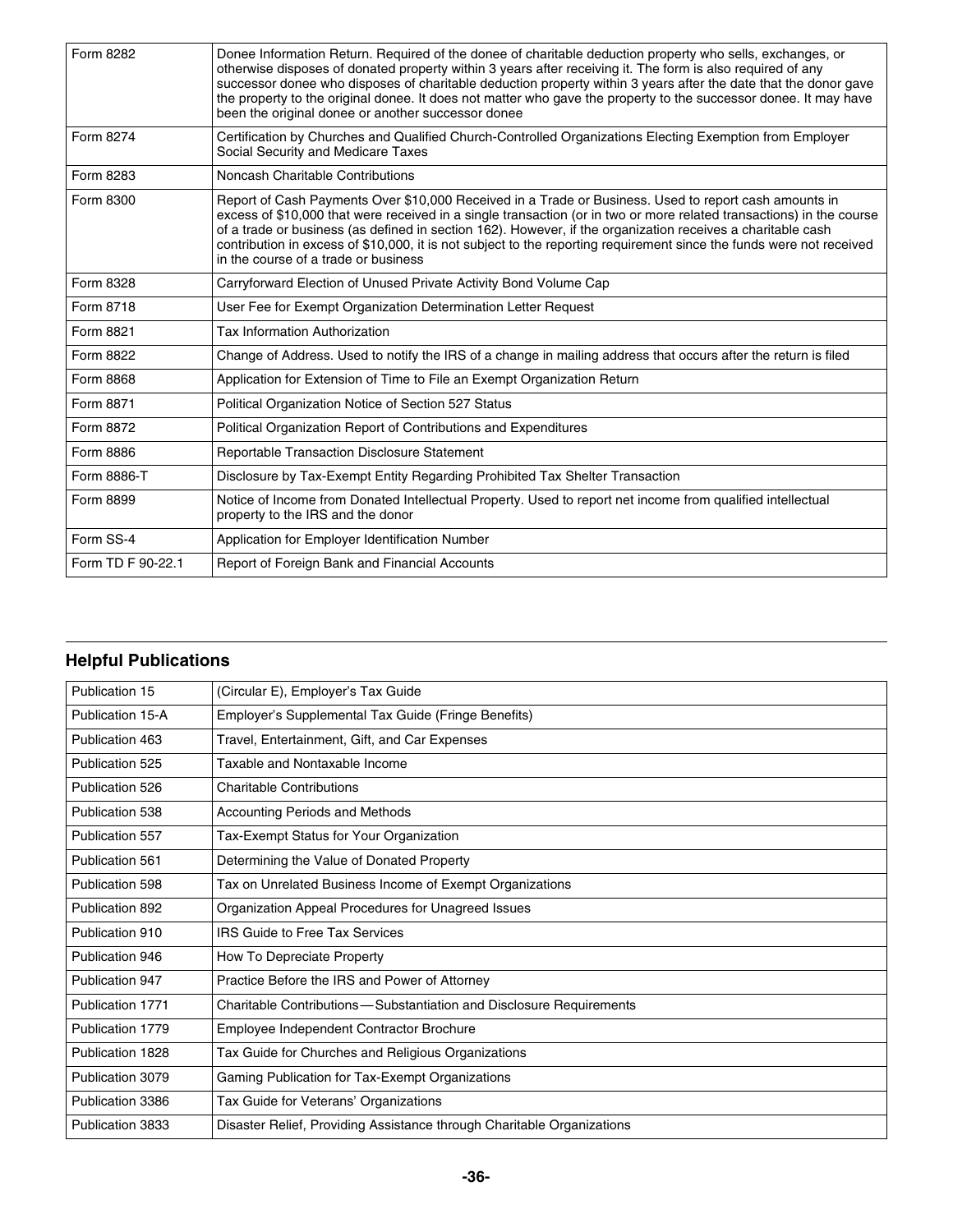| | |
|---|---|
| Form 8282 | Donee Information Return. Required of the donee of charitable deduction property who sells, exchanges, or otherwise disposes of donated property within 3 years after receiving it. The form is also required of any successor donee who disposes of charitable deduction property within 3 years after the date that the donor gave the property to the original donee. It does not matter who gave the property to the successor donee. It may have been the original donee or another successor donee |
| Form 8274 | Certification by Churches and Qualified Church-Controlled Organizations Electing Exemption from Employer Social Security and Medicare Taxes |
| Form 8283 | Noncash Charitable Contributions |
| Form 8300 | Report of Cash Payments Over $10,000 Received in a Trade or Business. Used to report cash amounts in excess of $10,000 that were received in a single transaction (or in two or more related transactions) in the course of a trade or business (as defined in section 162). However, if the organization receives a charitable cash contribution in excess of $10,000, it is not subject to the reporting requirement since the funds were not received in the course of a trade or business |
| Form 8328 | Carryforward Election of Unused Private Activity Bond Volume Cap |
| Form 8718 | User Fee for Exempt Organization Determination Letter Request |
| Form 8821 | Tax Information Authorization |
| Form 8822 | Change of Address. Used to notify the IRS of a change in mailing address that occurs after the return is filed |
| Form 8868 | Application for Extension of Time to File an Exempt Organization Return |
| Form 8871 | Political Organization Notice of Section 527 Status |
| Form 8872 | Political Organization Report of Contributions and Expenditures |
| Form 8886 | Reportable Transaction Disclosure Statement |
| Form 8886-T | Disclosure by Tax-Exempt Entity Regarding Prohibited Tax Shelter Transaction |
| Form 8899 | Notice of Income from Donated Intellectual Property. Used to report net income from qualified intellectual property to the IRS and the donor |
| Form SS-4 | Application for Employer Identification Number |
| Form TD F 90-22.1 | Report of Foreign Bank and Financial Accounts |

## Helpful Publications

| | |
|---|---|
| Publication 15 | (Circular E), Employer's Tax Guide |
| Publication 15-A | Employer's Supplemental Tax Guide (Fringe Benefits) |
| Publication 463 | Travel, Entertainment, Gift, and Car Expenses |
| Publication 525 | Taxable and Nontaxable Income |
| Publication 526 | Charitable Contributions |
| Publication 538 | Accounting Periods and Methods |
| Publication 557 | Tax-Exempt Status for Your Organization |
| Publication 561 | Determining the Value of Donated Property |
| Publication 598 | Tax on Unrelated Business Income of Exempt Organizations |
| Publication 892 | Organization Appeal Procedures for Unagreed Issues |
| Publication 910 | IRS Guide to Free Tax Services |
| Publication 946 | How To Depreciate Property |
| Publication 947 | Practice Before the IRS and Power of Attorney |
| Publication 1771 | Charitable Contributions—Substantiation and Disclosure Requirements |
| Publication 1779 | Employee Independent Contractor Brochure |
| Publication 1828 | Tax Guide for Churches and Religious Organizations |
| Publication 3079 | Gaming Publication for Tax-Exempt Organizations |
| Publication 3386 | Tax Guide for Veterans' Organizations |
| Publication 3833 | Disaster Relief, Providing Assistance through Charitable Organizations |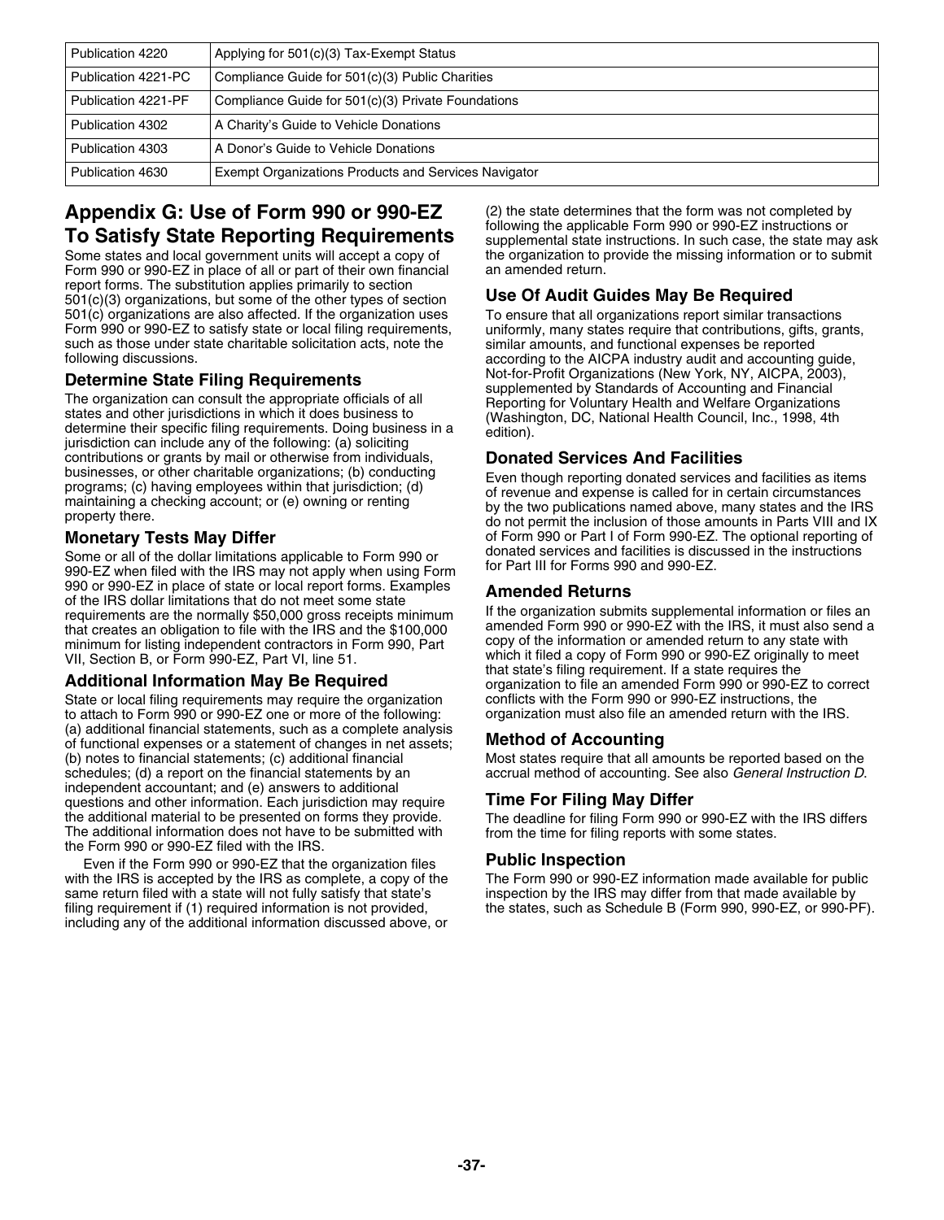| Publication 4220 | Applying for 501(c)(3) Tax-Exempt Status |
|---|---|
| Publication 4221-PC | Compliance Guide for 501(c)(3) Public Charities |
| Publication 4221-PF | Compliance Guide for 501(c)(3) Private Foundations |
| Publication 4302 | A Charity's Guide to Vehicle Donations |
| Publication 4303 | A Donor's Guide to Vehicle Donations |
| Publication 4630 | Exempt Organizations Products and Services Navigator |

## Appendix G: Use of Form 990 or 990-EZ To Satisfy State Reporting Requirements

Some states and local government units will accept a copy of Form 990 or 990-EZ in place of all or part of their own financial report forms. The substitution applies primarily to section 501(c)(3) organizations, but some of the other types of section 501(c) organizations are also affected. If the organization uses Form 990 or 990-EZ to satisfy state or local filing requirements, such as those under state charitable solicitation acts, note the following discussions.

### Determine State Filing Requirements

The organization can consult the appropriate officials of all states and other jurisdictions in which it does business to determine their specific filing requirements. Doing business in a jurisdiction can include any of the following: (a) soliciting contributions or grants by mail or otherwise from individuals, businesses, or other charitable organizations; (b) conducting programs; (c) having employees within that jurisdiction; (d) maintaining a checking account; or (e) owning or renting property there.

### Monetary Tests May Differ

Some or all of the dollar limitations applicable to Form 990 or 990-EZ when filed with the IRS may not apply when using Form 990 or 990-EZ in place of state or local report forms. Examples of the IRS dollar limitations that do not meet some state requirements are the normally $50,000 gross receipts minimum that creates an obligation to file with the IRS and the $100,000 minimum for listing independent contractors in Form 990, Part VII, Section B, or Form 990-EZ, Part VI, line 51.

### Additional Information May Be Required

State or local filing requirements may require the organization to attach to Form 990 or 990-EZ one or more of the following: (a) additional financial statements, such as a complete analysis of functional expenses or a statement of changes in net assets; (b) notes to financial statements; (c) additional financial schedules; (d) a report on the financial statements by an independent accountant; and (e) answers to additional questions and other information. Each jurisdiction may require the additional material to be presented on forms they provide. The additional information does not have to be submitted with the Form 990 or 990-EZ filed with the IRS.

Even if the Form 990 or 990-EZ that the organization files with the IRS is accepted by the IRS as complete, a copy of the same return filed with a state will not fully satisfy that state's filing requirement if (1) required information is not provided, including any of the additional information discussed above, or (2) the state determines that the form was not completed by following the applicable Form 990 or 990-EZ instructions or supplemental state instructions. In such case, the state may ask the organization to provide the missing information or to submit an amended return.

### Use Of Audit Guides May Be Required

To ensure that all organizations report similar transactions uniformly, many states require that contributions, gifts, grants, similar amounts, and functional expenses be reported according to the AICPA industry audit and accounting guide, Not-for-Profit Organizations (New York, NY, AICPA, 2003), supplemented by Standards of Accounting and Financial Reporting for Voluntary Health and Welfare Organizations (Washington, DC, National Health Council, Inc., 1998, 4th edition).

### Donated Services And Facilities

Even though reporting donated services and facilities as items of revenue and expense is called for in certain circumstances by the two publications named above, many states and the IRS do not permit the inclusion of those amounts in Parts VIII and IX of Form 990 or Part I of Form 990-EZ. The optional reporting of donated services and facilities is discussed in the instructions for Part III for Forms 990 and 990-EZ.

### Amended Returns

If the organization submits supplemental information or files an amended Form 990 or 990-EZ with the IRS, it must also send a copy of the information or amended return to any state with which it filed a copy of Form 990 or 990-EZ originally to meet that state's filing requirement. If a state requires the organization to file an amended Form 990 or 990-EZ to correct conflicts with the Form 990 or 990-EZ instructions, the organization must also file an amended return with the IRS.

### Method of Accounting

Most states require that all amounts be reported based on the accrual method of accounting. See also *General Instruction D*.

### Time For Filing May Differ

The deadline for filing Form 990 or 990-EZ with the IRS differs from the time for filing reports with some states.

### Public Inspection

The Form 990 or 990-EZ information made available for public inspection by the IRS may differ from that made available by the states, such as Schedule B (Form 990, 990-EZ, or 990-PF).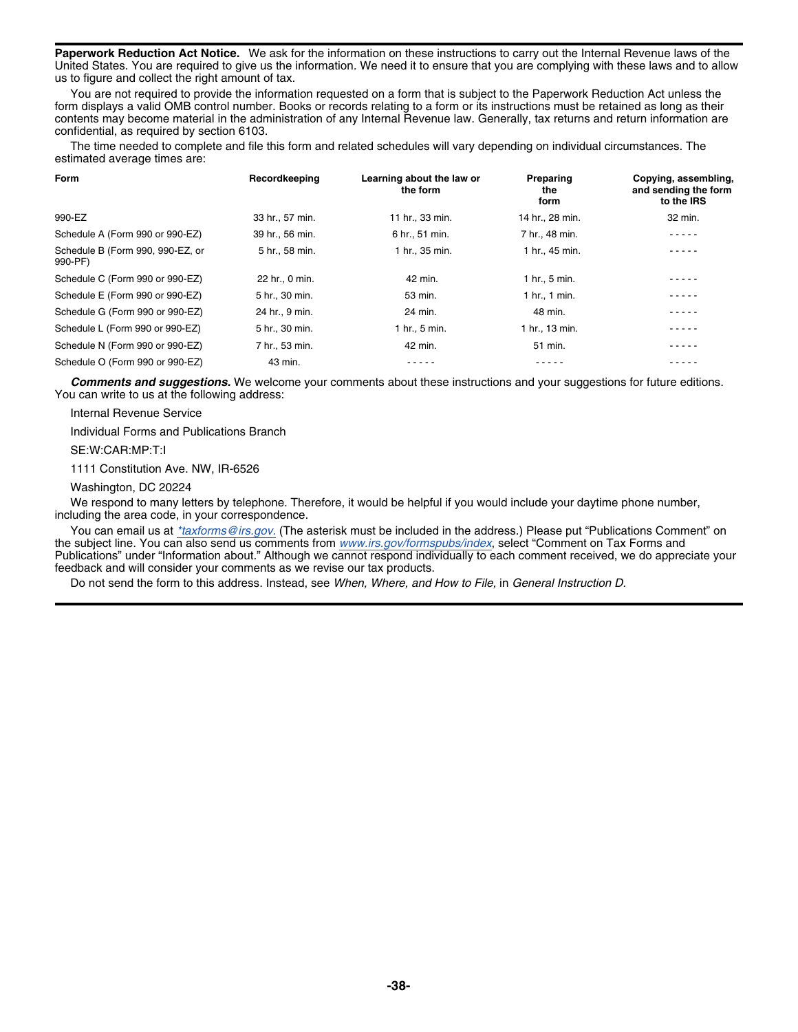**Paperwork Reduction Act Notice.** We ask for the information on these instructions to carry out the Internal Revenue laws of the United States. You are required to give us the information. We need it to ensure that you are complying with these laws and to allow us to figure and collect the right amount of tax.

You are not required to provide the information requested on a form that is subject to the Paperwork Reduction Act unless the form displays a valid OMB control number. Books or records relating to a form or its instructions must be retained as long as their contents may become material in the administration of any Internal Revenue law. Generally, tax returns and return information are confidential, as required by section 6103.

The time needed to complete and file this form and related schedules will vary depending on individual circumstances. The estimated average times are:

| Form | Recordkeeping | Learning about the law or the form | Preparing the form | Copying, assembling, and sending the form to the IRS |
|---|---|---|---|---|
| 990-EZ | 33 hr., 57 min. | 11 hr., 33 min. | 14 hr., 28 min. | 32 min. |
| Schedule A (Form 990 or 990-EZ) | 39 hr., 56 min. | 6 hr., 51 min. | 7 hr., 48 min. | ----- |
| Schedule B (Form 990, 990-EZ, or 990-PF) | 5 hr., 58 min. | 1 hr., 35 min. | 1 hr., 45 min. | ----- |
| Schedule C (Form 990 or 990-EZ) | 22 hr., 0 min. | 42 min. | 1 hr., 5 min. | ----- |
| Schedule E (Form 990 or 990-EZ) | 5 hr., 30 min. | 53 min. | 1 hr., 1 min. | ----- |
| Schedule G (Form 990 or 990-EZ) | 24 hr., 9 min. | 24 min. | 48 min. | ----- |
| Schedule L (Form 990 or 990-EZ) | 5 hr., 30 min. | 1 hr., 5 min. | 1 hr., 13 min. | ----- |
| Schedule N (Form 990 or 990-EZ) | 7 hr., 53 min. | 42 min. | 51 min. | ----- |
| Schedule O (Form 990 or 990-EZ) | 43 min. | ----- | ----- | ----- |

***Comments and suggestions.*** We welcome your comments about these instructions and your suggestions for future editions. You can write to us at the following address:

Internal Revenue Service

Individual Forms and Publications Branch

SE:W:CAR:MP:T:I

1111 Constitution Ave. NW, IR-6526

Washington, DC 20224

We respond to many letters by telephone. Therefore, it would be helpful if you would include your daytime phone number, including the area code, in your correspondence.

You can email us at *\*taxforms@irs.gov.* (The asterisk must be included in the address.) Please put "Publications Comment" on the subject line. You can also send us comments from *www.irs.gov/formspubs/index*, select "Comment on Tax Forms and Publications" under "Information about." Although we cannot respond individually to each comment received, we do appreciate your feedback and will consider your comments as we revise our tax products.

Do not send the form to this address. Instead, see *When, Where, and How to File,* in *General Instruction D.*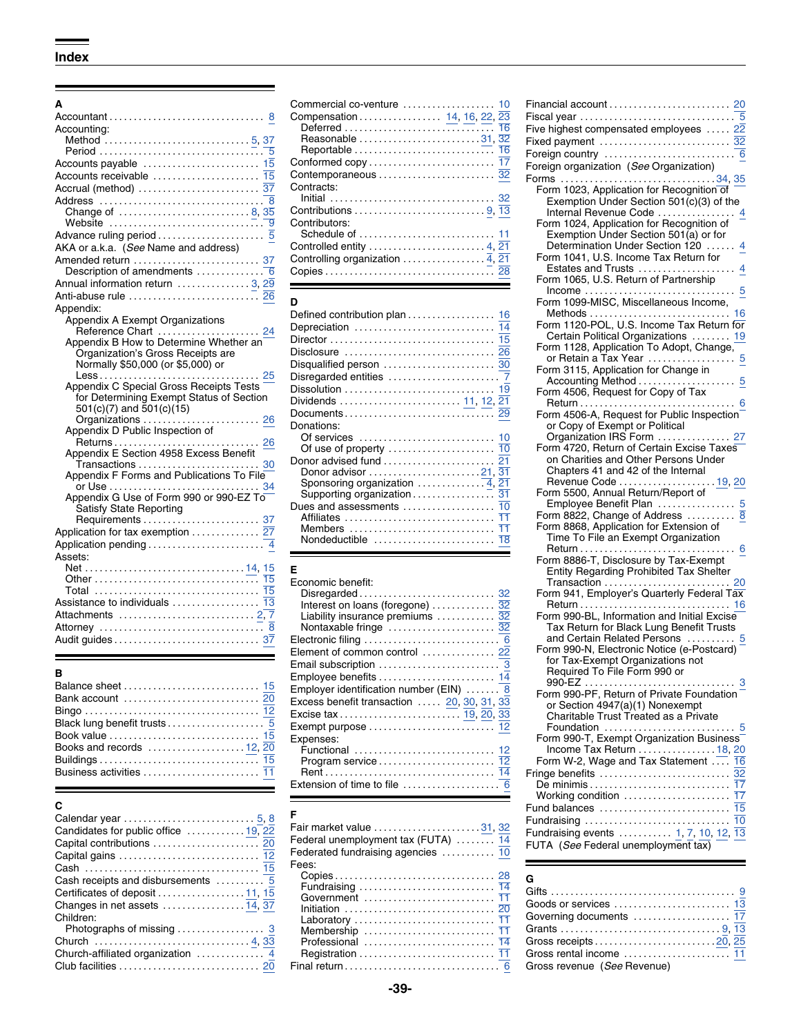# Index

## A

- Accountant ... 8
- Accounting:
  - Method ... 5, 37
  - Period ... 5
- Accounts payable ... 15
- Accounts receivable ... 15
- Accrual (method) ... 37
- Address ... 8
  - Change of ... 8, 35
  - Website ... 9
- Advance ruling period ... 5
- AKA or a.k.a. (*See* Name and address)
- Amended return ... 37
  - Description of amendments ... 6
- Annual information return ... 3, 29
- Anti-abuse rule ... 26
- Appendix:
  - Appendix A Exempt Organizations Reference Chart ... 24
  - Appendix B How to Determine Whether an Organization's Gross Receipts are Normally $50,000 (or $5,000) or Less ... 25
  - Appendix C Special Gross Receipts Tests for Determining Exempt Status of Section 501(c)(7) and 501(c)(15) Organizations ... 26
  - Appendix D Public Inspection of Returns ... 26
  - Appendix E Section 4958 Excess Benefit Transactions ... 30
  - Appendix F Forms and Publications To File or Use ... 34
  - Appendix G Use of Form 990 or 990-EZ To Satisfy State Reporting Requirements ... 37
- Application for tax exemption ... 27
- Application pending ... 4
- Assets:
  - Net ... 14, 15
  - Other ... 15
  - Total ... 15
- Assistance to individuals ... 13
- Attachments ... 2, 7
- Attorney ... 8
- Audit guides ... 37

## B

- Balance sheet ... 15
- Bank account ... 20
- Bingo ... 12
- Black lung benefit trusts ... 5
- Book value ... 15
- Books and records ... 12, 20
- Buildings ... 15
- Business activities ... 11

## C

- Calendar year ... 5, 8
- Candidates for public office ... 19, 22
- Capital contributions ... 20
- Capital gains ... 12
- Cash ... 15
- Cash receipts and disbursements ... 5
- Certificates of deposit ... 11, 15
- Changes in net assets ... 14, 37
- Children:
  - Photographs of missing ... 3
- Church ... 4, 33
- Church-affiliated organization ... 4
- Club facilities ... 20
- Commercial co-venture ... 10
- Compensation ... 14, 16, 22, 23
  - Deferred ... 16
  - Reasonable ... 31, 32
  - Reportable ... 16
- Conformed copy ... 17
- Contemporaneous ... 32
- Contracts:
  - Initial ... 32
- Contributions ... 9, 13
- Contributors:
  - Schedule of ... 11
- Controlled entity ... 4, 21
- Controlling organization ... 4, 21
- Copies ... 28

## D

- Defined contribution plan ... 16
- Depreciation ... 14
- Director ... 15
- Disclosure ... 26
- Disqualified person ... 30
- Disregarded entities ... 7
- Dissolution ... 19
- Dividends ... 11, 12, 21
- Documents ... 29
- Donations:
  - Of services ... 10
  - Of use of property ... 10
- Donor advised fund ... 21
  - Donor advisor ... 21, 31
  - Sponsoring organization ... 4, 21
  - Supporting organization ... 31
- Dues and assessments ... 10
  - Affiliates ... 11
  - Members ... 11
  - Nondeductible ... 18

## E

- Economic benefit:
  - Disregarded ... 32
  - Interest on loans (foregone) ... 32
  - Liability insurance premiums ... 32
  - Nontaxable fringe ... 32
- Electronic filing ... 6
- Element of common control ... 22
- Email subscription ... 3
- Employee benefits ... 14
- Employer identification number (EIN) ... 8
- Excess benefit transaction ... 20, 30, 31, 33
- Excise tax ... 19, 20, 33
- Exempt purpose ... 12
- Expenses:
  - Functional ... 12
  - Program service ... 12
  - Rent ... 14
- Extension of time to file ... 6

## F

- Fair market value ... 31, 32
- Federal unemployment tax (FUTA) ... 14
- Federated fundraising agencies ... 10
- Fees:
  - Copies ... 28
  - Fundraising ... 14
  - Government ... 11
  - Initiation ... 20
  - Laboratory ... 11
  - Membership ... 11
  - Professional ... 14
  - Registration ... 11
- Final return ... 6
- Financial account ... 20
- Fiscal year ... 5
- Five highest compensated employees ... 22
- Fixed payment ... 32
- Foreign country ... 6
- Foreign organization (*See* Organization)
- Forms ... 34, 35
  - Form 1023, Application for Recognition of Exemption Under Section 501(c)(3) of the Internal Revenue Code ... 4
  - Form 1024, Application for Recognition of Exemption Under Section 501(a) or for Determination Under Section 120 ... 4
  - Form 1041, U.S. Income Tax Return for Estates and Trusts ... 4
  - Form 1065, U.S. Return of Partnership Income ... 5
  - Form 1099-MISC, Miscellaneous Income, Methods ... 16
  - Form 1120-POL, U.S. Income Tax Return for Certain Political Organizations ... 19
  - Form 1128, Application To Adopt, Change, or Retain a Tax Year ... 5
  - Form 3115, Application for Change in Accounting Method ... 5
  - Form 4506, Request for Copy of Tax Return ... 6
  - Form 4506-A, Request for Public Inspection or Copy of Exempt or Political Organization IRS Form ... 27
  - Form 4720, Return of Certain Excise Taxes on Charities and Other Persons Under Chapters 41 and 42 of the Internal Revenue Code ... 19, 20
  - Form 5500, Annual Return/Report of Employee Benefit Plan ... 5
  - Form 8822, Change of Address ... 8
  - Form 8868, Application for Extension of Time To File an Exempt Organization Return ... 6
  - Form 8886-T, Disclosure by Tax-Exempt Entity Regarding Prohibited Tax Shelter Transaction ... 20
  - Form 941, Employer's Quarterly Federal Tax Return ... 16
  - Form 990-BL, Information and Initial Excise Tax Return for Black Lung Benefit Trusts and Certain Related Persons ... 5
  - Form 990-N, Electronic Notice (e-Postcard) for Tax-Exempt Organizations not Required To File Form 990 or 990-EZ ... 3
  - Form 990-PF, Return of Private Foundation or Section 4947(a)(1) Nonexempt Charitable Trust Treated as a Private Foundation ... 5
  - Form 990-T, Exempt Organization Business Income Tax Return ... 18, 20
  - Form W-2, Wage and Tax Statement ... 16
- Fringe benefits ... 32
  - De minimis ... 17
  - Working condition ... 17
- Fund balances ... 15
- Fundraising ... 10
- Fundraising events ... 1, 7, 10, 12, 13
- FUTA (*See* Federal unemployment tax)

## G

- Gifts ... 9
- Goods or services ... 13
- Governing documents ... 17
- Grants ... 9, 13
- Gross receipts ... 20, 25
- Gross rental income ... 11
- Gross revenue (*See* Revenue)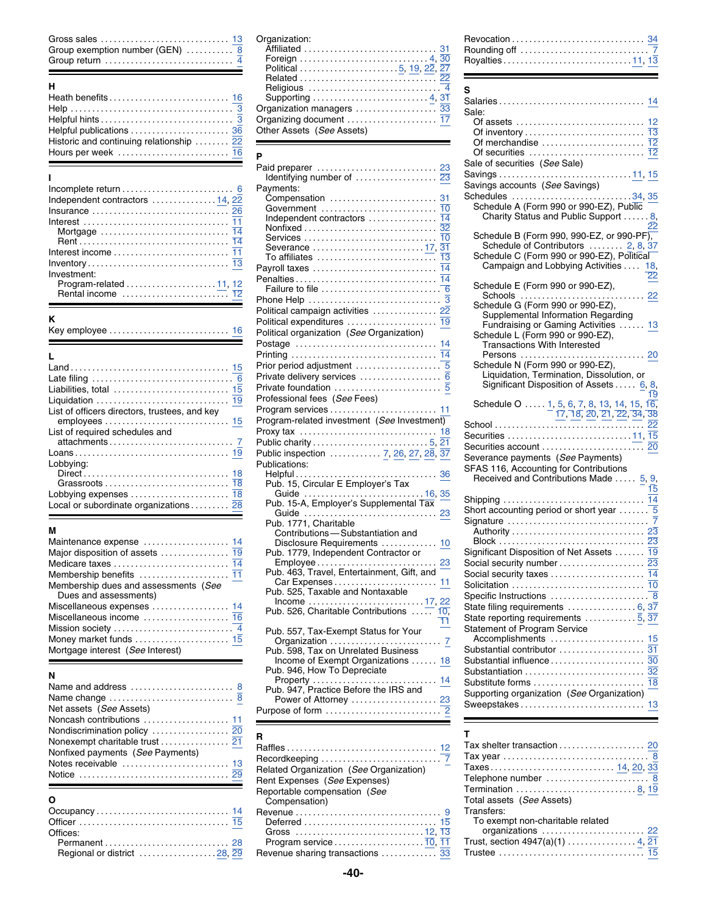Gross sales ... 13
Group exemption number (GEN) ... 8
Group return ... 4

## H

Heath benefits ... 16
Help ... 3
Helpful hints ... 3
Helpful publications ... 36
Historic and continuing relationship ... 22
Hours per week ... 16

## I

Incomplete return ... 6
Independent contractors ... 14, 22
Insurance ... 26
Interest ... 11
- Mortgage ... 14
- Rent ... 14

Interest income ... 11
Inventory ... 13
Investment:
- Program-related ... 11, 12
- Rental income ... 12

## K

Key employee ... 16

## L

Land ... 15
Late filing ... 6
Liabilities, total ... 15
Liquidation ... 19
List of officers directors, trustees, and key employees ... 15
List of required schedules and attachments ... 7
Loans ... 19
Lobbying:
- Direct ... 18
- Grassroots ... 18

Lobbying expenses ... 18
Local or subordinate organizations ... 28

## M

Maintenance expense ... 14
Major disposition of assets ... 19
Medicare taxes ... 14
Membership benefits ... 11
Membership dues and assessments (*See* Dues and assessments)
Miscellaneous expenses ... 14
Miscellaneous income ... 16
Mission society ... 4
Money market funds ... 15
Mortgage interest (*See* Interest)

## N

Name and address ... 8
Name change ... 8
Net assets (*See* Assets)
Noncash contributions ... 11
Nondiscrimination policy ... 20
Nonexempt charitable trust ... 21
Nonfixed payments (*See* Payments)
Notes receivable ... 13
Notice ... 29

## O

Occupancy ... 14
Officer ... 15
Offices:
- Permanent ... 28
- Regional or district ... 28, 29

Organization:
- Affiliated ... 31
- Foreign ... 4, 30
- Political ... 5, 19, 22, 27
- Related ... 22
- Religious ... 4
- Supporting ... 4, 31

Organization managers ... 33
Organizing document ... 17
Other Assets (*See* Assets)

## P

Paid preparer ... 23
- Identifying number of ... 23

Payments:
- Compensation ... 31
- Government ... 10
- Independent contractors ... 14
- Nonfixed ... 32
- Services ... 10
- Severance ... 17, 31
- To affiliates ... 13

Payroll taxes ... 14
Penalties ... 14
- Failure to file ... 6

Phone Help ... 3
Political campaign activities ... 22
Political expenditures ... 19
Political organization (*See* Organization)
Postage ... 14
Printing ... 14
Prior period adjustment ... 5
Private delivery services ... 6
Private foundation ... 5
Professional fees (*See* Fees)
Program services ... 11
Program-related investment (*See* Investment)
Proxy tax ... 18
Public charity ... 5, 21
Public inspection ... 7, 26, 27, 28, 37
Publications:
- Helpful ... 36
- Pub. 15, Circular E Employer's Tax Guide ... 16, 35
- Pub. 15-A, Employer's Supplemental Tax Guide ... 23
- Pub. 1771, Charitable Contributions—Substantiation and Disclosure Requirements ... 10
- Pub. 1779, Independent Contractor or Employee ... 23
- Pub. 463, Travel, Entertainment, Gift, and Car Expenses ... 11
- Pub. 525, Taxable and Nontaxable Income ... 17, 22
- Pub. 526, Charitable Contributions ... 10, 11
- Pub. 557, Tax-Exempt Status for Your Organization ... 7
- Pub. 598, Tax on Unrelated Business Income of Exempt Organizations ... 18
- Pub. 946, How To Depreciate Property ... 14
- Pub. 947, Practice Before the IRS and Power of Attorney ... 23

Purpose of form ... 2

## R

Raffles ... 12
Recordkeeping ... 7
Related Organization (*See* Organization)
Rent Expenses (*See* Expenses)
Reportable compensation (*See* Compensation)
Revenue ... 9
- Deferred ... 15
- Gross ... 12, 13
- Program service ... 10, 11

Revenue sharing transactions ... 33
Revocation ... 34
Rounding off ... 7
Royalties ... 11, 13

## S

Salaries ... 14
Sale:
- Of assets ... 12
- Of inventory ... 13
- Of merchandise ... 12
- Of securities ... 12

Sale of securities (*See* Sale)
Savings ... 11, 15
Savings accounts (*See* Savings)
Schedules ... 34, 35
- Schedule A (Form 990 or 990-EZ), Public Charity Status and Public Support ... 8, 22
- Schedule B (Form 990, 990-EZ, or 990-PF), Schedule of Contributors ... 2, 8, 37
- Schedule C (Form 990 or 990-EZ), Political Campaign and Lobbying Activities ... 18, 22
- Schedule E (Form 990 or 990-EZ), Schools ... 22
- Schedule G (Form 990 or 990-EZ), Supplemental Information Regarding Fundraising or Gaming Activities ... 13
- Schedule L (Form 990 or 990-EZ), Transactions With Interested Persons ... 20
- Schedule N (Form 990 or 990-EZ), Liquidation, Termination, Dissolution, or Significant Disposition of Assets ... 6, 8, 19
- Schedule O ... 1, 5, 6, 7, 8, 13, 14, 15, 16, 17, 18, 20, 21, 22, 34, 38

School ... 22
Securities ... 11, 15
Securities account ... 20
Severance payments (*See* Payments)
SFAS 116, Accounting for Contributions Received and Contributions Made ... 5, 9, 15
Shipping ... 14
Short accounting period or short year ... 5
Signature ... 7
- Authority ... 23
- Block ... 23

Significant Disposition of Net Assets ... 19
Social security number ... 23
Social security taxes ... 14
Solicitation ... 10
Specific Instructions ... 8
State filing requirements ... 6, 37
State reporting requirements ... 5, 37
Statement of Program Service Accomplishments ... 15
Substantial contributor ... 31
Substantial influence ... 30
Substantiation ... 32
Substitute forms ... 18
Supporting organization (*See* Organization)
Sweepstakes ... 13

## T

Tax shelter transaction ... 20
Tax year ... 8
Taxes ... 14, 20, 33
Telephone number ... 8
Termination ... 8, 19
Total assets (*See* Assets)
Transfers:
- To exempt non-charitable related organizations ... 22

Trust, section 4947(a)(1) ... 4, 21
Trustee ... 15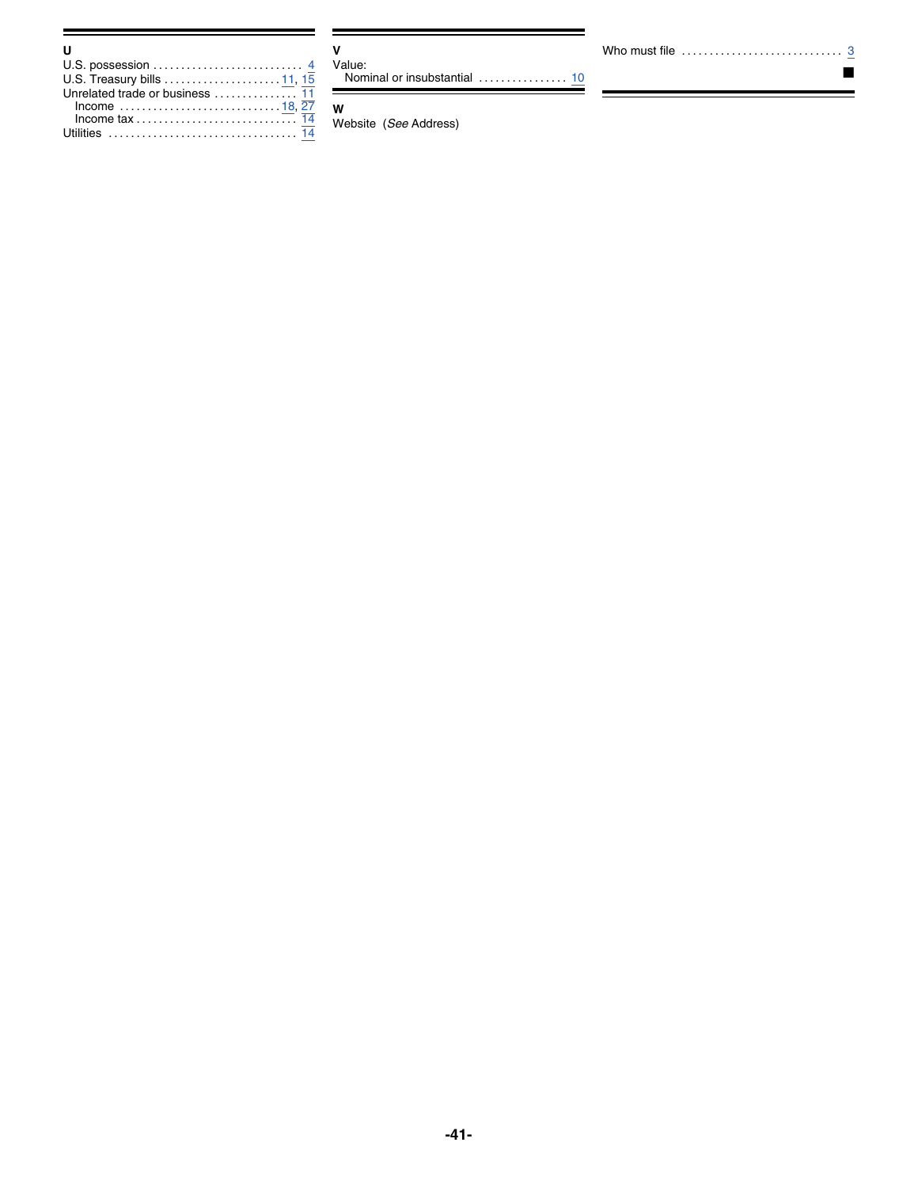**U**

U.S. possession .......... 4
U.S. Treasury bills .......... 11, 15
Unrelated trade or business .......... 11
  Income .......... 18, 27
  Income tax .......... 14
Utilities .......... 14

**V**

Value:
  Nominal or insubstantial .......... 10

**W**

Website (*See* Address)
Who must file .......... 3

■